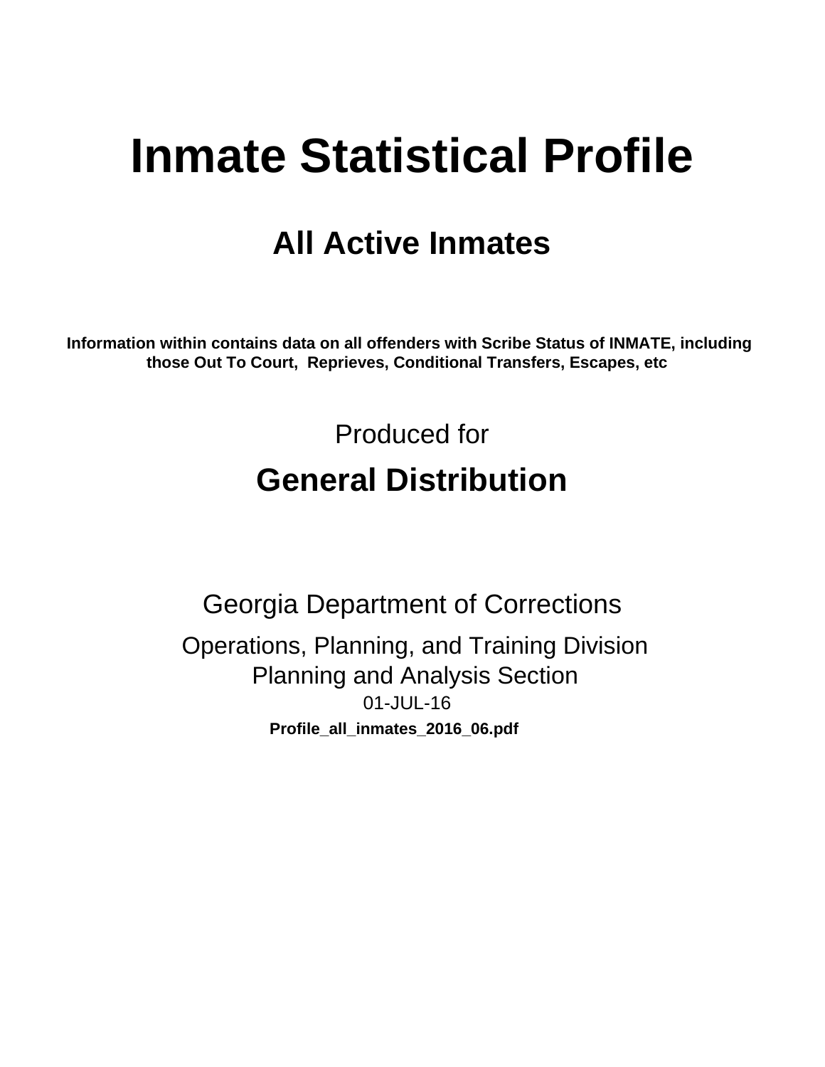# Inmate Statistical Profile

## All Active Inmates

**Information within contains data on all offenders with Scribe Status of INMATE, including those Out To Court, Reprieves, Conditional Transfers, Escapes, etc**

Produced for

## General Distribution

Georgia Department of Corrections

Operations, Planning, and Training Division
Planning and Analysis Section
01-JUL-16

**Profile_all_inmates_2016_06.pdf**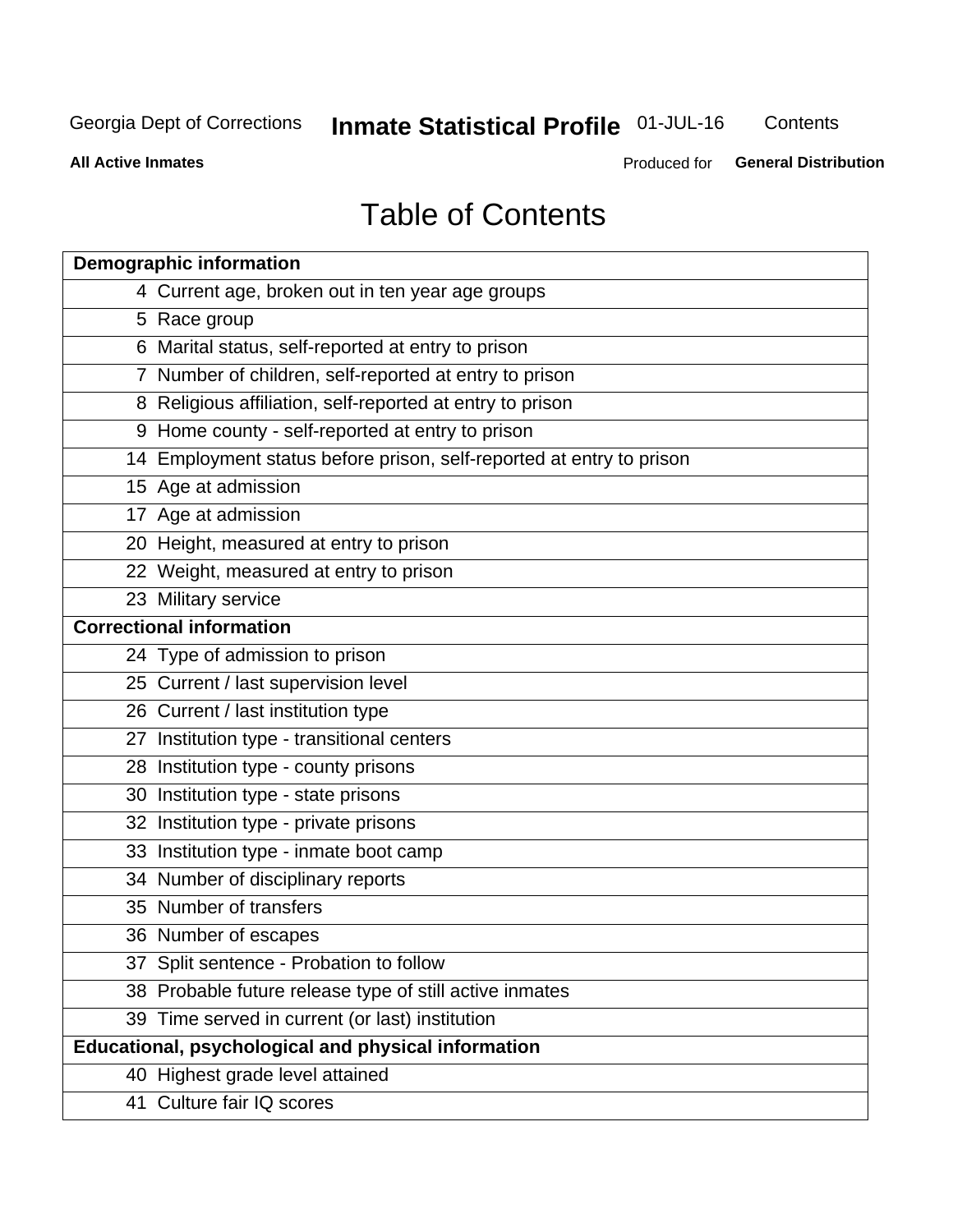Georgia Dept of Corrections **Inmate Statistical Profile** 01-JUL-16 Contents

**All Active Inmates** Produced for **General Distribution**

# Table of Contents

| **Demographic information** | |
|---|---|
| 4 | Current age, broken out in ten year age groups |
| 5 | Race group |
| 6 | Marital status, self-reported at entry to prison |
| 7 | Number of children, self-reported at entry to prison |
| 8 | Religious affiliation, self-reported at entry to prison |
| 9 | Home county - self-reported at entry to prison |
| 14 | Employment status before prison, self-reported at entry to prison |
| 15 | Age at admission |
| 17 | Age at admission |
| 20 | Height, measured at entry to prison |
| 22 | Weight, measured at entry to prison |
| 23 | Military service |
| **Correctional information** | |
| 24 | Type of admission to prison |
| 25 | Current / last supervision level |
| 26 | Current / last institution type |
| 27 | Institution type - transitional centers |
| 28 | Institution type - county prisons |
| 30 | Institution type - state prisons |
| 32 | Institution type - private prisons |
| 33 | Institution type - inmate boot camp |
| 34 | Number of disciplinary reports |
| 35 | Number of transfers |
| 36 | Number of escapes |
| 37 | Split sentence - Probation to follow |
| 38 | Probable future release type of still active inmates |
| 39 | Time served in current (or last) institution |
| **Educational, psychological and physical information** | |
| 40 | Highest grade level attained |
| 41 | Culture fair IQ scores |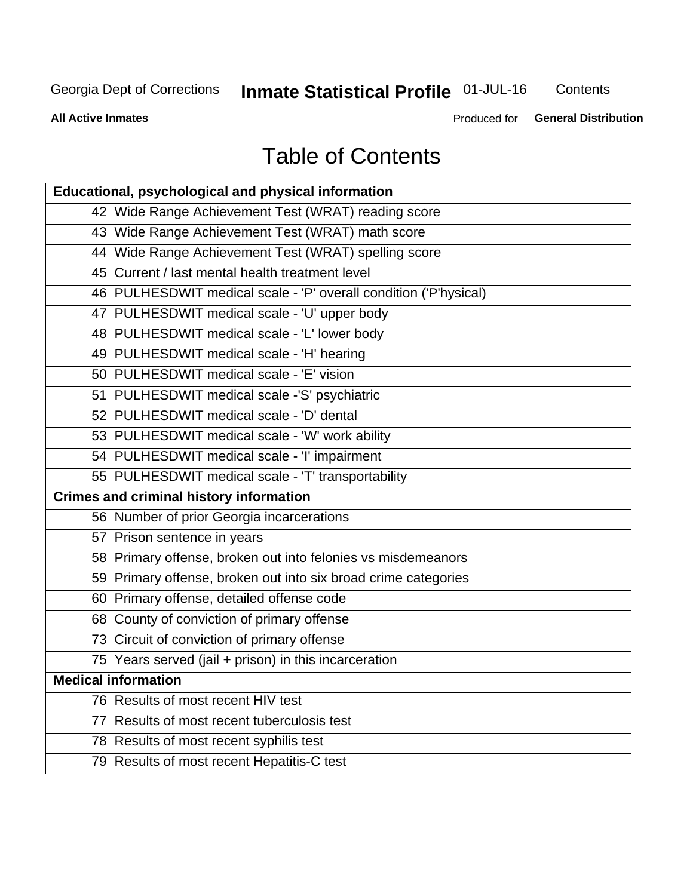# Table of Contents

| Educational, psychological and physical information | |
|---|---|
| 42 | Wide Range Achievement Test (WRAT) reading score |
| 43 | Wide Range Achievement Test (WRAT) math score |
| 44 | Wide Range Achievement Test (WRAT) spelling score |
| 45 | Current / last mental health treatment level |
| 46 | PULHESDWIT medical scale - 'P' overall condition ('P'hysical) |
| 47 | PULHESDWIT medical scale - 'U' upper body |
| 48 | PULHESDWIT medical scale - 'L' lower body |
| 49 | PULHESDWIT medical scale - 'H' hearing |
| 50 | PULHESDWIT medical scale - 'E' vision |
| 51 | PULHESDWIT medical scale -'S' psychiatric |
| 52 | PULHESDWIT medical scale - 'D' dental |
| 53 | PULHESDWIT medical scale - 'W' work ability |
| 54 | PULHESDWIT medical scale - 'I' impairment |
| 55 | PULHESDWIT medical scale - 'T' transportability |
| **Crimes and criminal history information** | |
| 56 | Number of prior Georgia incarcerations |
| 57 | Prison sentence in years |
| 58 | Primary offense, broken out into felonies vs misdemeanors |
| 59 | Primary offense, broken out into six broad crime categories |
| 60 | Primary offense, detailed offense code |
| 68 | County of conviction of primary offense |
| 73 | Circuit of conviction of primary offense |
| 75 | Years served (jail + prison) in this incarceration |
| **Medical information** | |
| 76 | Results of most recent HIV test |
| 77 | Results of most recent tuberculosis test |
| 78 | Results of most recent syphilis test |
| 79 | Results of most recent Hepatitis-C test |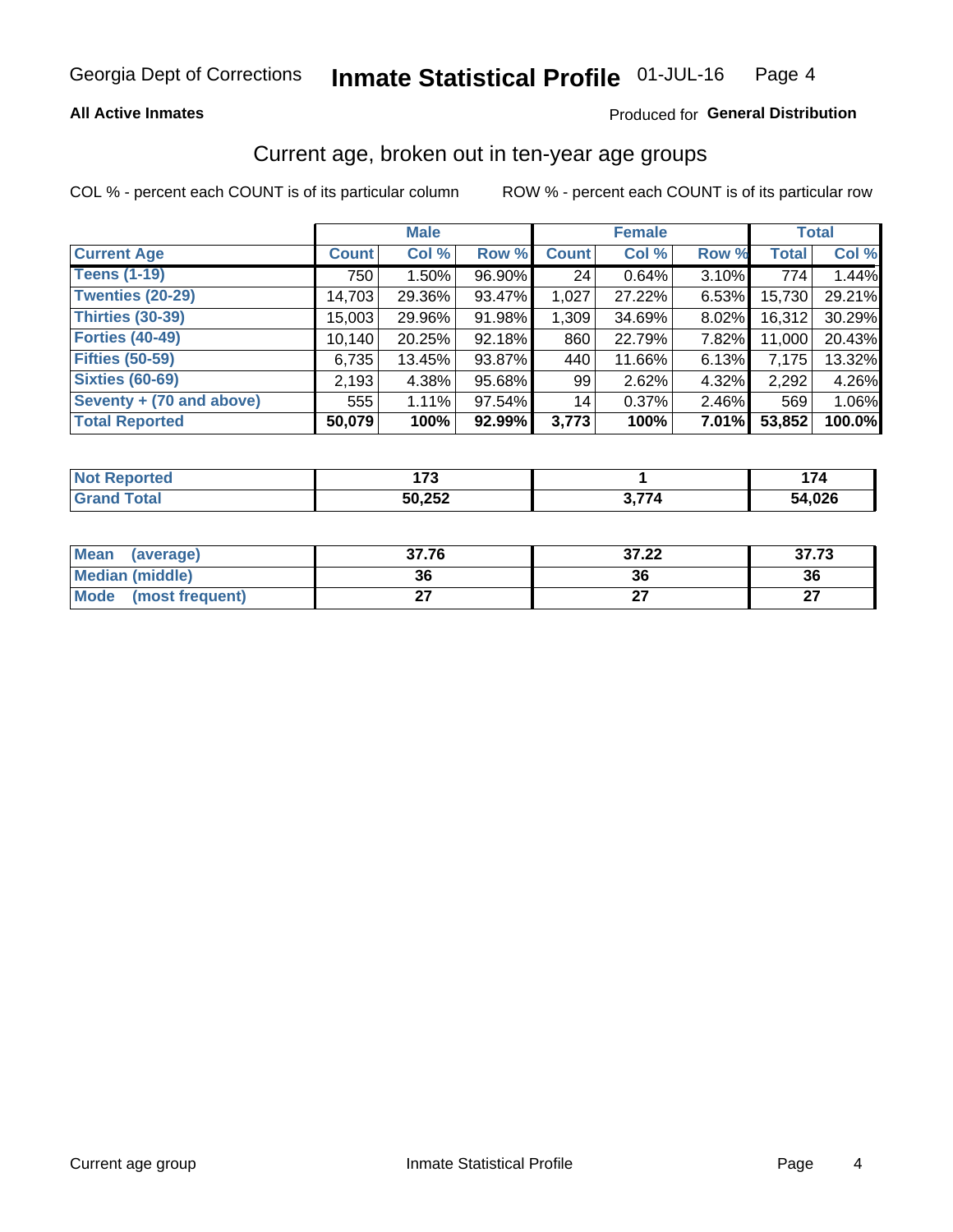Georgia Dept of Corrections **Inmate Statistical Profile** 01-JUL-16

**All Active Inmates**

Produced for **General Distribution**

## Current age, broken out in ten-year age groups

COL % - percent each COUNT is of its particular column ROW % - percent each COUNT is of its particular row

| | Male | | | Female | | | Total | |
|---|---|---|---|---|---|---|---|---|
| **Current Age** | **Count** | **Col %** | **Row %** | **Count** | **Col %** | **Row %** | **Total** | **Col %** |
| **Teens (1-19)** | 750 | 1.50% | 96.90% | 24 | 0.64% | 3.10% | 774 | 1.44% |
| **Twenties (20-29)** | 14,703 | 29.36% | 93.47% | 1,027 | 27.22% | 6.53% | 15,730 | 29.21% |
| **Thirties (30-39)** | 15,003 | 29.96% | 91.98% | 1,309 | 34.69% | 8.02% | 16,312 | 30.29% |
| **Forties (40-49)** | 10,140 | 20.25% | 92.18% | 860 | 22.79% | 7.82% | 11,000 | 20.43% |
| **Fifties (50-59)** | 6,735 | 13.45% | 93.87% | 440 | 11.66% | 6.13% | 7,175 | 13.32% |
| **Sixties (60-69)** | 2,193 | 4.38% | 95.68% | 99 | 2.62% | 4.32% | 2,292 | 4.26% |
| **Seventy + (70 and above)** | 555 | 1.11% | 97.54% | 14 | 0.37% | 2.46% | 569 | 1.06% |
| **Total Reported** | **50,079** | **100%** | **92.99%** | **3,773** | **100%** | **7.01%** | **53,852** | **100.0%** |

| | Male | Female | Total |
|---|---|---|---|
| **Not Reported** | **173** | **1** | **174** |
| **Grand Total** | **50,252** | **3,774** | **54,026** |

| | Male | Female | Total |
|---|---|---|---|
| **Mean (average)** | **37.76** | **37.22** | **37.73** |
| **Median (middle)** | **36** | **36** | **36** |
| **Mode (most frequent)** | **27** | **27** | **27** |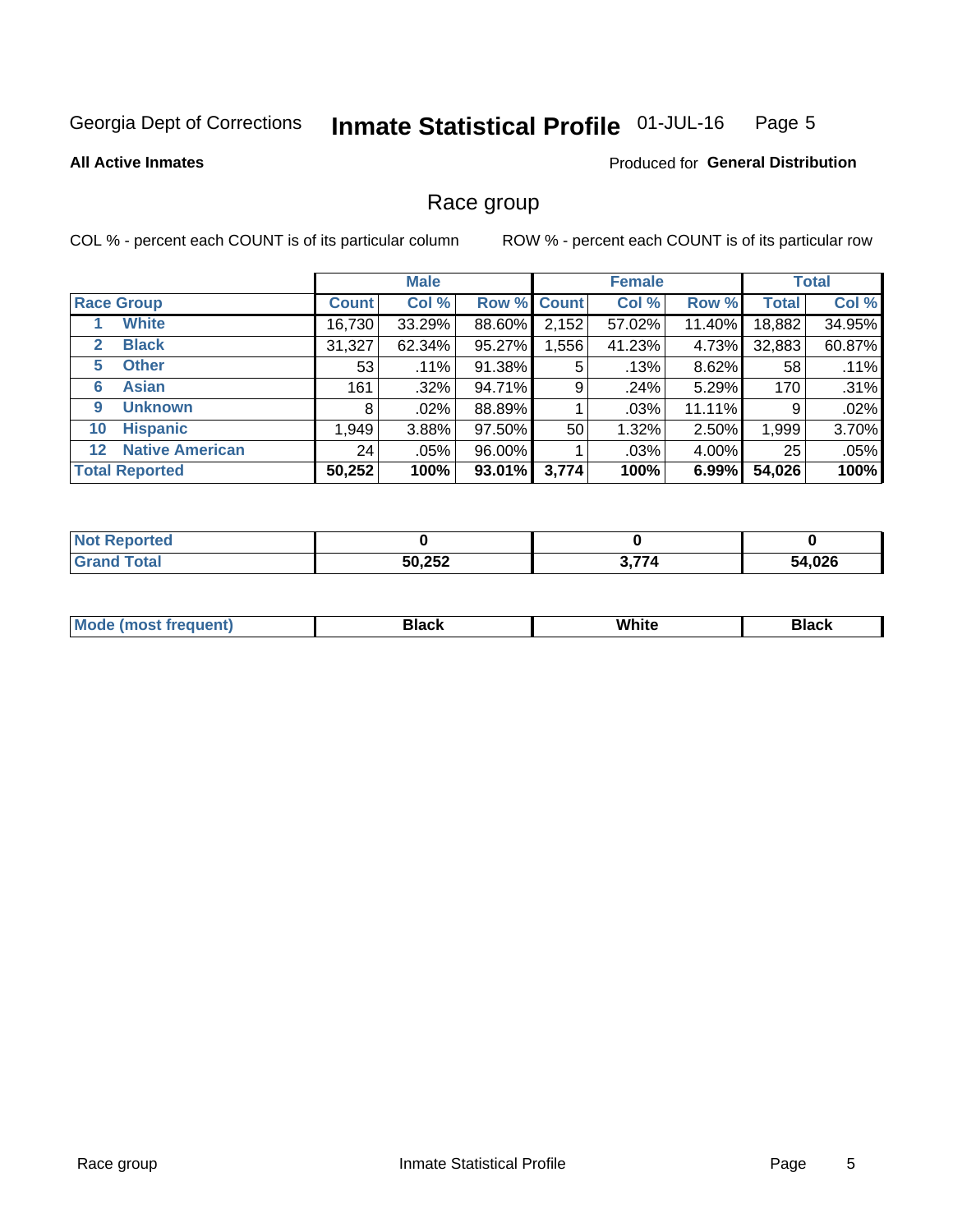Georgia Dept of Corrections **Inmate Statistical Profile** 01-JUL-16

**All Active Inmates**

Produced for **General Distribution**

## Race group

COL % - percent each COUNT is of its particular column ROW % - percent each COUNT is of its particular row

| | | Male | | | Female | | | Total | |
|---|---|---|---|---|---|---|---|---|---|
| **Race Group** | | **Count** | **Col %** | **Row %** | **Count** | **Col %** | **Row %** | **Total** | **Col %** |
| 1 | White | 16,730 | 33.29% | 88.60% | 2,152 | 57.02% | 11.40% | 18,882 | 34.95% |
| 2 | Black | 31,327 | 62.34% | 95.27% | 1,556 | 41.23% | 4.73% | 32,883 | 60.87% |
| 5 | Other | 53 | .11% | 91.38% | 5 | .13% | 8.62% | 58 | .11% |
| 6 | Asian | 161 | .32% | 94.71% | 9 | .24% | 5.29% | 170 | .31% |
| 9 | Unknown | 8 | .02% | 88.89% | 1 | .03% | 11.11% | 9 | .02% |
| 10 | Hispanic | 1,949 | 3.88% | 97.50% | 50 | 1.32% | 2.50% | 1,999 | 3.70% |
| 12 | Native American | 24 | .05% | 96.00% | 1 | .03% | 4.00% | 25 | .05% |
| **Total Reported** | | **50,252** | **100%** | **93.01%** | **3,774** | **100%** | **6.99%** | **54,026** | **100%** |

| | Male | Female | Total |
|---|---|---|---|
| **Not Reported** | **0** | **0** | **0** |
| **Grand Total** | **50,252** | **3,774** | **54,026** |

| | Male | Female | Total |
|---|---|---|---|
| **Mode (most frequent)** | **Black** | **White** | **Black** |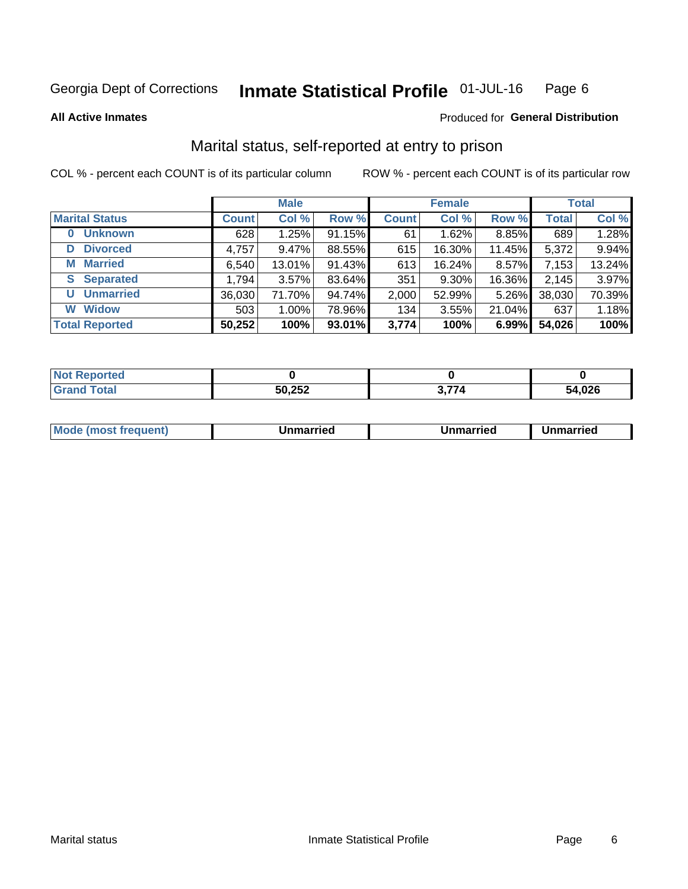Georgia Dept of Corrections **Inmate Statistical Profile** 01-JUL-16

**All Active Inmates**

Produced for **General Distribution**

## Marital status, self-reported at entry to prison

COL % - percent each COUNT is of its particular column

ROW % - percent each COUNT is of its particular row

| | Male | | | Female | | | Total | |
|---|---|---|---|---|---|---|---|---|
| **Marital Status** | **Count** | **Col %** | **Row %** | **Count** | **Col %** | **Row %** | **Total** | **Col %** |
| **0 Unknown** | 628 | 1.25% | 91.15% | 61 | 1.62% | 8.85% | 689 | 1.28% |
| **D Divorced** | 4,757 | 9.47% | 88.55% | 615 | 16.30% | 11.45% | 5,372 | 9.94% |
| **M Married** | 6,540 | 13.01% | 91.43% | 613 | 16.24% | 8.57% | 7,153 | 13.24% |
| **S Separated** | 1,794 | 3.57% | 83.64% | 351 | 9.30% | 16.36% | 2,145 | 3.97% |
| **U Unmarried** | 36,030 | 71.70% | 94.74% | 2,000 | 52.99% | 5.26% | 38,030 | 70.39% |
| **W Widow** | 503 | 1.00% | 78.96% | 134 | 3.55% | 21.04% | 637 | 1.18% |
| **Total Reported** | **50,252** | **100%** | **93.01%** | **3,774** | **100%** | **6.99%** | **54,026** | **100%** |

| | Male | Female | Total |
|---|---|---|---|
| **Not Reported** | **0** | **0** | **0** |
| **Grand Total** | **50,252** | **3,774** | **54,026** |

| | Male | Female | Total |
|---|---|---|---|
| **Mode (most frequent)** | **Unmarried** | **Unmarried** | **Unmarried** |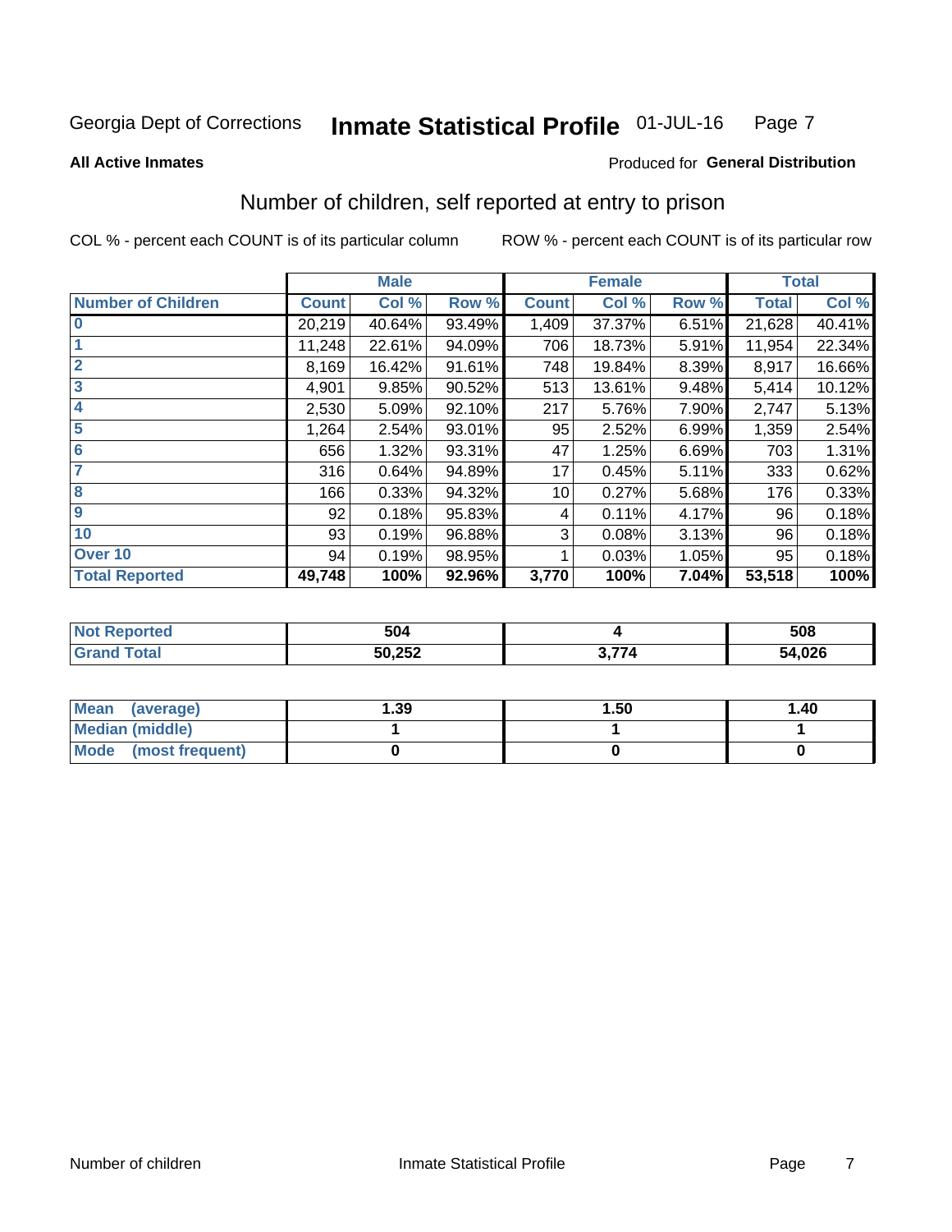Georgia Dept of Corrections **Inmate Statistical Profile** 01-JUL-16

**All Active Inmates**

Produced for **General Distribution**

## Number of children, self reported at entry to prison

COL % - percent each COUNT is of its particular column

ROW % - percent each COUNT is of its particular row

| | Male | | | Female | | | Total | |
|---|---|---|---|---|---|---|---|---|
| **Number of Children** | **Count** | **Col %** | **Row %** | **Count** | **Col %** | **Row %** | **Total** | **Col %** |
| **0** | 20,219 | 40.64% | 93.49% | 1,409 | 37.37% | 6.51% | 21,628 | 40.41% |
| **1** | 11,248 | 22.61% | 94.09% | 706 | 18.73% | 5.91% | 11,954 | 22.34% |
| **2** | 8,169 | 16.42% | 91.61% | 748 | 19.84% | 8.39% | 8,917 | 16.66% |
| **3** | 4,901 | 9.85% | 90.52% | 513 | 13.61% | 9.48% | 5,414 | 10.12% |
| **4** | 2,530 | 5.09% | 92.10% | 217 | 5.76% | 7.90% | 2,747 | 5.13% |
| **5** | 1,264 | 2.54% | 93.01% | 95 | 2.52% | 6.99% | 1,359 | 2.54% |
| **6** | 656 | 1.32% | 93.31% | 47 | 1.25% | 6.69% | 703 | 1.31% |
| **7** | 316 | 0.64% | 94.89% | 17 | 0.45% | 5.11% | 333 | 0.62% |
| **8** | 166 | 0.33% | 94.32% | 10 | 0.27% | 5.68% | 176 | 0.33% |
| **9** | 92 | 0.18% | 95.83% | 4 | 0.11% | 4.17% | 96 | 0.18% |
| **10** | 93 | 0.19% | 96.88% | 3 | 0.08% | 3.13% | 96 | 0.18% |
| **Over 10** | 94 | 0.19% | 98.95% | 1 | 0.03% | 1.05% | 95 | 0.18% |
| **Total Reported** | **49,748** | **100%** | **92.96%** | **3,770** | **100%** | **7.04%** | **53,518** | **100%** |

| | Male | Female | Total |
|---|---|---|---|
| **Not Reported** | **504** | **4** | **508** |
| **Grand Total** | **50,252** | **3,774** | **54,026** |

| | Male | Female | Total |
|---|---|---|---|
| **Mean (average)** | **1.39** | **1.50** | **1.40** |
| **Median (middle)** | **1** | **1** | **1** |
| **Mode (most frequent)** | **0** | **0** | **0** |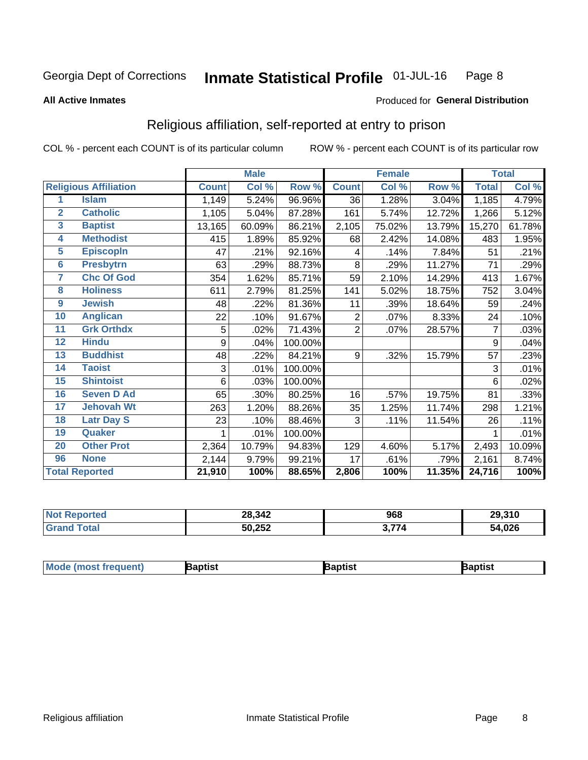Georgia Dept of Corrections **Inmate Statistical Profile** 01-JUL-16

**All Active Inmates**

Produced for **General Distribution**

## Religious affiliation, self-reported at entry to prison

COL % - percent each COUNT is of its particular column     ROW % - percent each COUNT is of its particular row

| Religious Affiliation | | Male | | | Female | | | Total | |
|---|---|---|---|---|---|---|---|---|---|
| | | Count | Col % | Row % | Count | Col % | Row % | Total | Col % |
| 1 | Islam | 1,149 | 5.24% | 96.96% | 36 | 1.28% | 3.04% | 1,185 | 4.79% |
| 2 | Catholic | 1,105 | 5.04% | 87.28% | 161 | 5.74% | 12.72% | 1,266 | 5.12% |
| 3 | Baptist | 13,165 | 60.09% | 86.21% | 2,105 | 75.02% | 13.79% | 15,270 | 61.78% |
| 4 | Methodist | 415 | 1.89% | 85.92% | 68 | 2.42% | 14.08% | 483 | 1.95% |
| 5 | Episcopln | 47 | .21% | 92.16% | 4 | .14% | 7.84% | 51 | .21% |
| 6 | Presbytrn | 63 | .29% | 88.73% | 8 | .29% | 11.27% | 71 | .29% |
| 7 | Chc Of God | 354 | 1.62% | 85.71% | 59 | 2.10% | 14.29% | 413 | 1.67% |
| 8 | Holiness | 611 | 2.79% | 81.25% | 141 | 5.02% | 18.75% | 752 | 3.04% |
| 9 | Jewish | 48 | .22% | 81.36% | 11 | .39% | 18.64% | 59 | .24% |
| 10 | Anglican | 22 | .10% | 91.67% | 2 | .07% | 8.33% | 24 | .10% |
| 11 | Grk Orthdx | 5 | .02% | 71.43% | 2 | .07% | 28.57% | 7 | .03% |
| 12 | Hindu | 9 | .04% | 100.00% | | | | 9 | .04% |
| 13 | Buddhist | 48 | .22% | 84.21% | 9 | .32% | 15.79% | 57 | .23% |
| 14 | Taoist | 3 | .01% | 100.00% | | | | 3 | .01% |
| 15 | Shintoist | 6 | .03% | 100.00% | | | | 6 | .02% |
| 16 | Seven D Ad | 65 | .30% | 80.25% | 16 | .57% | 19.75% | 81 | .33% |
| 17 | Jehovah Wt | 263 | 1.20% | 88.26% | 35 | 1.25% | 11.74% | 298 | 1.21% |
| 18 | Latr Day S | 23 | .10% | 88.46% | 3 | .11% | 11.54% | 26 | .11% |
| 19 | Quaker | 1 | .01% | 100.00% | | | | 1 | .01% |
| 20 | Other Prot | 2,364 | 10.79% | 94.83% | 129 | 4.60% | 5.17% | 2,493 | 10.09% |
| 96 | None | 2,144 | 9.79% | 99.21% | 17 | .61% | .79% | 2,161 | 8.74% |
| **Total Reported** | | **21,910** | **100%** | **88.65%** | **2,806** | **100%** | **11.35%** | **24,716** | **100%** |

| | Male | Female | Total |
|---|---|---|---|
| Not Reported | 28,342 | 968 | 29,310 |
| Grand Total | 50,252 | 3,774 | 54,026 |

| | Male | Female | Total |
|---|---|---|---|
| Mode (most frequent) | Baptist | Baptist | Baptist |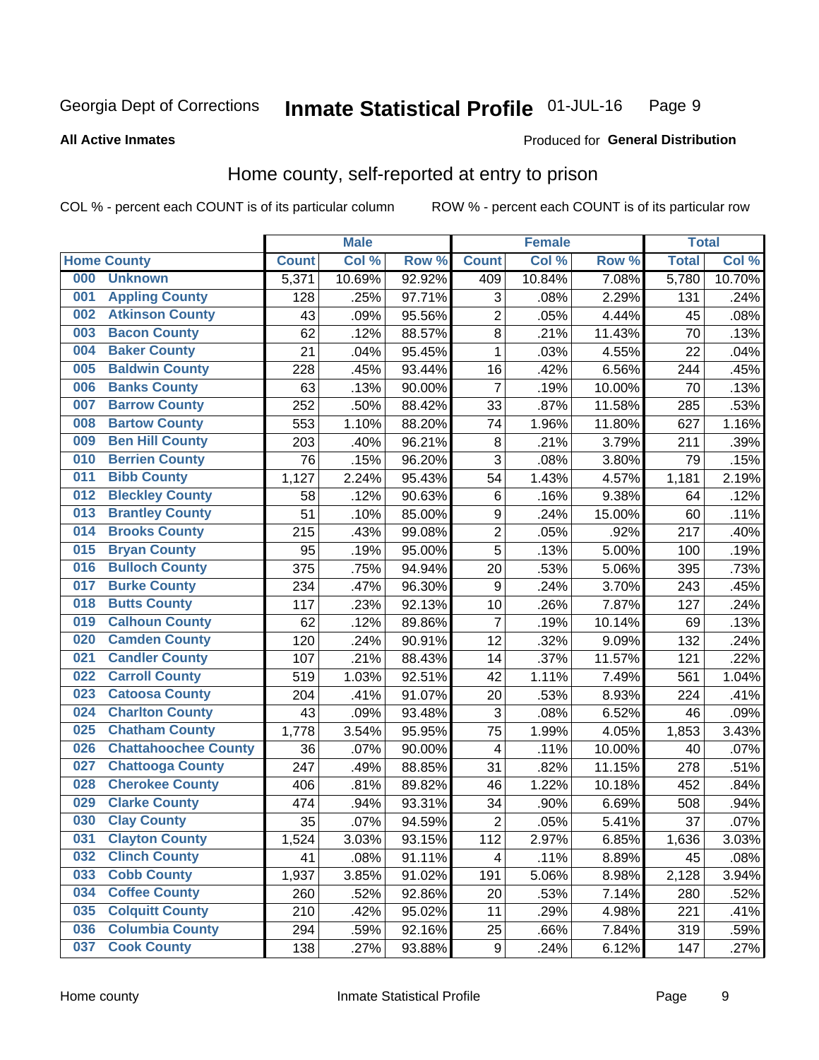Georgia Dept of Corrections **Inmate Statistical Profile** 01-JUL-16 Page 9

**All Active Inmates**

Produced for **General Distribution**

## Home county, self-reported at entry to prison

COL % - percent each COUNT is of its particular column ROW % - percent each COUNT is of its particular row

| Home County | | Male | | | Female | | | Total | |
|---|---|---|---|---|---|---|---|---|---|
| | | Count | Col % | Row % | Count | Col % | Row % | Total | Col % |
| 000 | Unknown | 5,371 | 10.69% | 92.92% | 409 | 10.84% | 7.08% | 5,780 | 10.70% |
| 001 | Appling County | 128 | .25% | 97.71% | 3 | .08% | 2.29% | 131 | .24% |
| 002 | Atkinson County | 43 | .09% | 95.56% | 2 | .05% | 4.44% | 45 | .08% |
| 003 | Bacon County | 62 | .12% | 88.57% | 8 | .21% | 11.43% | 70 | .13% |
| 004 | Baker County | 21 | .04% | 95.45% | 1 | .03% | 4.55% | 22 | .04% |
| 005 | Baldwin County | 228 | .45% | 93.44% | 16 | .42% | 6.56% | 244 | .45% |
| 006 | Banks County | 63 | .13% | 90.00% | 7 | .19% | 10.00% | 70 | .13% |
| 007 | Barrow County | 252 | .50% | 88.42% | 33 | .87% | 11.58% | 285 | .53% |
| 008 | Bartow County | 553 | 1.10% | 88.20% | 74 | 1.96% | 11.80% | 627 | 1.16% |
| 009 | Ben Hill County | 203 | .40% | 96.21% | 8 | .21% | 3.79% | 211 | .39% |
| 010 | Berrien County | 76 | .15% | 96.20% | 3 | .08% | 3.80% | 79 | .15% |
| 011 | Bibb County | 1,127 | 2.24% | 95.43% | 54 | 1.43% | 4.57% | 1,181 | 2.19% |
| 012 | Bleckley County | 58 | .12% | 90.63% | 6 | .16% | 9.38% | 64 | .12% |
| 013 | Brantley County | 51 | .10% | 85.00% | 9 | .24% | 15.00% | 60 | .11% |
| 014 | Brooks County | 215 | .43% | 99.08% | 2 | .05% | .92% | 217 | .40% |
| 015 | Bryan County | 95 | .19% | 95.00% | 5 | .13% | 5.00% | 100 | .19% |
| 016 | Bulloch County | 375 | .75% | 94.94% | 20 | .53% | 5.06% | 395 | .73% |
| 017 | Burke County | 234 | .47% | 96.30% | 9 | .24% | 3.70% | 243 | .45% |
| 018 | Butts County | 117 | .23% | 92.13% | 10 | .26% | 7.87% | 127 | .24% |
| 019 | Calhoun County | 62 | .12% | 89.86% | 7 | .19% | 10.14% | 69 | .13% |
| 020 | Camden County | 120 | .24% | 90.91% | 12 | .32% | 9.09% | 132 | .24% |
| 021 | Candler County | 107 | .21% | 88.43% | 14 | .37% | 11.57% | 121 | .22% |
| 022 | Carroll County | 519 | 1.03% | 92.51% | 42 | 1.11% | 7.49% | 561 | 1.04% |
| 023 | Catoosa County | 204 | .41% | 91.07% | 20 | .53% | 8.93% | 224 | .41% |
| 024 | Charlton County | 43 | .09% | 93.48% | 3 | .08% | 6.52% | 46 | .09% |
| 025 | Chatham County | 1,778 | 3.54% | 95.95% | 75 | 1.99% | 4.05% | 1,853 | 3.43% |
| 026 | Chattahoochee County | 36 | .07% | 90.00% | 4 | .11% | 10.00% | 40 | .07% |
| 027 | Chattooga County | 247 | .49% | 88.85% | 31 | .82% | 11.15% | 278 | .51% |
| 028 | Cherokee County | 406 | .81% | 89.82% | 46 | 1.22% | 10.18% | 452 | .84% |
| 029 | Clarke County | 474 | .94% | 93.31% | 34 | .90% | 6.69% | 508 | .94% |
| 030 | Clay County | 35 | .07% | 94.59% | 2 | .05% | 5.41% | 37 | .07% |
| 031 | Clayton County | 1,524 | 3.03% | 93.15% | 112 | 2.97% | 6.85% | 1,636 | 3.03% |
| 032 | Clinch County | 41 | .08% | 91.11% | 4 | .11% | 8.89% | 45 | .08% |
| 033 | Cobb County | 1,937 | 3.85% | 91.02% | 191 | 5.06% | 8.98% | 2,128 | 3.94% |
| 034 | Coffee County | 260 | .52% | 92.86% | 20 | .53% | 7.14% | 280 | .52% |
| 035 | Colquitt County | 210 | .42% | 95.02% | 11 | .29% | 4.98% | 221 | .41% |
| 036 | Columbia County | 294 | .59% | 92.16% | 25 | .66% | 7.84% | 319 | .59% |
| 037 | Cook County | 138 | .27% | 93.88% | 9 | .24% | 6.12% | 147 | .27% |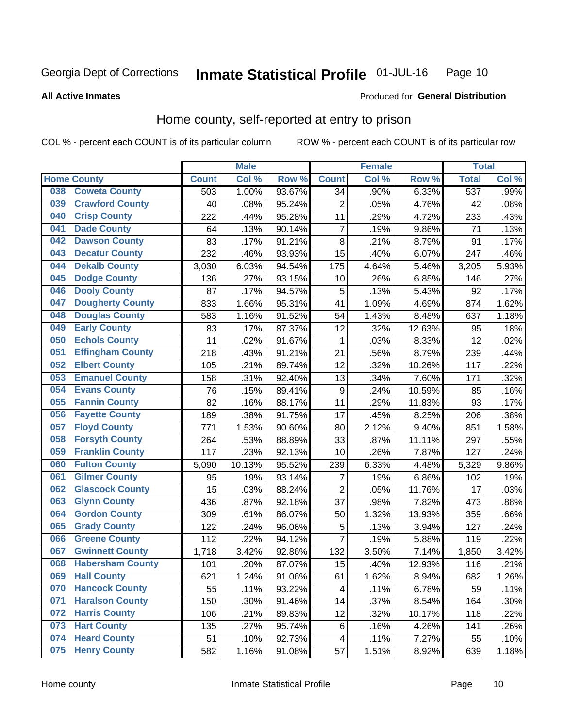Georgia Dept of Corrections **Inmate Statistical Profile** 01-JUL-16

**All Active Inmates**

Produced for **General Distribution**

## Home county, self-reported at entry to prison

COL % - percent each COUNT is of its particular column ROW % - percent each COUNT is of its particular row

| | | Male | | | Female | | | Total | |
|---|---|---|---|---|---|---|---|---|---|
| Home County | | Count | Col % | Row % | Count | Col % | Row % | Total | Col % |
| 038 | Coweta County | 503 | 1.00% | 93.67% | 34 | .90% | 6.33% | 537 | .99% |
| 039 | Crawford County | 40 | .08% | 95.24% | 2 | .05% | 4.76% | 42 | .08% |
| 040 | Crisp County | 222 | .44% | 95.28% | 11 | .29% | 4.72% | 233 | .43% |
| 041 | Dade County | 64 | .13% | 90.14% | 7 | .19% | 9.86% | 71 | .13% |
| 042 | Dawson County | 83 | .17% | 91.21% | 8 | .21% | 8.79% | 91 | .17% |
| 043 | Decatur County | 232 | .46% | 93.93% | 15 | .40% | 6.07% | 247 | .46% |
| 044 | Dekalb County | 3,030 | 6.03% | 94.54% | 175 | 4.64% | 5.46% | 3,205 | 5.93% |
| 045 | Dodge County | 136 | .27% | 93.15% | 10 | .26% | 6.85% | 146 | .27% |
| 046 | Dooly County | 87 | .17% | 94.57% | 5 | .13% | 5.43% | 92 | .17% |
| 047 | Dougherty County | 833 | 1.66% | 95.31% | 41 | 1.09% | 4.69% | 874 | 1.62% |
| 048 | Douglas County | 583 | 1.16% | 91.52% | 54 | 1.43% | 8.48% | 637 | 1.18% |
| 049 | Early County | 83 | .17% | 87.37% | 12 | .32% | 12.63% | 95 | .18% |
| 050 | Echols County | 11 | .02% | 91.67% | 1 | .03% | 8.33% | 12 | .02% |
| 051 | Effingham County | 218 | .43% | 91.21% | 21 | .56% | 8.79% | 239 | .44% |
| 052 | Elbert County | 105 | .21% | 89.74% | 12 | .32% | 10.26% | 117 | .22% |
| 053 | Emanuel County | 158 | .31% | 92.40% | 13 | .34% | 7.60% | 171 | .32% |
| 054 | Evans County | 76 | .15% | 89.41% | 9 | .24% | 10.59% | 85 | .16% |
| 055 | Fannin County | 82 | .16% | 88.17% | 11 | .29% | 11.83% | 93 | .17% |
| 056 | Fayette County | 189 | .38% | 91.75% | 17 | .45% | 8.25% | 206 | .38% |
| 057 | Floyd County | 771 | 1.53% | 90.60% | 80 | 2.12% | 9.40% | 851 | 1.58% |
| 058 | Forsyth County | 264 | .53% | 88.89% | 33 | .87% | 11.11% | 297 | .55% |
| 059 | Franklin County | 117 | .23% | 92.13% | 10 | .26% | 7.87% | 127 | .24% |
| 060 | Fulton County | 5,090 | 10.13% | 95.52% | 239 | 6.33% | 4.48% | 5,329 | 9.86% |
| 061 | Gilmer County | 95 | .19% | 93.14% | 7 | .19% | 6.86% | 102 | .19% |
| 062 | Glascock County | 15 | .03% | 88.24% | 2 | .05% | 11.76% | 17 | .03% |
| 063 | Glynn County | 436 | .87% | 92.18% | 37 | .98% | 7.82% | 473 | .88% |
| 064 | Gordon County | 309 | .61% | 86.07% | 50 | 1.32% | 13.93% | 359 | .66% |
| 065 | Grady County | 122 | .24% | 96.06% | 5 | .13% | 3.94% | 127 | .24% |
| 066 | Greene County | 112 | .22% | 94.12% | 7 | .19% | 5.88% | 119 | .22% |
| 067 | Gwinnett County | 1,718 | 3.42% | 92.86% | 132 | 3.50% | 7.14% | 1,850 | 3.42% |
| 068 | Habersham County | 101 | .20% | 87.07% | 15 | .40% | 12.93% | 116 | .21% |
| 069 | Hall County | 621 | 1.24% | 91.06% | 61 | 1.62% | 8.94% | 682 | 1.26% |
| 070 | Hancock County | 55 | .11% | 93.22% | 4 | .11% | 6.78% | 59 | .11% |
| 071 | Haralson County | 150 | .30% | 91.46% | 14 | .37% | 8.54% | 164 | .30% |
| 072 | Harris County | 106 | .21% | 89.83% | 12 | .32% | 10.17% | 118 | .22% |
| 073 | Hart County | 135 | .27% | 95.74% | 6 | .16% | 4.26% | 141 | .26% |
| 074 | Heard County | 51 | .10% | 92.73% | 4 | .11% | 7.27% | 55 | .10% |
| 075 | Henry County | 582 | 1.16% | 91.08% | 57 | 1.51% | 8.92% | 639 | 1.18% |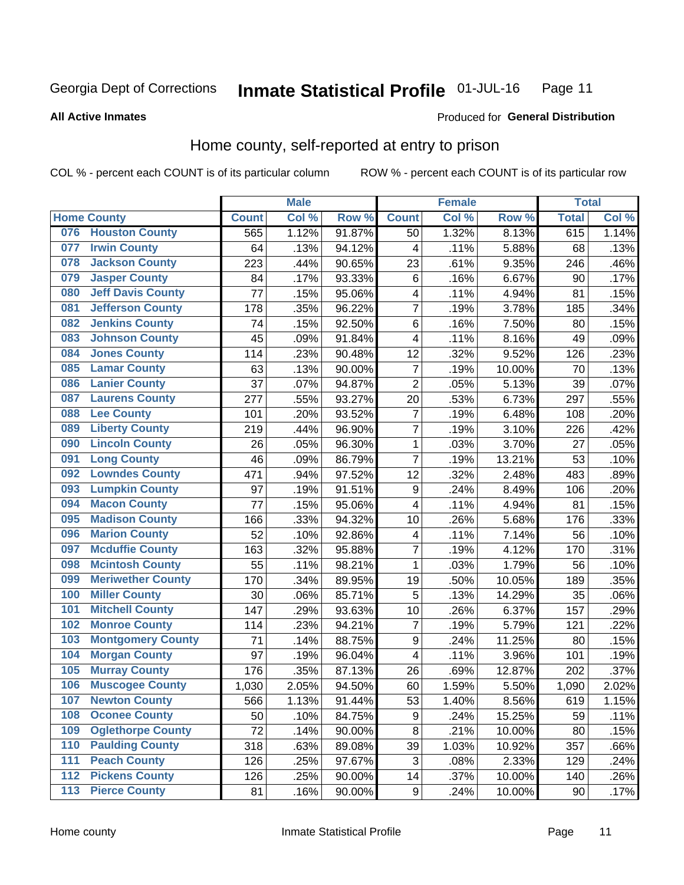Georgia Dept of Corrections **Inmate Statistical Profile** 01-JUL-16

**All Active Inmates**

Produced for **General Distribution**

## Home county, self-reported at entry to prison

COL % - percent each COUNT is of its particular column ROW % - percent each COUNT is of its particular row

| Home County | | Male | | | Female | | | Total | |
|---|---|---|---|---|---|---|---|---|---|
| | | Count | Col % | Row % | Count | Col % | Row % | Total | Col % |
| 076 | Houston County | 565 | 1.12% | 91.87% | 50 | 1.32% | 8.13% | 615 | 1.14% |
| 077 | Irwin County | 64 | .13% | 94.12% | 4 | .11% | 5.88% | 68 | .13% |
| 078 | Jackson County | 223 | .44% | 90.65% | 23 | .61% | 9.35% | 246 | .46% |
| 079 | Jasper County | 84 | .17% | 93.33% | 6 | .16% | 6.67% | 90 | .17% |
| 080 | Jeff Davis County | 77 | .15% | 95.06% | 4 | .11% | 4.94% | 81 | .15% |
| 081 | Jefferson County | 178 | .35% | 96.22% | 7 | .19% | 3.78% | 185 | .34% |
| 082 | Jenkins County | 74 | .15% | 92.50% | 6 | .16% | 7.50% | 80 | .15% |
| 083 | Johnson County | 45 | .09% | 91.84% | 4 | .11% | 8.16% | 49 | .09% |
| 084 | Jones County | 114 | .23% | 90.48% | 12 | .32% | 9.52% | 126 | .23% |
| 085 | Lamar County | 63 | .13% | 90.00% | 7 | .19% | 10.00% | 70 | .13% |
| 086 | Lanier County | 37 | .07% | 94.87% | 2 | .05% | 5.13% | 39 | .07% |
| 087 | Laurens County | 277 | .55% | 93.27% | 20 | .53% | 6.73% | 297 | .55% |
| 088 | Lee County | 101 | .20% | 93.52% | 7 | .19% | 6.48% | 108 | .20% |
| 089 | Liberty County | 219 | .44% | 96.90% | 7 | .19% | 3.10% | 226 | .42% |
| 090 | Lincoln County | 26 | .05% | 96.30% | 1 | .03% | 3.70% | 27 | .05% |
| 091 | Long County | 46 | .09% | 86.79% | 7 | .19% | 13.21% | 53 | .10% |
| 092 | Lowndes County | 471 | .94% | 97.52% | 12 | .32% | 2.48% | 483 | .89% |
| 093 | Lumpkin County | 97 | .19% | 91.51% | 9 | .24% | 8.49% | 106 | .20% |
| 094 | Macon County | 77 | .15% | 95.06% | 4 | .11% | 4.94% | 81 | .15% |
| 095 | Madison County | 166 | .33% | 94.32% | 10 | .26% | 5.68% | 176 | .33% |
| 096 | Marion County | 52 | .10% | 92.86% | 4 | .11% | 7.14% | 56 | .10% |
| 097 | Mcduffie County | 163 | .32% | 95.88% | 7 | .19% | 4.12% | 170 | .31% |
| 098 | Mcintosh County | 55 | .11% | 98.21% | 1 | .03% | 1.79% | 56 | .10% |
| 099 | Meriwether County | 170 | .34% | 89.95% | 19 | .50% | 10.05% | 189 | .35% |
| 100 | Miller County | 30 | .06% | 85.71% | 5 | .13% | 14.29% | 35 | .06% |
| 101 | Mitchell County | 147 | .29% | 93.63% | 10 | .26% | 6.37% | 157 | .29% |
| 102 | Monroe County | 114 | .23% | 94.21% | 7 | .19% | 5.79% | 121 | .22% |
| 103 | Montgomery County | 71 | .14% | 88.75% | 9 | .24% | 11.25% | 80 | .15% |
| 104 | Morgan County | 97 | .19% | 96.04% | 4 | .11% | 3.96% | 101 | .19% |
| 105 | Murray County | 176 | .35% | 87.13% | 26 | .69% | 12.87% | 202 | .37% |
| 106 | Muscogee County | 1,030 | 2.05% | 94.50% | 60 | 1.59% | 5.50% | 1,090 | 2.02% |
| 107 | Newton County | 566 | 1.13% | 91.44% | 53 | 1.40% | 8.56% | 619 | 1.15% |
| 108 | Oconee County | 50 | .10% | 84.75% | 9 | .24% | 15.25% | 59 | .11% |
| 109 | Oglethorpe County | 72 | .14% | 90.00% | 8 | .21% | 10.00% | 80 | .15% |
| 110 | Paulding County | 318 | .63% | 89.08% | 39 | 1.03% | 10.92% | 357 | .66% |
| 111 | Peach County | 126 | .25% | 97.67% | 3 | .08% | 2.33% | 129 | .24% |
| 112 | Pickens County | 126 | .25% | 90.00% | 14 | .37% | 10.00% | 140 | .26% |
| 113 | Pierce County | 81 | .16% | 90.00% | 9 | .24% | 10.00% | 90 | .17% |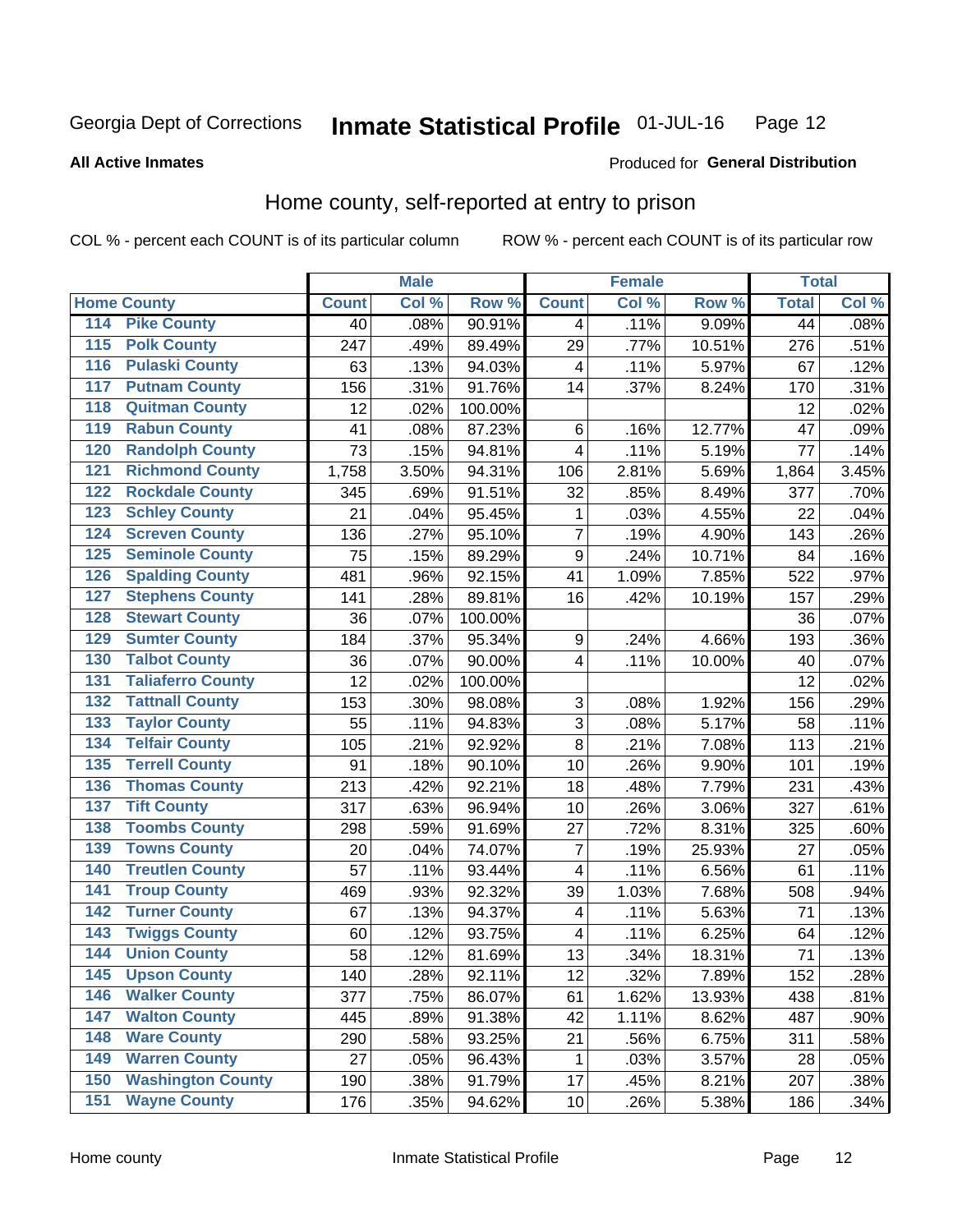Georgia Dept of Corrections **Inmate Statistical Profile** 01-JUL-16

**All Active Inmates**

Produced for **General Distribution**

## Home county, self-reported at entry to prison

COL % - percent each COUNT is of its particular column    ROW % - percent each COUNT is of its particular row

| Home County | | Male | | | Female | | | Total | |
|---|---|---|---|---|---|---|---|---|---|
| | | Count | Col % | Row % | Count | Col % | Row % | Total | Col % |
| 114 | Pike County | 40 | .08% | 90.91% | 4 | .11% | 9.09% | 44 | .08% |
| 115 | Polk County | 247 | .49% | 89.49% | 29 | .77% | 10.51% | 276 | .51% |
| 116 | Pulaski County | 63 | .13% | 94.03% | 4 | .11% | 5.97% | 67 | .12% |
| 117 | Putnam County | 156 | .31% | 91.76% | 14 | .37% | 8.24% | 170 | .31% |
| 118 | Quitman County | 12 | .02% | 100.00% | | | | 12 | .02% |
| 119 | Rabun County | 41 | .08% | 87.23% | 6 | .16% | 12.77% | 47 | .09% |
| 120 | Randolph County | 73 | .15% | 94.81% | 4 | .11% | 5.19% | 77 | .14% |
| 121 | Richmond County | 1,758 | 3.50% | 94.31% | 106 | 2.81% | 5.69% | 1,864 | 3.45% |
| 122 | Rockdale County | 345 | .69% | 91.51% | 32 | .85% | 8.49% | 377 | .70% |
| 123 | Schley County | 21 | .04% | 95.45% | 1 | .03% | 4.55% | 22 | .04% |
| 124 | Screven County | 136 | .27% | 95.10% | 7 | .19% | 4.90% | 143 | .26% |
| 125 | Seminole County | 75 | .15% | 89.29% | 9 | .24% | 10.71% | 84 | .16% |
| 126 | Spalding County | 481 | .96% | 92.15% | 41 | 1.09% | 7.85% | 522 | .97% |
| 127 | Stephens County | 141 | .28% | 89.81% | 16 | .42% | 10.19% | 157 | .29% |
| 128 | Stewart County | 36 | .07% | 100.00% | | | | 36 | .07% |
| 129 | Sumter County | 184 | .37% | 95.34% | 9 | .24% | 4.66% | 193 | .36% |
| 130 | Talbot County | 36 | .07% | 90.00% | 4 | .11% | 10.00% | 40 | .07% |
| 131 | Taliaferro County | 12 | .02% | 100.00% | | | | 12 | .02% |
| 132 | Tattnall County | 153 | .30% | 98.08% | 3 | .08% | 1.92% | 156 | .29% |
| 133 | Taylor County | 55 | .11% | 94.83% | 3 | .08% | 5.17% | 58 | .11% |
| 134 | Telfair County | 105 | .21% | 92.92% | 8 | .21% | 7.08% | 113 | .21% |
| 135 | Terrell County | 91 | .18% | 90.10% | 10 | .26% | 9.90% | 101 | .19% |
| 136 | Thomas County | 213 | .42% | 92.21% | 18 | .48% | 7.79% | 231 | .43% |
| 137 | Tift County | 317 | .63% | 96.94% | 10 | .26% | 3.06% | 327 | .61% |
| 138 | Toombs County | 298 | .59% | 91.69% | 27 | .72% | 8.31% | 325 | .60% |
| 139 | Towns County | 20 | .04% | 74.07% | 7 | .19% | 25.93% | 27 | .05% |
| 140 | Treutlen County | 57 | .11% | 93.44% | 4 | .11% | 6.56% | 61 | .11% |
| 141 | Troup County | 469 | .93% | 92.32% | 39 | 1.03% | 7.68% | 508 | .94% |
| 142 | Turner County | 67 | .13% | 94.37% | 4 | .11% | 5.63% | 71 | .13% |
| 143 | Twiggs County | 60 | .12% | 93.75% | 4 | .11% | 6.25% | 64 | .12% |
| 144 | Union County | 58 | .12% | 81.69% | 13 | .34% | 18.31% | 71 | .13% |
| 145 | Upson County | 140 | .28% | 92.11% | 12 | .32% | 7.89% | 152 | .28% |
| 146 | Walker County | 377 | .75% | 86.07% | 61 | 1.62% | 13.93% | 438 | .81% |
| 147 | Walton County | 445 | .89% | 91.38% | 42 | 1.11% | 8.62% | 487 | .90% |
| 148 | Ware County | 290 | .58% | 93.25% | 21 | .56% | 6.75% | 311 | .58% |
| 149 | Warren County | 27 | .05% | 96.43% | 1 | .03% | 3.57% | 28 | .05% |
| 150 | Washington County | 190 | .38% | 91.79% | 17 | .45% | 8.21% | 207 | .38% |
| 151 | Wayne County | 176 | .35% | 94.62% | 10 | .26% | 5.38% | 186 | .34% |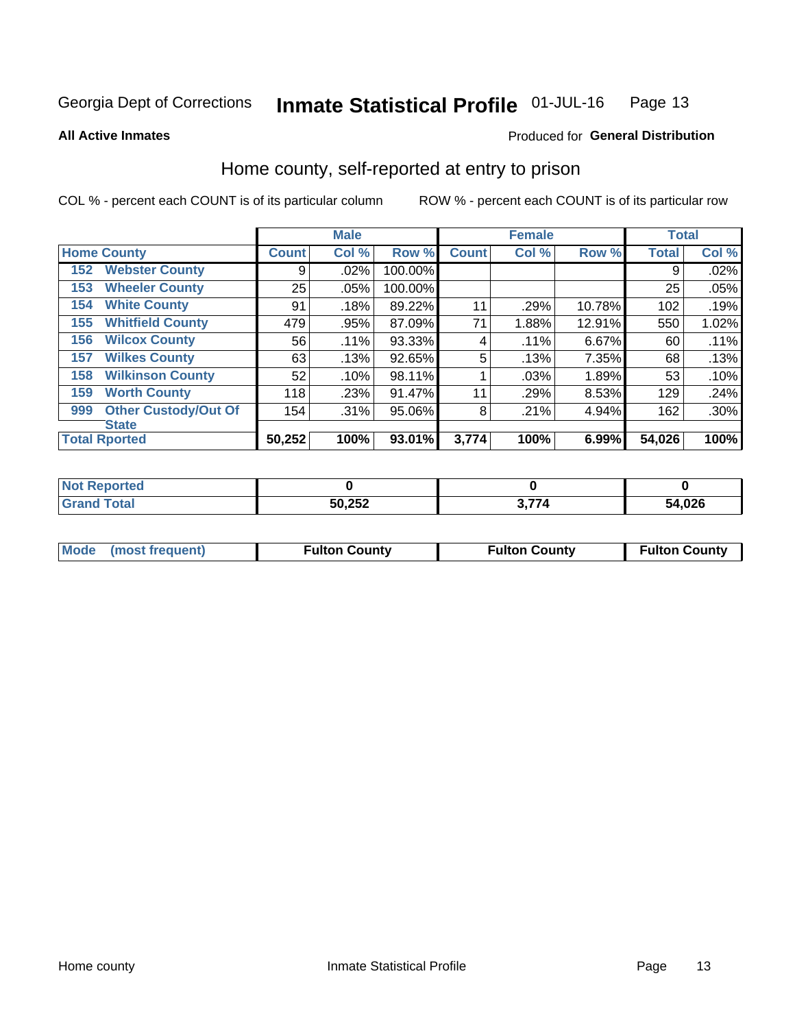Georgia Dept of Corrections **Inmate Statistical Profile** 01-JUL-16

**All Active Inmates** Produced for **General Distribution**

## Home county, self-reported at entry to prison

COL % - percent each COUNT is of its particular column ROW % - percent each COUNT is of its particular row

| Home County | | Male | | | Female | | | Total | |
|---|---|---|---|---|---|---|---|---|---|
| | | Count | Col % | Row % | Count | Col % | Row % | Total | Col % |
| 152 | Webster County | 9 | .02% | 100.00% | | | | 9 | .02% |
| 153 | Wheeler County | 25 | .05% | 100.00% | | | | 25 | .05% |
| 154 | White County | 91 | .18% | 89.22% | 11 | .29% | 10.78% | 102 | .19% |
| 155 | Whitfield County | 479 | .95% | 87.09% | 71 | 1.88% | 12.91% | 550 | 1.02% |
| 156 | Wilcox County | 56 | .11% | 93.33% | 4 | .11% | 6.67% | 60 | .11% |
| 157 | Wilkes County | 63 | .13% | 92.65% | 5 | .13% | 7.35% | 68 | .13% |
| 158 | Wilkinson County | 52 | .10% | 98.11% | 1 | .03% | 1.89% | 53 | .10% |
| 159 | Worth County | 118 | .23% | 91.47% | 11 | .29% | 8.53% | 129 | .24% |
| 999 | Other Custody/Out Of State | 154 | .31% | 95.06% | 8 | .21% | 4.94% | 162 | .30% |
| **Total Rported** | | **50,252** | **100%** | **93.01%** | **3,774** | **100%** | **6.99%** | **54,026** | **100%** |

| | Male | Female | Total |
|---|---|---|---|
| Not Reported | **0** | **0** | **0** |
| Grand Total | **50,252** | **3,774** | **54,026** |

| | Male | Female | Total |
|---|---|---|---|
| Mode (most frequent) | **Fulton County** | **Fulton County** | **Fulton County** |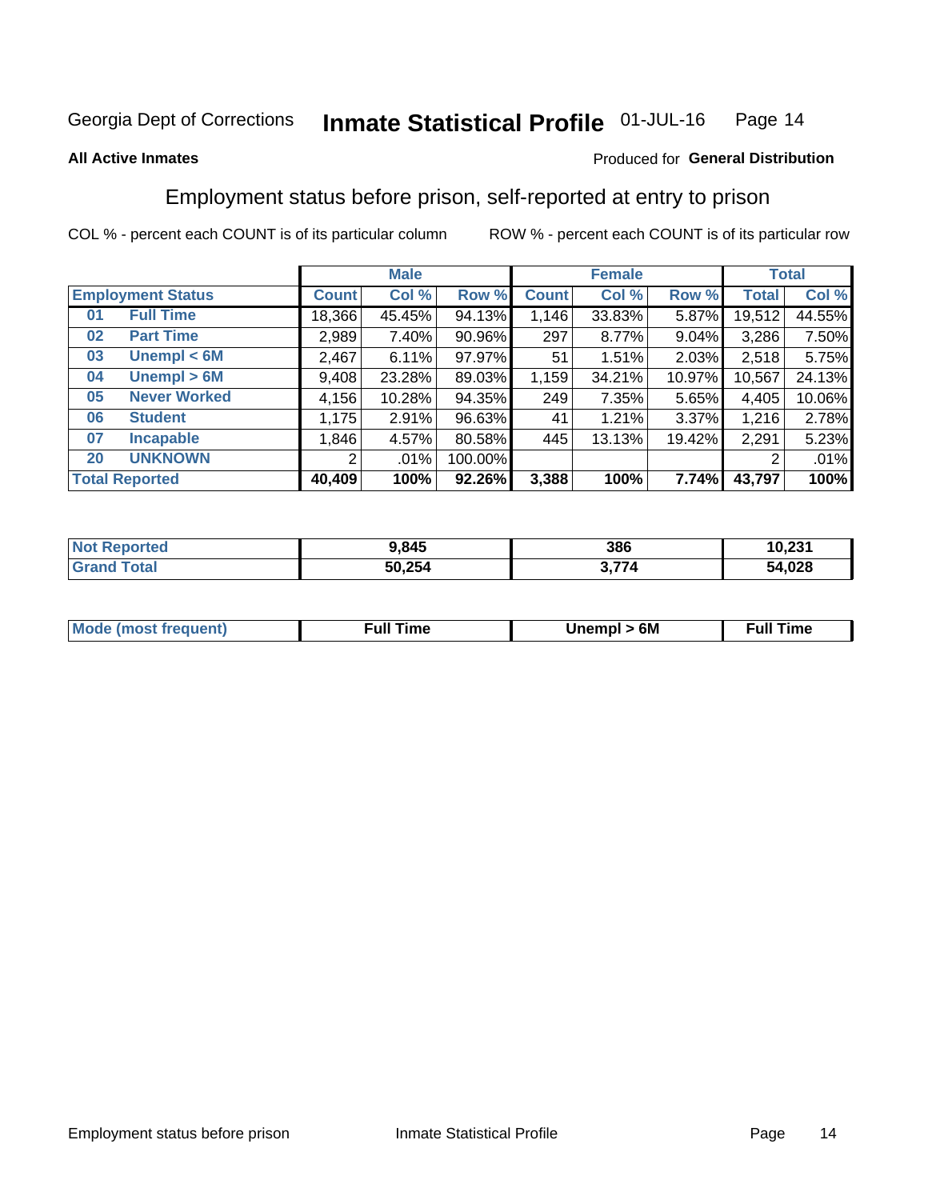Georgia Dept of Corrections **Inmate Statistical Profile** 01-JUL-16

**All Active Inmates**

Produced for **General Distribution**

## Employment status before prison, self-reported at entry to prison

COL % - percent each COUNT is of its particular column ROW % - percent each COUNT is of its particular row

| Employment Status | | Male | | | Female | | | Total | |
|---|---|---|---|---|---|---|---|---|---|
| | | Count | Col % | Row % | Count | Col % | Row % | Total | Col % |
| 01 | Full Time | 18,366 | 45.45% | 94.13% | 1,146 | 33.83% | 5.87% | 19,512 | 44.55% |
| 02 | Part Time | 2,989 | 7.40% | 90.96% | 297 | 8.77% | 9.04% | 3,286 | 7.50% |
| 03 | Unempl < 6M | 2,467 | 6.11% | 97.97% | 51 | 1.51% | 2.03% | 2,518 | 5.75% |
| 04 | Unempl > 6M | 9,408 | 23.28% | 89.03% | 1,159 | 34.21% | 10.97% | 10,567 | 24.13% |
| 05 | Never Worked | 4,156 | 10.28% | 94.35% | 249 | 7.35% | 5.65% | 4,405 | 10.06% |
| 06 | Student | 1,175 | 2.91% | 96.63% | 41 | 1.21% | 3.37% | 1,216 | 2.78% |
| 07 | Incapable | 1,846 | 4.57% | 80.58% | 445 | 13.13% | 19.42% | 2,291 | 5.23% |
| 20 | UNKNOWN | 2 | .01% | 100.00% | | | | 2 | .01% |
| **Total Reported** | | **40,409** | **100%** | **92.26%** | **3,388** | **100%** | **7.74%** | **43,797** | **100%** |

| | Male | Female | Total |
|---|---|---|---|
| Not Reported | 9,845 | 386 | 10,231 |
| Grand Total | 50,254 | 3,774 | 54,028 |

| | Male | Female | Total |
|---|---|---|---|
| Mode (most frequent) | Full Time | Unempl > 6M | Full Time |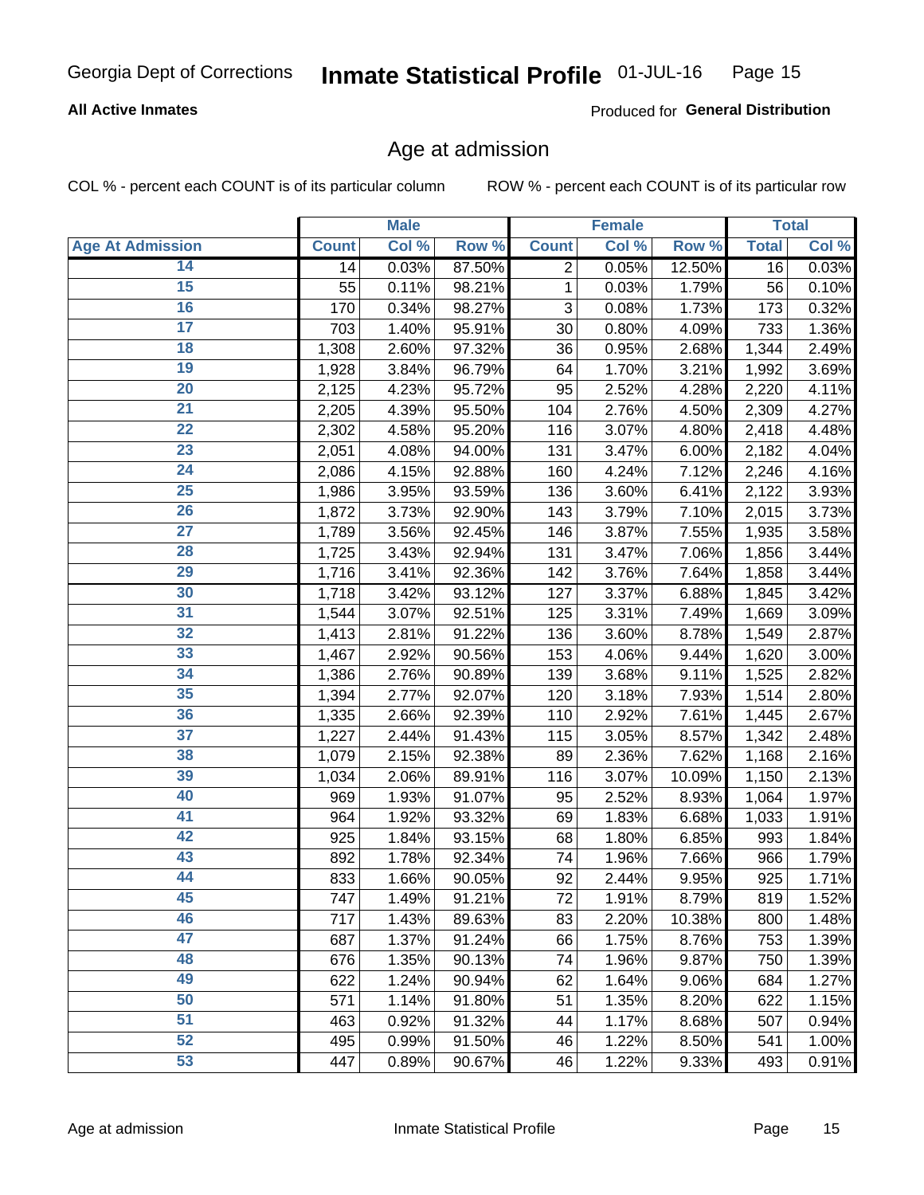Georgia Dept of Corrections **Inmate Statistical Profile** 01-JUL-16

**All Active Inmates**

Produced for **General Distribution**

## Age at admission

COL % - percent each COUNT is of its particular column     ROW % - percent each COUNT is of its particular row

| | Male | | | Female | | | Total | |
|---|---|---|---|---|---|---|---|---|
| Age At Admission | Count | Col % | Row % | Count | Col % | Row % | Total | Col % |
| 14 | 14 | 0.03% | 87.50% | 2 | 0.05% | 12.50% | 16 | 0.03% |
| 15 | 55 | 0.11% | 98.21% | 1 | 0.03% | 1.79% | 56 | 0.10% |
| 16 | 170 | 0.34% | 98.27% | 3 | 0.08% | 1.73% | 173 | 0.32% |
| 17 | 703 | 1.40% | 95.91% | 30 | 0.80% | 4.09% | 733 | 1.36% |
| 18 | 1,308 | 2.60% | 97.32% | 36 | 0.95% | 2.68% | 1,344 | 2.49% |
| 19 | 1,928 | 3.84% | 96.79% | 64 | 1.70% | 3.21% | 1,992 | 3.69% |
| 20 | 2,125 | 4.23% | 95.72% | 95 | 2.52% | 4.28% | 2,220 | 4.11% |
| 21 | 2,205 | 4.39% | 95.50% | 104 | 2.76% | 4.50% | 2,309 | 4.27% |
| 22 | 2,302 | 4.58% | 95.20% | 116 | 3.07% | 4.80% | 2,418 | 4.48% |
| 23 | 2,051 | 4.08% | 94.00% | 131 | 3.47% | 6.00% | 2,182 | 4.04% |
| 24 | 2,086 | 4.15% | 92.88% | 160 | 4.24% | 7.12% | 2,246 | 4.16% |
| 25 | 1,986 | 3.95% | 93.59% | 136 | 3.60% | 6.41% | 2,122 | 3.93% |
| 26 | 1,872 | 3.73% | 92.90% | 143 | 3.79% | 7.10% | 2,015 | 3.73% |
| 27 | 1,789 | 3.56% | 92.45% | 146 | 3.87% | 7.55% | 1,935 | 3.58% |
| 28 | 1,725 | 3.43% | 92.94% | 131 | 3.47% | 7.06% | 1,856 | 3.44% |
| 29 | 1,716 | 3.41% | 92.36% | 142 | 3.76% | 7.64% | 1,858 | 3.44% |
| 30 | 1,718 | 3.42% | 93.12% | 127 | 3.37% | 6.88% | 1,845 | 3.42% |
| 31 | 1,544 | 3.07% | 92.51% | 125 | 3.31% | 7.49% | 1,669 | 3.09% |
| 32 | 1,413 | 2.81% | 91.22% | 136 | 3.60% | 8.78% | 1,549 | 2.87% |
| 33 | 1,467 | 2.92% | 90.56% | 153 | 4.06% | 9.44% | 1,620 | 3.00% |
| 34 | 1,386 | 2.76% | 90.89% | 139 | 3.68% | 9.11% | 1,525 | 2.82% |
| 35 | 1,394 | 2.77% | 92.07% | 120 | 3.18% | 7.93% | 1,514 | 2.80% |
| 36 | 1,335 | 2.66% | 92.39% | 110 | 2.92% | 7.61% | 1,445 | 2.67% |
| 37 | 1,227 | 2.44% | 91.43% | 115 | 3.05% | 8.57% | 1,342 | 2.48% |
| 38 | 1,079 | 2.15% | 92.38% | 89 | 2.36% | 7.62% | 1,168 | 2.16% |
| 39 | 1,034 | 2.06% | 89.91% | 116 | 3.07% | 10.09% | 1,150 | 2.13% |
| 40 | 969 | 1.93% | 91.07% | 95 | 2.52% | 8.93% | 1,064 | 1.97% |
| 41 | 964 | 1.92% | 93.32% | 69 | 1.83% | 6.68% | 1,033 | 1.91% |
| 42 | 925 | 1.84% | 93.15% | 68 | 1.80% | 6.85% | 993 | 1.84% |
| 43 | 892 | 1.78% | 92.34% | 74 | 1.96% | 7.66% | 966 | 1.79% |
| 44 | 833 | 1.66% | 90.05% | 92 | 2.44% | 9.95% | 925 | 1.71% |
| 45 | 747 | 1.49% | 91.21% | 72 | 1.91% | 8.79% | 819 | 1.52% |
| 46 | 717 | 1.43% | 89.63% | 83 | 2.20% | 10.38% | 800 | 1.48% |
| 47 | 687 | 1.37% | 91.24% | 66 | 1.75% | 8.76% | 753 | 1.39% |
| 48 | 676 | 1.35% | 90.13% | 74 | 1.96% | 9.87% | 750 | 1.39% |
| 49 | 622 | 1.24% | 90.94% | 62 | 1.64% | 9.06% | 684 | 1.27% |
| 50 | 571 | 1.14% | 91.80% | 51 | 1.35% | 8.20% | 622 | 1.15% |
| 51 | 463 | 0.92% | 91.32% | 44 | 1.17% | 8.68% | 507 | 0.94% |
| 52 | 495 | 0.99% | 91.50% | 46 | 1.22% | 8.50% | 541 | 1.00% |
| 53 | 447 | 0.89% | 90.67% | 46 | 1.22% | 9.33% | 493 | 0.91% |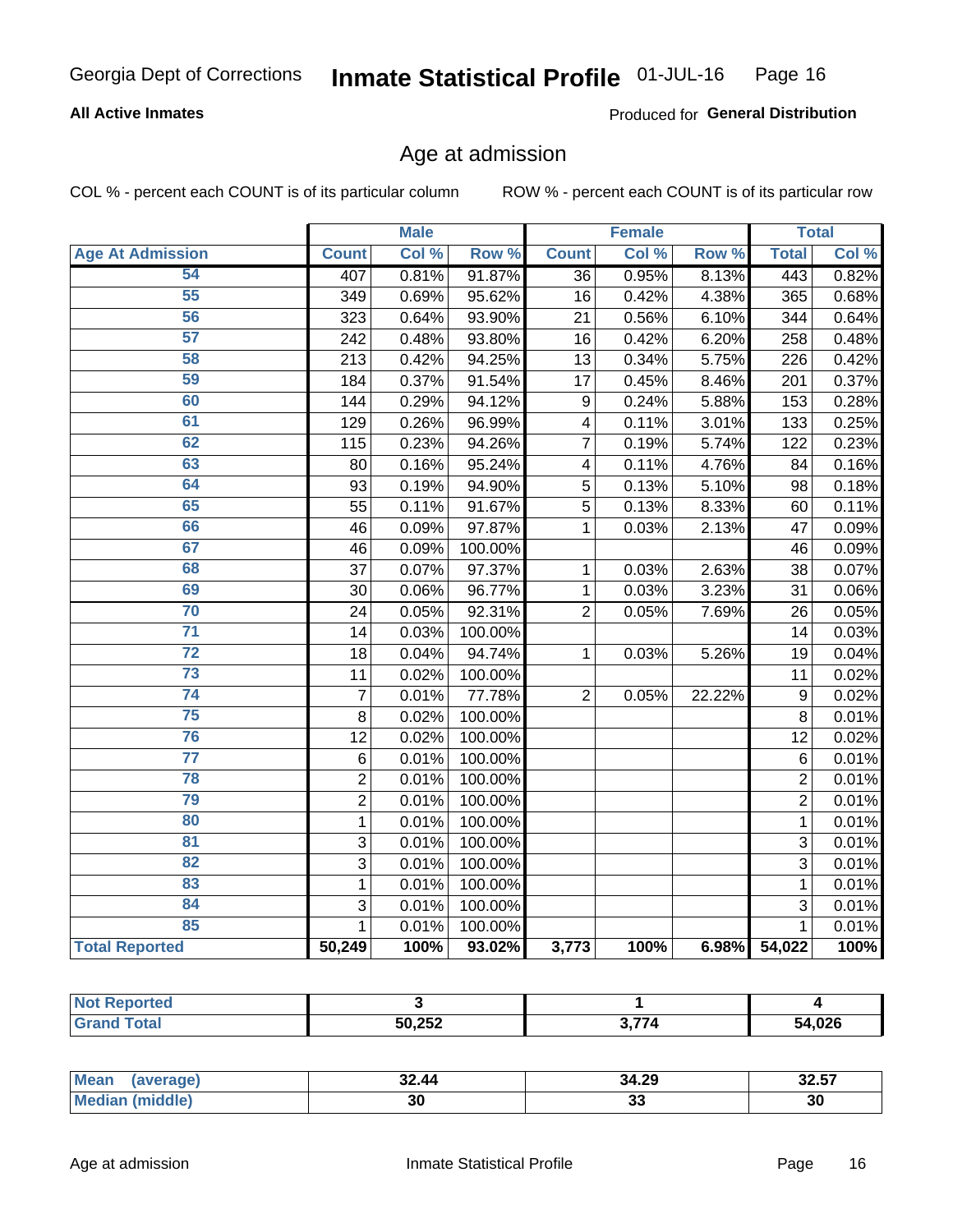Georgia Dept of Corrections **Inmate Statistical Profile** 01-JUL-16

**All Active Inmates**

Produced for **General Distribution**

## Age at admission

COL % - percent each COUNT is of its particular column

ROW % - percent each COUNT is of its particular row

| Age At Admission | Male | | | Female | | | Total | |
|---|---|---|---|---|---|---|---|---|
| | Count | Col % | Row % | Count | Col % | Row % | Total | Col % |
| 54 | 407 | 0.81% | 91.87% | 36 | 0.95% | 8.13% | 443 | 0.82% |
| 55 | 349 | 0.69% | 95.62% | 16 | 0.42% | 4.38% | 365 | 0.68% |
| 56 | 323 | 0.64% | 93.90% | 21 | 0.56% | 6.10% | 344 | 0.64% |
| 57 | 242 | 0.48% | 93.80% | 16 | 0.42% | 6.20% | 258 | 0.48% |
| 58 | 213 | 0.42% | 94.25% | 13 | 0.34% | 5.75% | 226 | 0.42% |
| 59 | 184 | 0.37% | 91.54% | 17 | 0.45% | 8.46% | 201 | 0.37% |
| 60 | 144 | 0.29% | 94.12% | 9 | 0.24% | 5.88% | 153 | 0.28% |
| 61 | 129 | 0.26% | 96.99% | 4 | 0.11% | 3.01% | 133 | 0.25% |
| 62 | 115 | 0.23% | 94.26% | 7 | 0.19% | 5.74% | 122 | 0.23% |
| 63 | 80 | 0.16% | 95.24% | 4 | 0.11% | 4.76% | 84 | 0.16% |
| 64 | 93 | 0.19% | 94.90% | 5 | 0.13% | 5.10% | 98 | 0.18% |
| 65 | 55 | 0.11% | 91.67% | 5 | 0.13% | 8.33% | 60 | 0.11% |
| 66 | 46 | 0.09% | 97.87% | 1 | 0.03% | 2.13% | 47 | 0.09% |
| 67 | 46 | 0.09% | 100.00% | | | | 46 | 0.09% |
| 68 | 37 | 0.07% | 97.37% | 1 | 0.03% | 2.63% | 38 | 0.07% |
| 69 | 30 | 0.06% | 96.77% | 1 | 0.03% | 3.23% | 31 | 0.06% |
| 70 | 24 | 0.05% | 92.31% | 2 | 0.05% | 7.69% | 26 | 0.05% |
| 71 | 14 | 0.03% | 100.00% | | | | 14 | 0.03% |
| 72 | 18 | 0.04% | 94.74% | 1 | 0.03% | 5.26% | 19 | 0.04% |
| 73 | 11 | 0.02% | 100.00% | | | | 11 | 0.02% |
| 74 | 7 | 0.01% | 77.78% | 2 | 0.05% | 22.22% | 9 | 0.02% |
| 75 | 8 | 0.02% | 100.00% | | | | 8 | 0.01% |
| 76 | 12 | 0.02% | 100.00% | | | | 12 | 0.02% |
| 77 | 6 | 0.01% | 100.00% | | | | 6 | 0.01% |
| 78 | 2 | 0.01% | 100.00% | | | | 2 | 0.01% |
| 79 | 2 | 0.01% | 100.00% | | | | 2 | 0.01% |
| 80 | 1 | 0.01% | 100.00% | | | | 1 | 0.01% |
| 81 | 3 | 0.01% | 100.00% | | | | 3 | 0.01% |
| 82 | 3 | 0.01% | 100.00% | | | | 3 | 0.01% |
| 83 | 1 | 0.01% | 100.00% | | | | 1 | 0.01% |
| 84 | 3 | 0.01% | 100.00% | | | | 3 | 0.01% |
| 85 | 1 | 0.01% | 100.00% | | | | 1 | 0.01% |
| **Total Reported** | **50,249** | **100%** | **93.02%** | **3,773** | **100%** | **6.98%** | **54,022** | **100%** |

| | Male | Female | Total |
|---|---|---|---|
| Not Reported | 3 | 1 | 4 |
| Grand Total | 50,252 | 3,774 | 54,026 |

| | Male | Female | Total |
|---|---|---|---|
| Mean (average) | 32.44 | 34.29 | 32.57 |
| Median (middle) | 30 | 33 | 30 |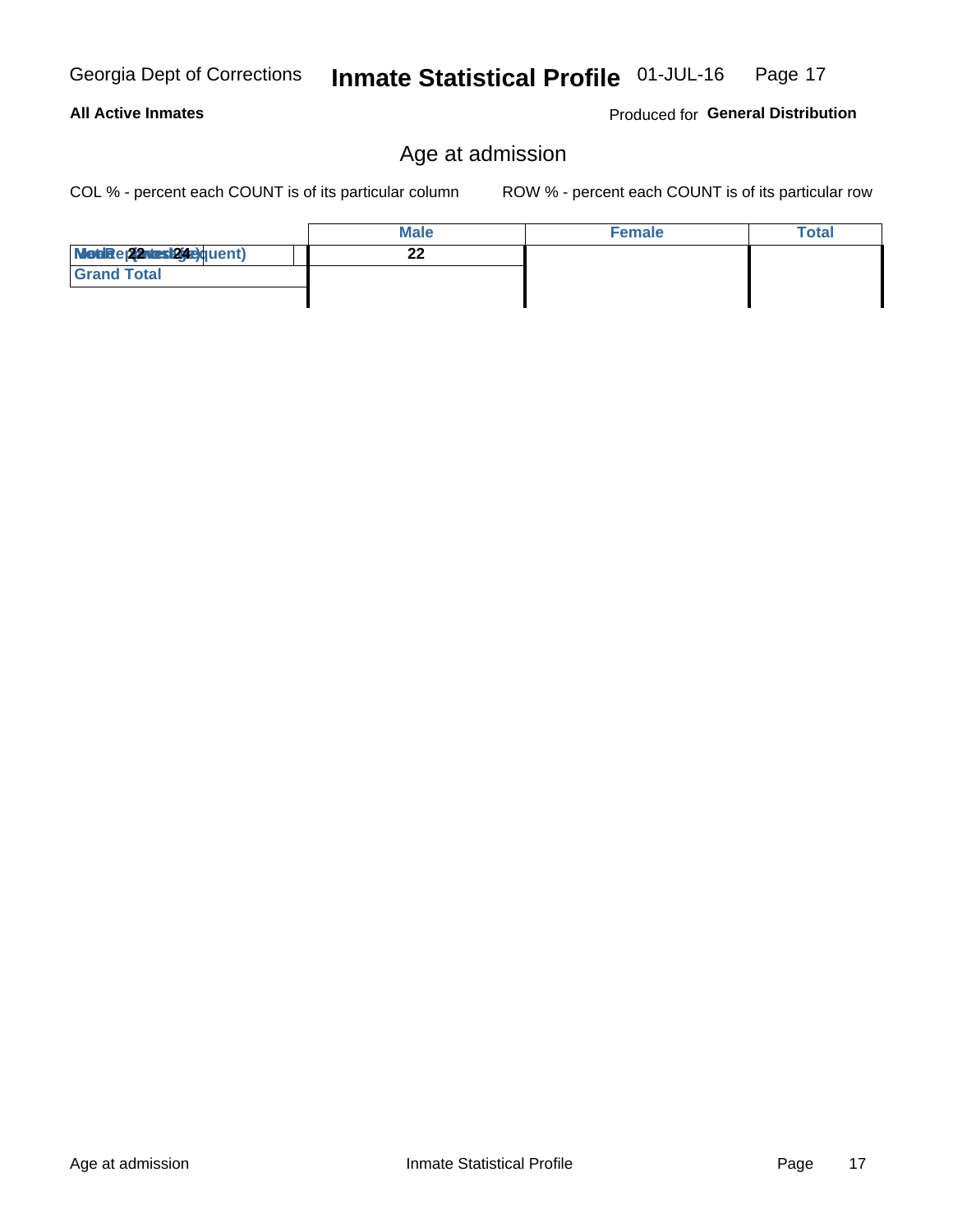Georgia Dept of Corrections **Inmate Statistical Profile** 01-JUL-16

**All Active Inmates** Produced for **General Distribution**

## Age at admission

COL % - percent each COUNT is of its particular column ROW % - percent each COUNT is of its particular row

| | Male | Female | Total |
|---|---|---|---|
| MotiRe(22most24)quent) | 22 | | |
| Grand Total | | | |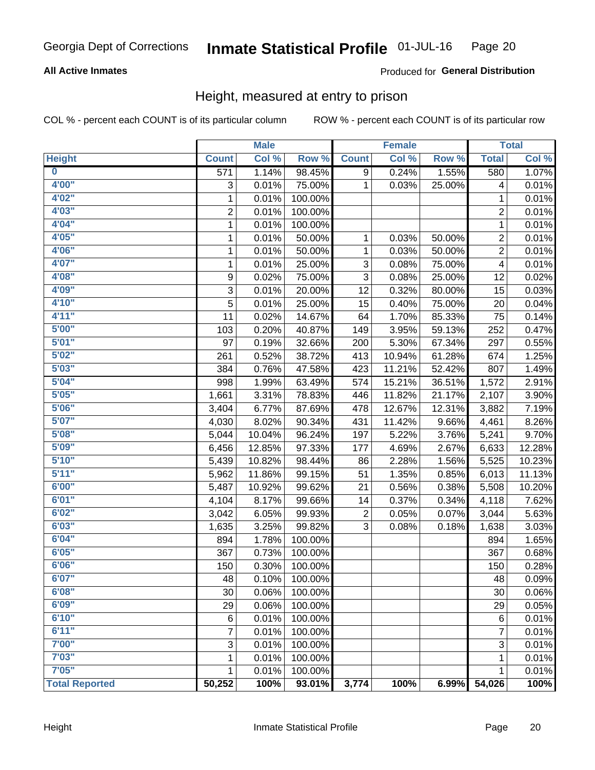Georgia Dept of Corrections **Inmate Statistical Profile** 01-JUL-16

**All Active Inmates**

Produced for **General Distribution**

## Height, measured at entry to prison

COL % - percent each COUNT is of its particular column ROW % - percent each COUNT is of its particular row

| | Male | | | Female | | | Total | |
|---|---|---|---|---|---|---|---|---|
| Height | Count | Col % | Row % | Count | Col % | Row % | Total | Col % |
| 0 | 571 | 1.14% | 98.45% | 9 | 0.24% | 1.55% | 580 | 1.07% |
| 4'00" | 3 | 0.01% | 75.00% | 1 | 0.03% | 25.00% | 4 | 0.01% |
| 4'02" | 1 | 0.01% | 100.00% | | | | 1 | 0.01% |
| 4'03" | 2 | 0.01% | 100.00% | | | | 2 | 0.01% |
| 4'04" | 1 | 0.01% | 100.00% | | | | 1 | 0.01% |
| 4'05" | 1 | 0.01% | 50.00% | 1 | 0.03% | 50.00% | 2 | 0.01% |
| 4'06" | 1 | 0.01% | 50.00% | 1 | 0.03% | 50.00% | 2 | 0.01% |
| 4'07" | 1 | 0.01% | 25.00% | 3 | 0.08% | 75.00% | 4 | 0.01% |
| 4'08" | 9 | 0.02% | 75.00% | 3 | 0.08% | 25.00% | 12 | 0.02% |
| 4'09" | 3 | 0.01% | 20.00% | 12 | 0.32% | 80.00% | 15 | 0.03% |
| 4'10" | 5 | 0.01% | 25.00% | 15 | 0.40% | 75.00% | 20 | 0.04% |
| 4'11" | 11 | 0.02% | 14.67% | 64 | 1.70% | 85.33% | 75 | 0.14% |
| 5'00" | 103 | 0.20% | 40.87% | 149 | 3.95% | 59.13% | 252 | 0.47% |
| 5'01" | 97 | 0.19% | 32.66% | 200 | 5.30% | 67.34% | 297 | 0.55% |
| 5'02" | 261 | 0.52% | 38.72% | 413 | 10.94% | 61.28% | 674 | 1.25% |
| 5'03" | 384 | 0.76% | 47.58% | 423 | 11.21% | 52.42% | 807 | 1.49% |
| 5'04" | 998 | 1.99% | 63.49% | 574 | 15.21% | 36.51% | 1,572 | 2.91% |
| 5'05" | 1,661 | 3.31% | 78.83% | 446 | 11.82% | 21.17% | 2,107 | 3.90% |
| 5'06" | 3,404 | 6.77% | 87.69% | 478 | 12.67% | 12.31% | 3,882 | 7.19% |
| 5'07" | 4,030 | 8.02% | 90.34% | 431 | 11.42% | 9.66% | 4,461 | 8.26% |
| 5'08" | 5,044 | 10.04% | 96.24% | 197 | 5.22% | 3.76% | 5,241 | 9.70% |
| 5'09" | 6,456 | 12.85% | 97.33% | 177 | 4.69% | 2.67% | 6,633 | 12.28% |
| 5'10" | 5,439 | 10.82% | 98.44% | 86 | 2.28% | 1.56% | 5,525 | 10.23% |
| 5'11" | 5,962 | 11.86% | 99.15% | 51 | 1.35% | 0.85% | 6,013 | 11.13% |
| 6'00" | 5,487 | 10.92% | 99.62% | 21 | 0.56% | 0.38% | 5,508 | 10.20% |
| 6'01" | 4,104 | 8.17% | 99.66% | 14 | 0.37% | 0.34% | 4,118 | 7.62% |
| 6'02" | 3,042 | 6.05% | 99.93% | 2 | 0.05% | 0.07% | 3,044 | 5.63% |
| 6'03" | 1,635 | 3.25% | 99.82% | 3 | 0.08% | 0.18% | 1,638 | 3.03% |
| 6'04" | 894 | 1.78% | 100.00% | | | | 894 | 1.65% |
| 6'05" | 367 | 0.73% | 100.00% | | | | 367 | 0.68% |
| 6'06" | 150 | 0.30% | 100.00% | | | | 150 | 0.28% |
| 6'07" | 48 | 0.10% | 100.00% | | | | 48 | 0.09% |
| 6'08" | 30 | 0.06% | 100.00% | | | | 30 | 0.06% |
| 6'09" | 29 | 0.06% | 100.00% | | | | 29 | 0.05% |
| 6'10" | 6 | 0.01% | 100.00% | | | | 6 | 0.01% |
| 6'11" | 7 | 0.01% | 100.00% | | | | 7 | 0.01% |
| 7'00" | 3 | 0.01% | 100.00% | | | | 3 | 0.01% |
| 7'03" | 1 | 0.01% | 100.00% | | | | 1 | 0.01% |
| 7'05" | 1 | 0.01% | 100.00% | | | | 1 | 0.01% |
| **Total Reported** | **50,252** | **100%** | **93.01%** | **3,774** | **100%** | **6.99%** | **54,026** | **100%** |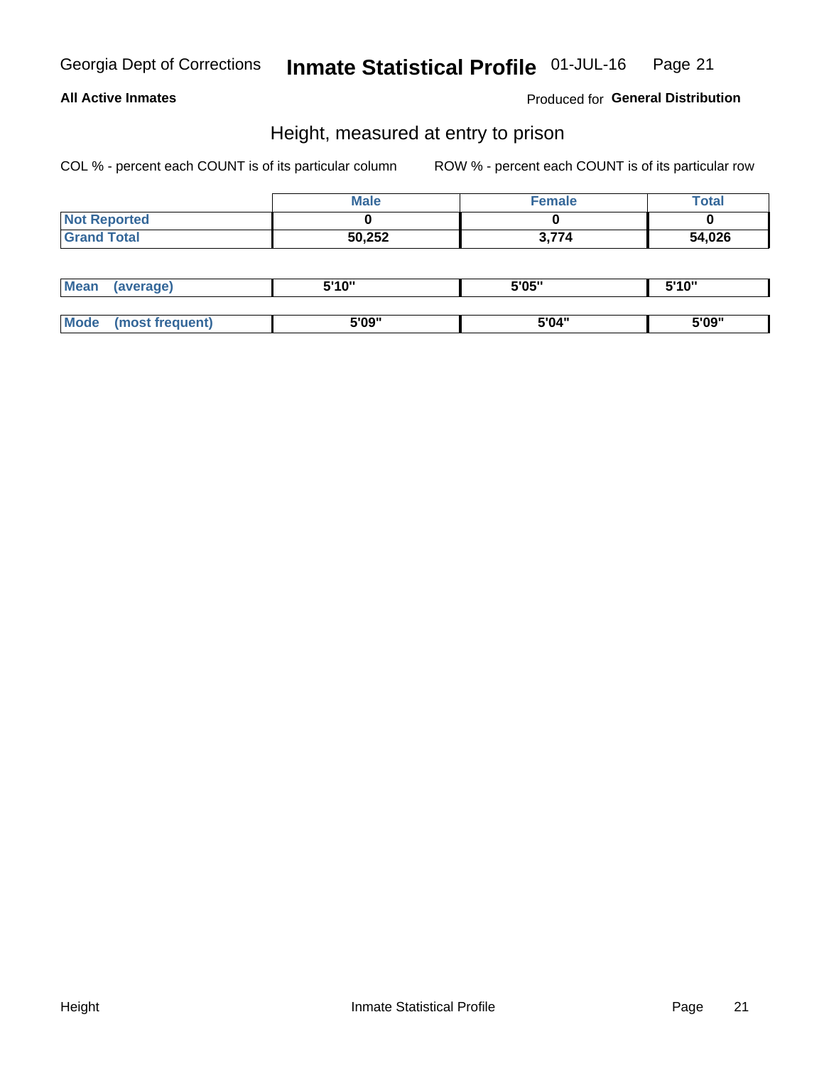Georgia Dept of Corrections **Inmate Statistical Profile** 01-JUL-16

**All Active Inmates**

Produced for **General Distribution**

## Height, measured at entry to prison

COL % - percent each COUNT is of its particular column

ROW % - percent each COUNT is of its particular row

| | Male | Female | Total |
|---|---|---|---|
| **Not Reported** | 0 | 0 | 0 |
| **Grand Total** | 50,252 | 3,774 | 54,026 |

| | Male | Female | Total |
|---|---|---|---|
| **Mean (average)** | 5'10" | 5'05" | 5'10" |
| **Mode (most frequent)** | 5'09" | 5'04" | 5'09" |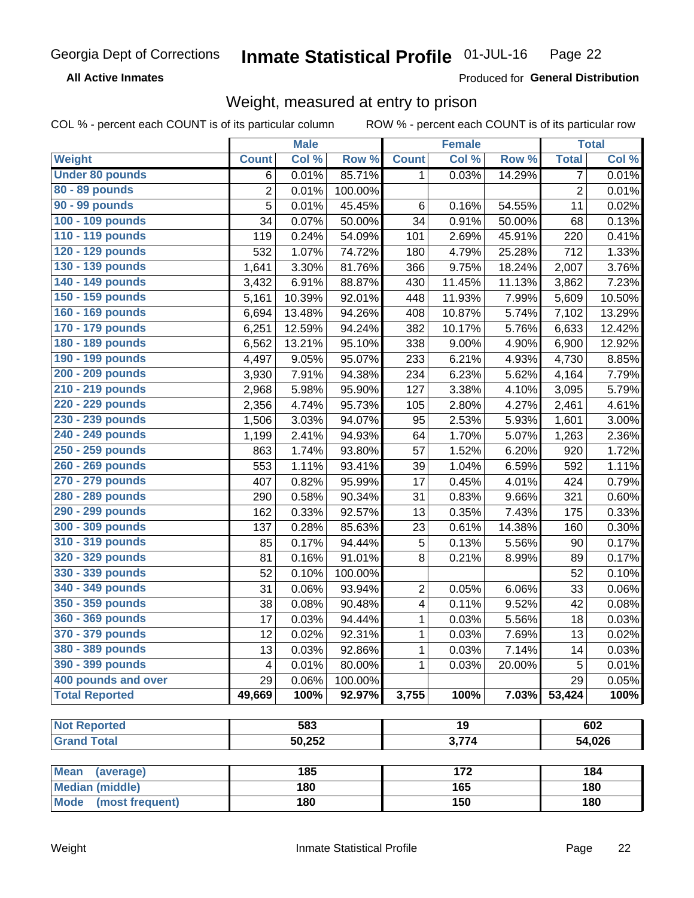Georgia Dept of Corrections **Inmate Statistical Profile** 01-JUL-16

**All Active Inmates**

Produced for **General Distribution**

## Weight, measured at entry to prison

COL % - percent each COUNT is of its particular column ROW % - percent each COUNT is of its particular row

| | Male | | | Female | | | Total | |
|---|---|---|---|---|---|---|---|---|
| **Weight** | **Count** | **Col %** | **Row %** | **Count** | **Col %** | **Row %** | **Total** | **Col %** |
| **Under 80 pounds** | 6 | 0.01% | 85.71% | 1 | 0.03% | 14.29% | 7 | 0.01% |
| **80 - 89 pounds** | 2 | 0.01% | 100.00% | | | | 2 | 0.01% |
| **90 - 99 pounds** | 5 | 0.01% | 45.45% | 6 | 0.16% | 54.55% | 11 | 0.02% |
| **100 - 109 pounds** | 34 | 0.07% | 50.00% | 34 | 0.91% | 50.00% | 68 | 0.13% |
| **110 - 119 pounds** | 119 | 0.24% | 54.09% | 101 | 2.69% | 45.91% | 220 | 0.41% |
| **120 - 129 pounds** | 532 | 1.07% | 74.72% | 180 | 4.79% | 25.28% | 712 | 1.33% |
| **130 - 139 pounds** | 1,641 | 3.30% | 81.76% | 366 | 9.75% | 18.24% | 2,007 | 3.76% |
| **140 - 149 pounds** | 3,432 | 6.91% | 88.87% | 430 | 11.45% | 11.13% | 3,862 | 7.23% |
| **150 - 159 pounds** | 5,161 | 10.39% | 92.01% | 448 | 11.93% | 7.99% | 5,609 | 10.50% |
| **160 - 169 pounds** | 6,694 | 13.48% | 94.26% | 408 | 10.87% | 5.74% | 7,102 | 13.29% |
| **170 - 179 pounds** | 6,251 | 12.59% | 94.24% | 382 | 10.17% | 5.76% | 6,633 | 12.42% |
| **180 - 189 pounds** | 6,562 | 13.21% | 95.10% | 338 | 9.00% | 4.90% | 6,900 | 12.92% |
| **190 - 199 pounds** | 4,497 | 9.05% | 95.07% | 233 | 6.21% | 4.93% | 4,730 | 8.85% |
| **200 - 209 pounds** | 3,930 | 7.91% | 94.38% | 234 | 6.23% | 5.62% | 4,164 | 7.79% |
| **210 - 219 pounds** | 2,968 | 5.98% | 95.90% | 127 | 3.38% | 4.10% | 3,095 | 5.79% |
| **220 - 229 pounds** | 2,356 | 4.74% | 95.73% | 105 | 2.80% | 4.27% | 2,461 | 4.61% |
| **230 - 239 pounds** | 1,506 | 3.03% | 94.07% | 95 | 2.53% | 5.93% | 1,601 | 3.00% |
| **240 - 249 pounds** | 1,199 | 2.41% | 94.93% | 64 | 1.70% | 5.07% | 1,263 | 2.36% |
| **250 - 259 pounds** | 863 | 1.74% | 93.80% | 57 | 1.52% | 6.20% | 920 | 1.72% |
| **260 - 269 pounds** | 553 | 1.11% | 93.41% | 39 | 1.04% | 6.59% | 592 | 1.11% |
| **270 - 279 pounds** | 407 | 0.82% | 95.99% | 17 | 0.45% | 4.01% | 424 | 0.79% |
| **280 - 289 pounds** | 290 | 0.58% | 90.34% | 31 | 0.83% | 9.66% | 321 | 0.60% |
| **290 - 299 pounds** | 162 | 0.33% | 92.57% | 13 | 0.35% | 7.43% | 175 | 0.33% |
| **300 - 309 pounds** | 137 | 0.28% | 85.63% | 23 | 0.61% | 14.38% | 160 | 0.30% |
| **310 - 319 pounds** | 85 | 0.17% | 94.44% | 5 | 0.13% | 5.56% | 90 | 0.17% |
| **320 - 329 pounds** | 81 | 0.16% | 91.01% | 8 | 0.21% | 8.99% | 89 | 0.17% |
| **330 - 339 pounds** | 52 | 0.10% | 100.00% | | | | 52 | 0.10% |
| **340 - 349 pounds** | 31 | 0.06% | 93.94% | 2 | 0.05% | 6.06% | 33 | 0.06% |
| **350 - 359 pounds** | 38 | 0.08% | 90.48% | 4 | 0.11% | 9.52% | 42 | 0.08% |
| **360 - 369 pounds** | 17 | 0.03% | 94.44% | 1 | 0.03% | 5.56% | 18 | 0.03% |
| **370 - 379 pounds** | 12 | 0.02% | 92.31% | 1 | 0.03% | 7.69% | 13 | 0.02% |
| **380 - 389 pounds** | 13 | 0.03% | 92.86% | 1 | 0.03% | 7.14% | 14 | 0.03% |
| **390 - 399 pounds** | 4 | 0.01% | 80.00% | 1 | 0.03% | 20.00% | 5 | 0.01% |
| **400 pounds and over** | 29 | 0.06% | 100.00% | | | | 29 | 0.05% |
| **Total Reported** | **49,669** | **100%** | **92.97%** | **3,755** | **100%** | **7.03%** | **53,424** | **100%** |

| | Male | Female | Total |
|---|---|---|---|
| **Not Reported** | **583** | **19** | **602** |
| **Grand Total** | **50,252** | **3,774** | **54,026** |

| | Male | Female | Total |
|---|---|---|---|
| **Mean (average)** | **185** | **172** | **184** |
| **Median (middle)** | **180** | **165** | **180** |
| **Mode (most frequent)** | **180** | **150** | **180** |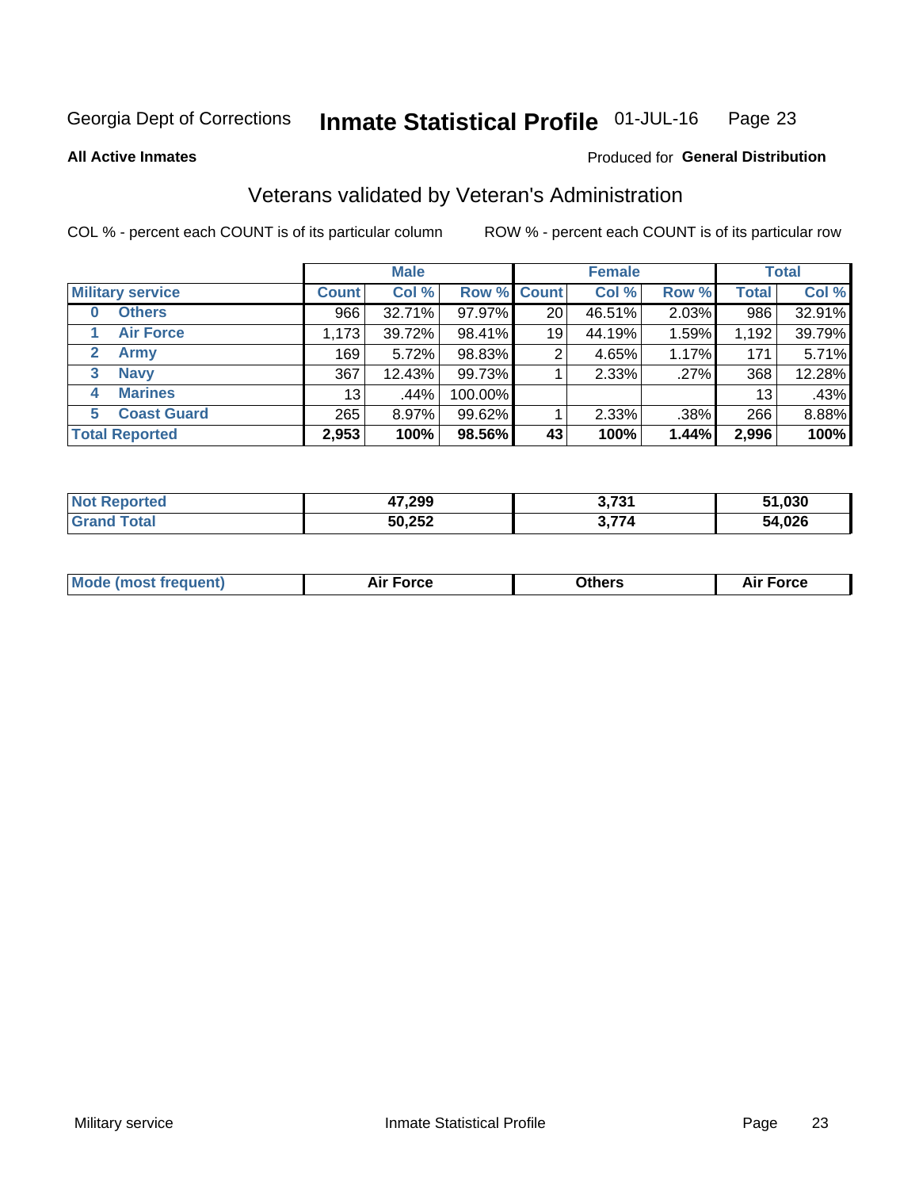Georgia Dept of Corrections **Inmate Statistical Profile** 01-JUL-16

**All Active Inmates**

Produced for **General Distribution**

## Veterans validated by Veteran's Administration

COL % - percent each COUNT is of its particular column

ROW % - percent each COUNT is of its particular row

| Military service | Male | | | Female | | | Total | |
|---|---|---|---|---|---|---|---|---|
| | Count | Col % | Row % | Count | Col % | Row % | Total | Col % |
| 0 Others | 966 | 32.71% | 97.97% | 20 | 46.51% | 2.03% | 986 | 32.91% |
| 1 Air Force | 1,173 | 39.72% | 98.41% | 19 | 44.19% | 1.59% | 1,192 | 39.79% |
| 2 Army | 169 | 5.72% | 98.83% | 2 | 4.65% | 1.17% | 171 | 5.71% |
| 3 Navy | 367 | 12.43% | 99.73% | 1 | 2.33% | .27% | 368 | 12.28% |
| 4 Marines | 13 | .44% | 100.00% | | | | 13 | .43% |
| 5 Coast Guard | 265 | 8.97% | 99.62% | 1 | 2.33% | .38% | 266 | 8.88% |
| **Total Reported** | **2,953** | **100%** | **98.56%** | **43** | **100%** | **1.44%** | **2,996** | **100%** |

| | Male | Female | Total |
|---|---|---|---|
| Not Reported | 47,299 | 3,731 | 51,030 |
| Grand Total | 50,252 | 3,774 | 54,026 |

| | Male | Female | Total |
|---|---|---|---|
| Mode (most frequent) | Air Force | Others | Air Force |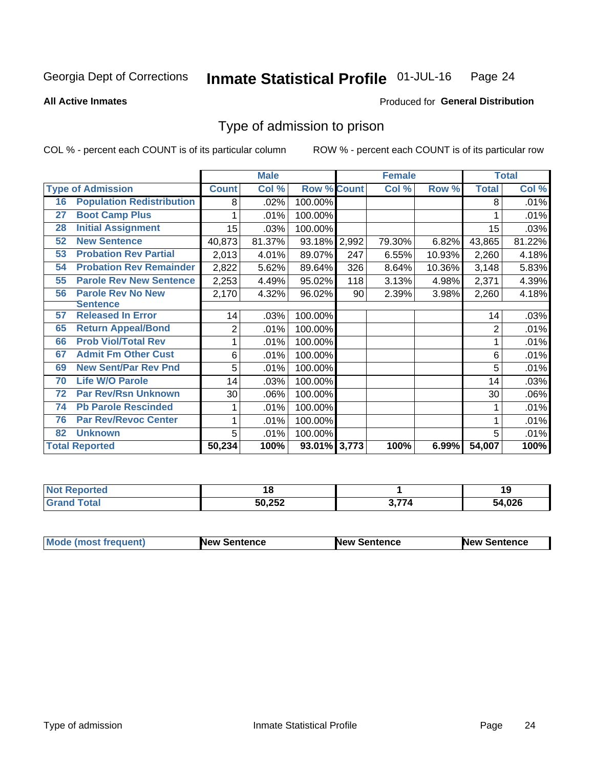Georgia Dept of Corrections **Inmate Statistical Profile** 01-JUL-16

**All Active Inmates**

Produced for **General Distribution**

## Type of admission to prison

COL % - percent each COUNT is of its particular column

ROW % - percent each COUNT is of its particular row

| Type of Admission | | Male | | | Female | | | Total | |
|---|---|---|---|---|---|---|---|---|---|
| | | Count | Col % | Row % | Count | Col % | Row % | Total | Col % |
| 16 | Population Redistribution | 8 | .02% | 100.00% | | | | 8 | .01% |
| 27 | Boot Camp Plus | 1 | .01% | 100.00% | | | | 1 | .01% |
| 28 | Initial Assignment | 15 | .03% | 100.00% | | | | 15 | .03% |
| 52 | New Sentence | 40,873 | 81.37% | 93.18% | 2,992 | 79.30% | 6.82% | 43,865 | 81.22% |
| 53 | Probation Rev Partial | 2,013 | 4.01% | 89.07% | 247 | 6.55% | 10.93% | 2,260 | 4.18% |
| 54 | Probation Rev Remainder | 2,822 | 5.62% | 89.64% | 326 | 8.64% | 10.36% | 3,148 | 5.83% |
| 55 | Parole Rev New Sentence | 2,253 | 4.49% | 95.02% | 118 | 3.13% | 4.98% | 2,371 | 4.39% |
| 56 | Parole Rev No New Sentence | 2,170 | 4.32% | 96.02% | 90 | 2.39% | 3.98% | 2,260 | 4.18% |
| 57 | Released In Error | 14 | .03% | 100.00% | | | | 14 | .03% |
| 65 | Return Appeal/Bond | 2 | .01% | 100.00% | | | | 2 | .01% |
| 66 | Prob Viol/Total Rev | 1 | .01% | 100.00% | | | | 1 | .01% |
| 67 | Admit Fm Other Cust | 6 | .01% | 100.00% | | | | 6 | .01% |
| 69 | New Sent/Par Rev Pnd | 5 | .01% | 100.00% | | | | 5 | .01% |
| 70 | Life W/O Parole | 14 | .03% | 100.00% | | | | 14 | .03% |
| 72 | Par Rev/Rsn Unknown | 30 | .06% | 100.00% | | | | 30 | .06% |
| 74 | Pb Parole Rescinded | 1 | .01% | 100.00% | | | | 1 | .01% |
| 76 | Par Rev/Revoc Center | 1 | .01% | 100.00% | | | | 1 | .01% |
| 82 | Unknown | 5 | .01% | 100.00% | | | | 5 | .01% |
| **Total Reported** | | **50,234** | **100%** | **93.01%** | **3,773** | **100%** | **6.99%** | **54,007** | **100%** |

| | Male | Female | Total |
|---|---|---|---|
| **Not Reported** | **18** | **1** | **19** |
| **Grand Total** | **50,252** | **3,774** | **54,026** |

| | Male | Female | Total |
|---|---|---|---|
| **Mode (most frequent)** | **New Sentence** | **New Sentence** | **New Sentence** |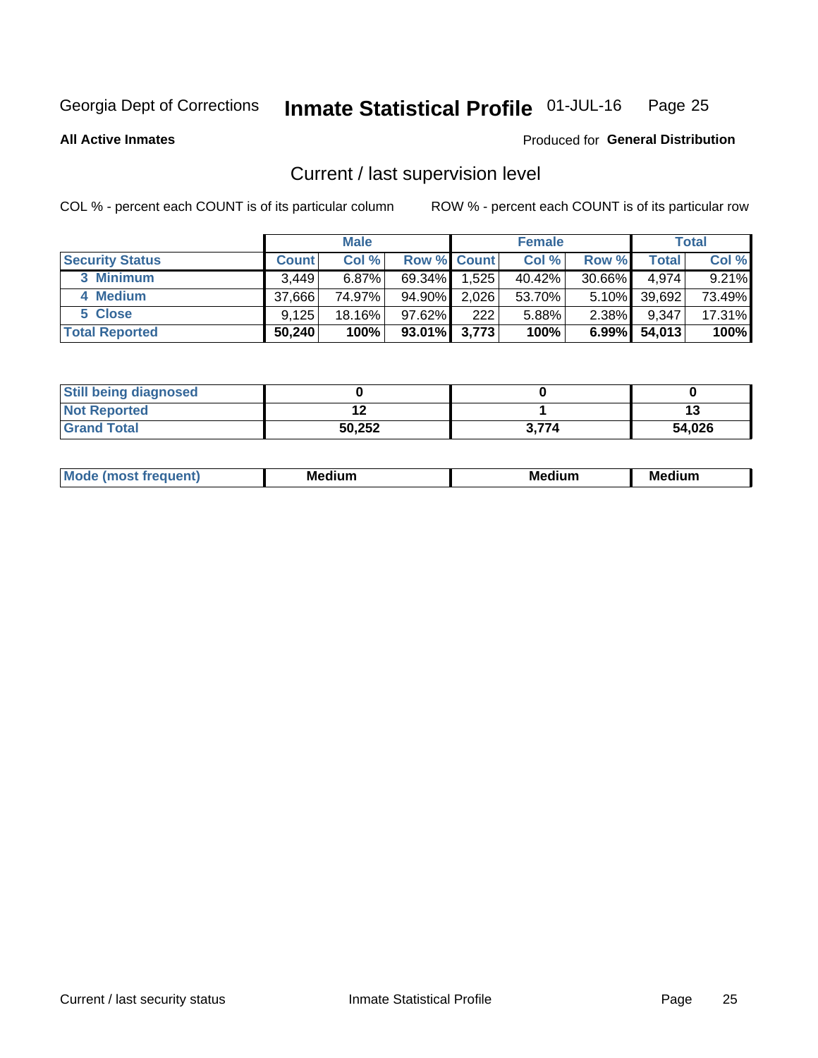Georgia Dept of Corrections **Inmate Statistical Profile** 01-JUL-16

**All Active Inmates**

Produced for **General Distribution**

## Current / last supervision level

COL % - percent each COUNT is of its particular column ROW % - percent each COUNT is of its particular row

| | Male | | | Female | | | Total | |
|---|---|---|---|---|---|---|---|---|
| **Security Status** | **Count** | **Col %** | **Row %** | **Count** | **Col %** | **Row %** | **Total** | **Col %** |
| 3 Minimum | 3,449 | 6.87% | 69.34% | 1,525 | 40.42% | 30.66% | 4,974 | 9.21% |
| 4 Medium | 37,666 | 74.97% | 94.90% | 2,026 | 53.70% | 5.10% | 39,692 | 73.49% |
| 5 Close | 9,125 | 18.16% | 97.62% | 222 | 5.88% | 2.38% | 9,347 | 17.31% |
| **Total Reported** | **50,240** | **100%** | **93.01%** | **3,773** | **100%** | **6.99%** | **54,013** | **100%** |

| | Male | Female | Total |
|---|---|---|---|
| Still being diagnosed | 0 | 0 | 0 |
| Not Reported | 12 | 1 | 13 |
| Grand Total | 50,252 | 3,774 | 54,026 |

| | Male | Female | Total |
|---|---|---|---|
| Mode (most frequent) | Medium | Medium | Medium |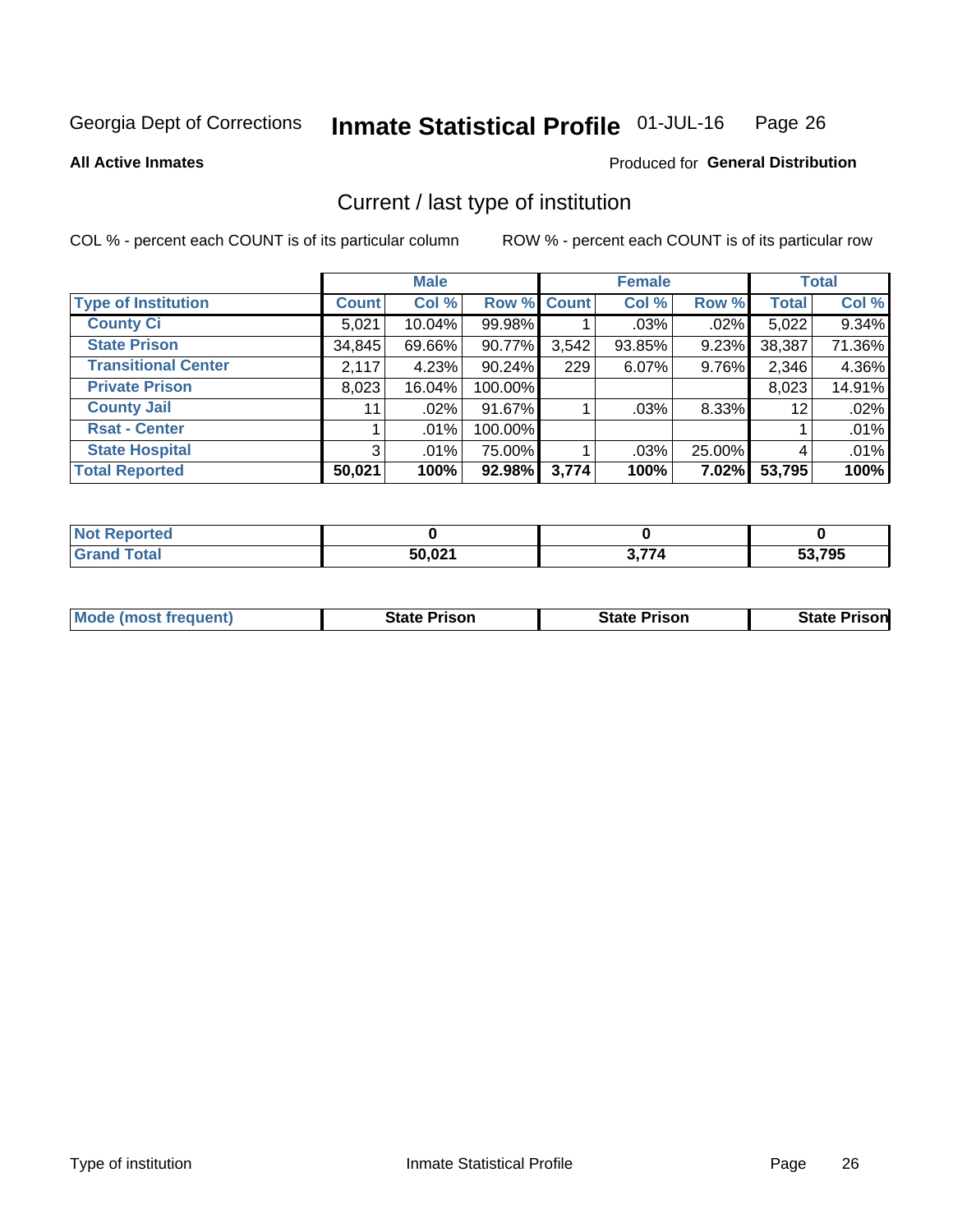Georgia Dept of Corrections **Inmate Statistical Profile** 01-JUL-16

**All Active Inmates**

Produced for **General Distribution**

## Current / last type of institution

COL % - percent each COUNT is of its particular column ROW % - percent each COUNT is of its particular row

| | Male | | | Female | | | Total | |
|---|---|---|---|---|---|---|---|---|
| **Type of Institution** | **Count** | **Col %** | **Row %** | **Count** | **Col %** | **Row %** | **Total** | **Col %** |
| County Ci | 5,021 | 10.04% | 99.98% | 1 | .03% | .02% | 5,022 | 9.34% |
| State Prison | 34,845 | 69.66% | 90.77% | 3,542 | 93.85% | 9.23% | 38,387 | 71.36% |
| Transitional Center | 2,117 | 4.23% | 90.24% | 229 | 6.07% | 9.76% | 2,346 | 4.36% |
| Private Prison | 8,023 | 16.04% | 100.00% | | | | 8,023 | 14.91% |
| County Jail | 11 | .02% | 91.67% | 1 | .03% | 8.33% | 12 | .02% |
| Rsat - Center | 1 | .01% | 100.00% | | | | 1 | .01% |
| State Hospital | 3 | .01% | 75.00% | 1 | .03% | 25.00% | 4 | .01% |
| **Total Reported** | **50,021** | **100%** | **92.98%** | **3,774** | **100%** | **7.02%** | **53,795** | **100%** |

| | Male | Female | Total |
|---|---|---|---|
| Not Reported | **0** | **0** | **0** |
| Grand Total | **50,021** | **3,774** | **53,795** |

| | Male | Female | Total |
|---|---|---|---|
| Mode (most frequent) | **State Prison** | **State Prison** | **State Prison** |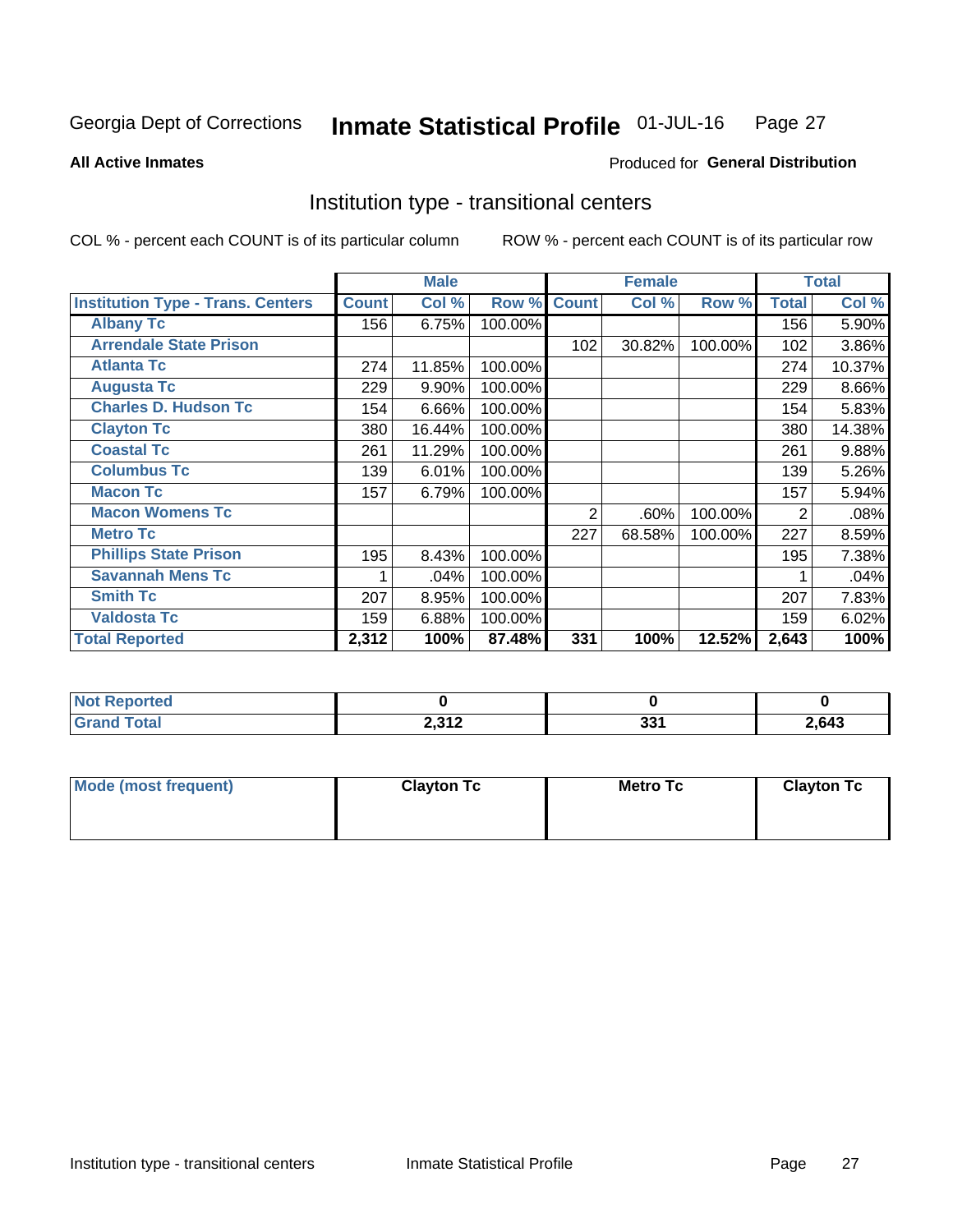Georgia Dept of Corrections **Inmate Statistical Profile** 01-JUL-16

**All Active Inmates**

Produced for **General Distribution**

## Institution type - transitional centers

COL % - percent each COUNT is of its particular column

ROW % - percent each COUNT is of its particular row

| | Male | | | Female | | | Total | |
|---|---|---|---|---|---|---|---|---|
| **Institution Type - Trans. Centers** | **Count** | **Col %** | **Row %** | **Count** | **Col %** | **Row %** | **Total** | **Col %** |
| **Albany Tc** | 156 | 6.75% | 100.00% | | | | 156 | 5.90% |
| **Arrendale State Prison** | | | | 102 | 30.82% | 100.00% | 102 | 3.86% |
| **Atlanta Tc** | 274 | 11.85% | 100.00% | | | | 274 | 10.37% |
| **Augusta Tc** | 229 | 9.90% | 100.00% | | | | 229 | 8.66% |
| **Charles D. Hudson Tc** | 154 | 6.66% | 100.00% | | | | 154 | 5.83% |
| **Clayton Tc** | 380 | 16.44% | 100.00% | | | | 380 | 14.38% |
| **Coastal Tc** | 261 | 11.29% | 100.00% | | | | 261 | 9.88% |
| **Columbus Tc** | 139 | 6.01% | 100.00% | | | | 139 | 5.26% |
| **Macon Tc** | 157 | 6.79% | 100.00% | | | | 157 | 5.94% |
| **Macon Womens Tc** | | | | 2 | .60% | 100.00% | 2 | .08% |
| **Metro Tc** | | | | 227 | 68.58% | 100.00% | 227 | 8.59% |
| **Phillips State Prison** | 195 | 8.43% | 100.00% | | | | 195 | 7.38% |
| **Savannah Mens Tc** | 1 | .04% | 100.00% | | | | 1 | .04% |
| **Smith Tc** | 207 | 8.95% | 100.00% | | | | 207 | 7.83% |
| **Valdosta Tc** | 159 | 6.88% | 100.00% | | | | 159 | 6.02% |
| **Total Reported** | **2,312** | **100%** | **87.48%** | **331** | **100%** | **12.52%** | **2,643** | **100%** |

| | Male | Female | Total |
|---|---|---|---|
| **Not Reported** | **0** | **0** | **0** |
| **Grand Total** | **2,312** | **331** | **2,643** |

| | Male | Female | Total |
|---|---|---|---|
| **Mode (most frequent)** | **Clayton Tc** | **Metro Tc** | **Clayton Tc** |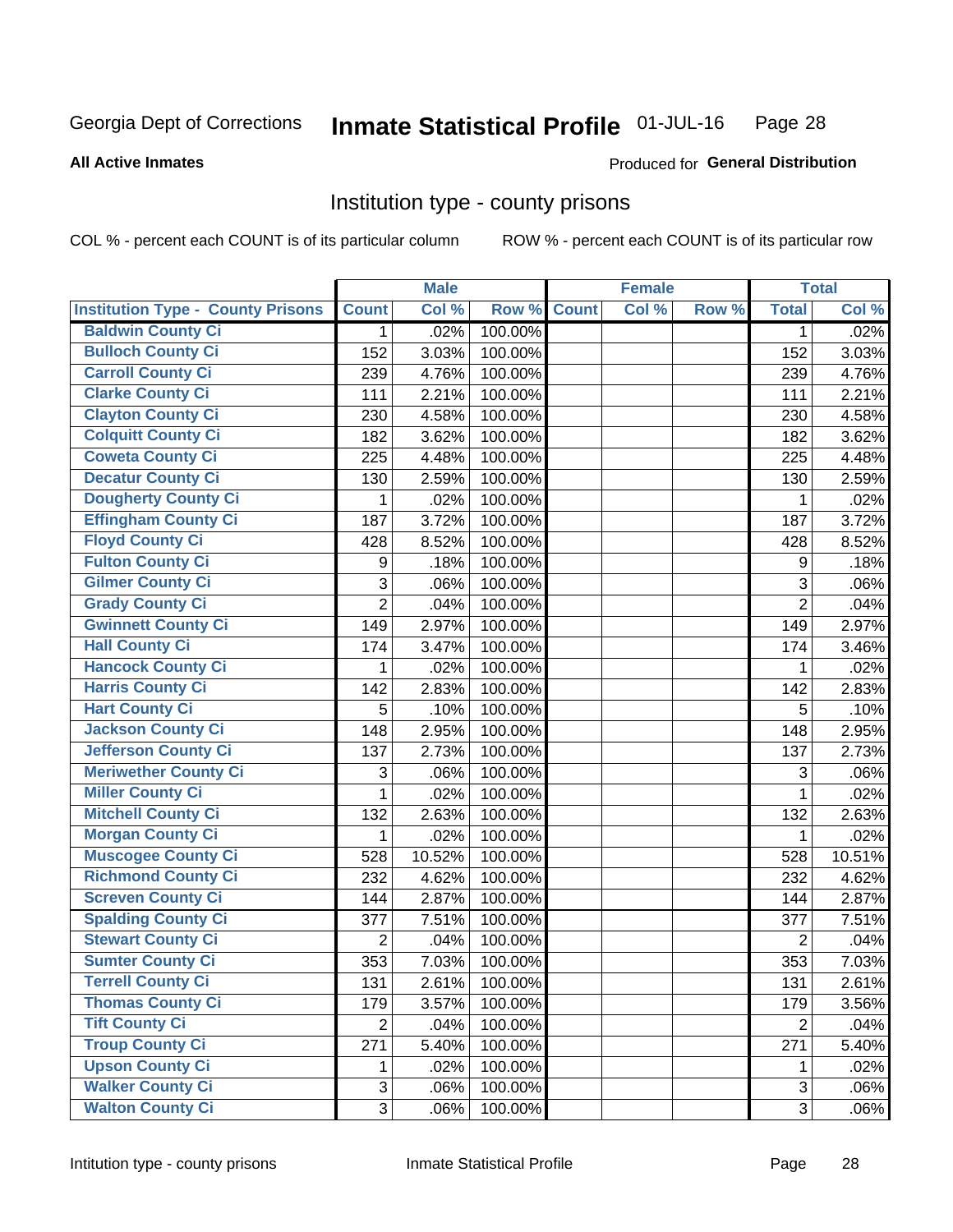Georgia Dept of Corrections **Inmate Statistical Profile** 01-JUL-16 Page 28

**All Active Inmates**

Produced for **General Distribution**

## Institution type - county prisons

COL % - percent each COUNT is of its particular column ROW % - percent each COUNT is of its particular row

| | Male | | | Female | | | Total | |
|---|---|---|---|---|---|---|---|---|
| Institution Type - County Prisons | Count | Col % | Row % | Count | Col % | Row % | Total | Col % |
| Baldwin County Ci | 1 | .02% | 100.00% | | | | 1 | .02% |
| Bulloch County Ci | 152 | 3.03% | 100.00% | | | | 152 | 3.03% |
| Carroll County Ci | 239 | 4.76% | 100.00% | | | | 239 | 4.76% |
| Clarke County Ci | 111 | 2.21% | 100.00% | | | | 111 | 2.21% |
| Clayton County Ci | 230 | 4.58% | 100.00% | | | | 230 | 4.58% |
| Colquitt County Ci | 182 | 3.62% | 100.00% | | | | 182 | 3.62% |
| Coweta County Ci | 225 | 4.48% | 100.00% | | | | 225 | 4.48% |
| Decatur County Ci | 130 | 2.59% | 100.00% | | | | 130 | 2.59% |
| Dougherty County Ci | 1 | .02% | 100.00% | | | | 1 | .02% |
| Effingham County Ci | 187 | 3.72% | 100.00% | | | | 187 | 3.72% |
| Floyd County Ci | 428 | 8.52% | 100.00% | | | | 428 | 8.52% |
| Fulton County Ci | 9 | .18% | 100.00% | | | | 9 | .18% |
| Gilmer County Ci | 3 | .06% | 100.00% | | | | 3 | .06% |
| Grady County Ci | 2 | .04% | 100.00% | | | | 2 | .04% |
| Gwinnett County Ci | 149 | 2.97% | 100.00% | | | | 149 | 2.97% |
| Hall County Ci | 174 | 3.47% | 100.00% | | | | 174 | 3.46% |
| Hancock County Ci | 1 | .02% | 100.00% | | | | 1 | .02% |
| Harris County Ci | 142 | 2.83% | 100.00% | | | | 142 | 2.83% |
| Hart County Ci | 5 | .10% | 100.00% | | | | 5 | .10% |
| Jackson County Ci | 148 | 2.95% | 100.00% | | | | 148 | 2.95% |
| Jefferson County Ci | 137 | 2.73% | 100.00% | | | | 137 | 2.73% |
| Meriwether County Ci | 3 | .06% | 100.00% | | | | 3 | .06% |
| Miller County Ci | 1 | .02% | 100.00% | | | | 1 | .02% |
| Mitchell County Ci | 132 | 2.63% | 100.00% | | | | 132 | 2.63% |
| Morgan County Ci | 1 | .02% | 100.00% | | | | 1 | .02% |
| Muscogee County Ci | 528 | 10.52% | 100.00% | | | | 528 | 10.51% |
| Richmond County Ci | 232 | 4.62% | 100.00% | | | | 232 | 4.62% |
| Screven County Ci | 144 | 2.87% | 100.00% | | | | 144 | 2.87% |
| Spalding County Ci | 377 | 7.51% | 100.00% | | | | 377 | 7.51% |
| Stewart County Ci | 2 | .04% | 100.00% | | | | 2 | .04% |
| Sumter County Ci | 353 | 7.03% | 100.00% | | | | 353 | 7.03% |
| Terrell County Ci | 131 | 2.61% | 100.00% | | | | 131 | 2.61% |
| Thomas County Ci | 179 | 3.57% | 100.00% | | | | 179 | 3.56% |
| Tift County Ci | 2 | .04% | 100.00% | | | | 2 | .04% |
| Troup County Ci | 271 | 5.40% | 100.00% | | | | 271 | 5.40% |
| Upson County Ci | 1 | .02% | 100.00% | | | | 1 | .02% |
| Walker County Ci | 3 | .06% | 100.00% | | | | 3 | .06% |
| Walton County Ci | 3 | .06% | 100.00% | | | | 3 | .06% |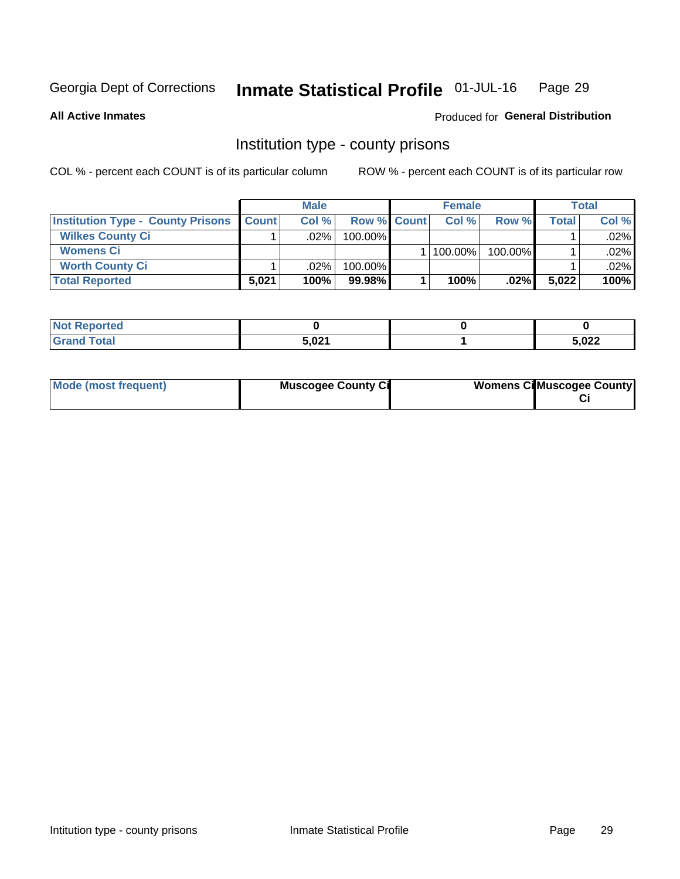Georgia Dept of Corrections **Inmate Statistical Profile** 01-JUL-16

**All Active Inmates**

Produced for **General Distribution**

## Institution type - county prisons

COL % - percent each COUNT is of its particular column

ROW % - percent each COUNT is of its particular row

| | Male | | | Female | | | Total | |
|---|---|---|---|---|---|---|---|---|
| **Institution Type - County Prisons** | **Count** | **Col %** | **Row %** | **Count** | **Col %** | **Row %** | **Total** | **Col %** |
| **Wilkes County Ci** | 1 | .02% | 100.00% | | | | 1 | .02% |
| **Womens Ci** | | | | 1 | 100.00% | 100.00% | 1 | .02% |
| **Worth County Ci** | 1 | .02% | 100.00% | | | | 1 | .02% |
| **Total Reported** | **5,021** | **100%** | **99.98%** | **1** | **100%** | **.02%** | **5,022** | **100%** |

| | Male | Female | Total |
|---|---|---|---|
| **Not Reported** | **0** | **0** | **0** |
| **Grand Total** | **5,021** | **1** | **5,022** |

| | Male | Female | Total |
|---|---|---|---|
| **Mode (most frequent)** | **Muscogee County Ci** | **Womens Ci** | **Muscogee County Ci** |

Intitution type - county prisons

Inmate Statistical Profile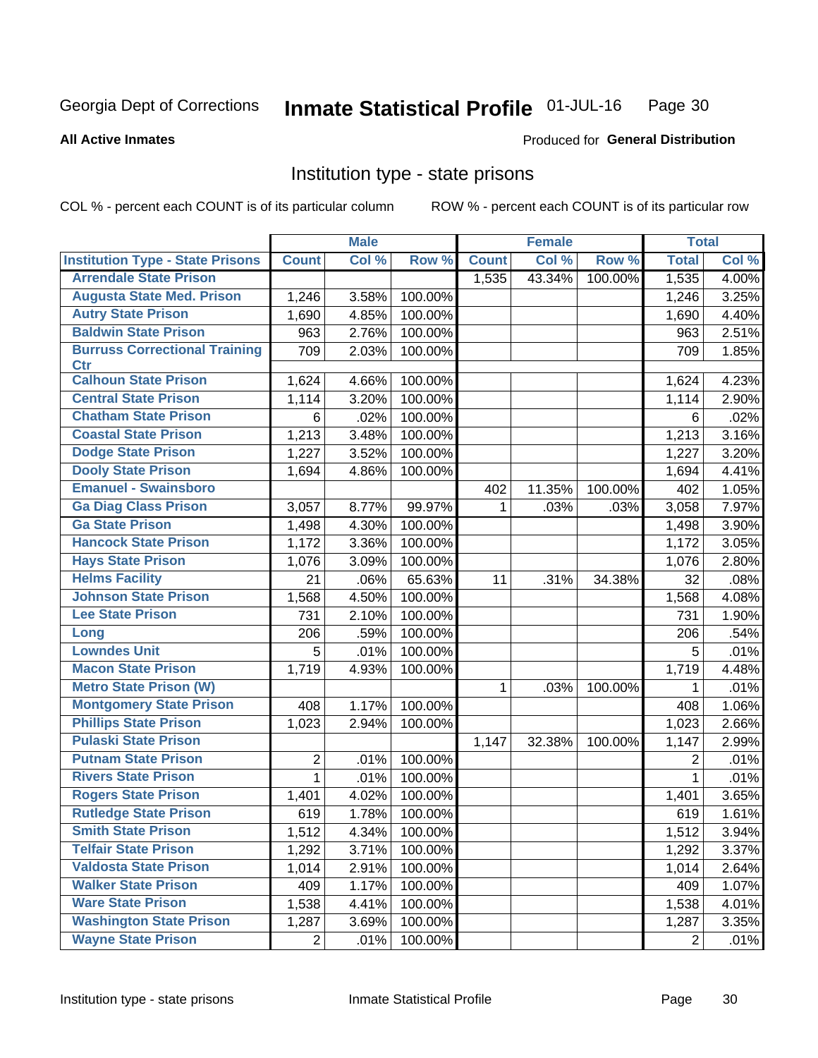Georgia Dept of Corrections **Inmate Statistical Profile** 01-JUL-16

**All Active Inmates**

Produced for **General Distribution**

## Institution type - state prisons

COL % - percent each COUNT is of its particular column ROW % - percent each COUNT is of its particular row

| | Male | | | Female | | | Total | |
|---|---|---|---|---|---|---|---|---|
| **Institution Type - State Prisons** | **Count** | **Col %** | **Row %** | **Count** | **Col %** | **Row %** | **Total** | **Col %** |
| Arrendale State Prison | | | | 1,535 | 43.34% | 100.00% | 1,535 | 4.00% |
| Augusta State Med. Prison | 1,246 | 3.58% | 100.00% | | | | 1,246 | 3.25% |
| Autry State Prison | 1,690 | 4.85% | 100.00% | | | | 1,690 | 4.40% |
| Baldwin State Prison | 963 | 2.76% | 100.00% | | | | 963 | 2.51% |
| Burruss Correctional Training Ctr | 709 | 2.03% | 100.00% | | | | 709 | 1.85% |
| Calhoun State Prison | 1,624 | 4.66% | 100.00% | | | | 1,624 | 4.23% |
| Central State Prison | 1,114 | 3.20% | 100.00% | | | | 1,114 | 2.90% |
| Chatham State Prison | 6 | .02% | 100.00% | | | | 6 | .02% |
| Coastal State Prison | 1,213 | 3.48% | 100.00% | | | | 1,213 | 3.16% |
| Dodge State Prison | 1,227 | 3.52% | 100.00% | | | | 1,227 | 3.20% |
| Dooly State Prison | 1,694 | 4.86% | 100.00% | | | | 1,694 | 4.41% |
| Emanuel - Swainsboro | | | | 402 | 11.35% | 100.00% | 402 | 1.05% |
| Ga Diag Class Prison | 3,057 | 8.77% | 99.97% | 1 | .03% | .03% | 3,058 | 7.97% |
| Ga State Prison | 1,498 | 4.30% | 100.00% | | | | 1,498 | 3.90% |
| Hancock State Prison | 1,172 | 3.36% | 100.00% | | | | 1,172 | 3.05% |
| Hays State Prison | 1,076 | 3.09% | 100.00% | | | | 1,076 | 2.80% |
| Helms Facility | 21 | .06% | 65.63% | 11 | .31% | 34.38% | 32 | .08% |
| Johnson State Prison | 1,568 | 4.50% | 100.00% | | | | 1,568 | 4.08% |
| Lee State Prison | 731 | 2.10% | 100.00% | | | | 731 | 1.90% |
| Long | 206 | .59% | 100.00% | | | | 206 | .54% |
| Lowndes Unit | 5 | .01% | 100.00% | | | | 5 | .01% |
| Macon State Prison | 1,719 | 4.93% | 100.00% | | | | 1,719 | 4.48% |
| Metro State Prison (W) | | | | 1 | .03% | 100.00% | 1 | .01% |
| Montgomery State Prison | 408 | 1.17% | 100.00% | | | | 408 | 1.06% |
| Phillips State Prison | 1,023 | 2.94% | 100.00% | | | | 1,023 | 2.66% |
| Pulaski State Prison | | | | 1,147 | 32.38% | 100.00% | 1,147 | 2.99% |
| Putnam State Prison | 2 | .01% | 100.00% | | | | 2 | .01% |
| Rivers State Prison | 1 | .01% | 100.00% | | | | 1 | .01% |
| Rogers State Prison | 1,401 | 4.02% | 100.00% | | | | 1,401 | 3.65% |
| Rutledge State Prison | 619 | 1.78% | 100.00% | | | | 619 | 1.61% |
| Smith State Prison | 1,512 | 4.34% | 100.00% | | | | 1,512 | 3.94% |
| Telfair State Prison | 1,292 | 3.71% | 100.00% | | | | 1,292 | 3.37% |
| Valdosta State Prison | 1,014 | 2.91% | 100.00% | | | | 1,014 | 2.64% |
| Walker State Prison | 409 | 1.17% | 100.00% | | | | 409 | 1.07% |
| Ware State Prison | 1,538 | 4.41% | 100.00% | | | | 1,538 | 4.01% |
| Washington State Prison | 1,287 | 3.69% | 100.00% | | | | 1,287 | 3.35% |
| Wayne State Prison | 2 | .01% | 100.00% | | | | 2 | .01% |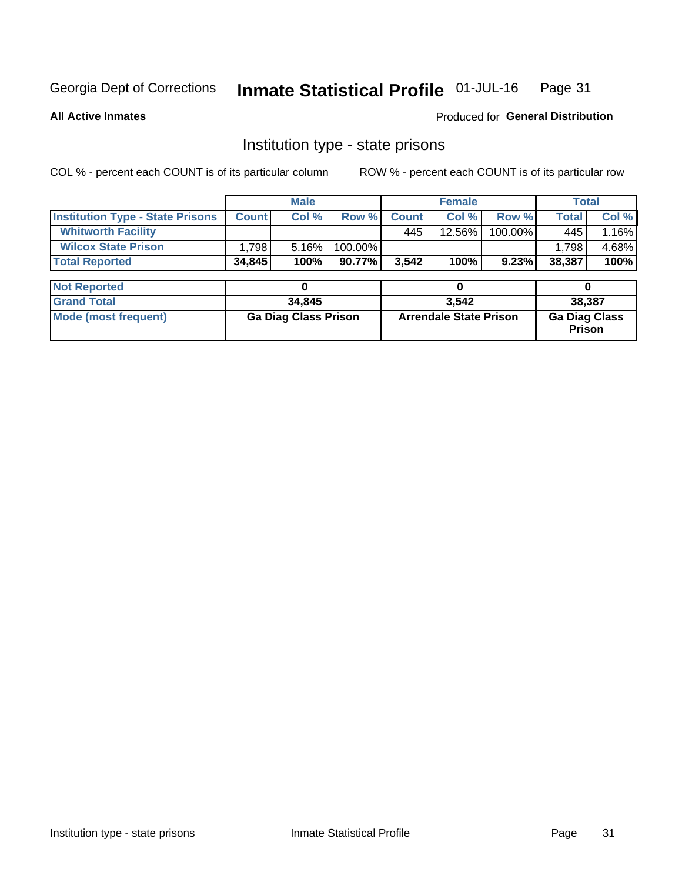Georgia Dept of Corrections **Inmate Statistical Profile** 01-JUL-16

**All Active Inmates**

Produced for **General Distribution**

## Institution type - state prisons

COL % - percent each COUNT is of its particular column    ROW % - percent each COUNT is of its particular row

| | Male | | | Female | | | Total | |
|---|---|---|---|---|---|---|---|---|
| **Institution Type - State Prisons** | **Count** | **Col %** | **Row %** | **Count** | **Col %** | **Row %** | **Total** | **Col %** |
| **Whitworth Facility** | | | | 445 | 12.56% | 100.00% | 445 | 1.16% |
| **Wilcox State Prison** | 1,798 | 5.16% | 100.00% | | | | 1,798 | 4.68% |
| **Total Reported** | **34,845** | **100%** | **90.77%** | **3,542** | **100%** | **9.23%** | **38,387** | **100%** |

| | Male | Female | Total |
|---|---|---|---|
| **Not Reported** | **0** | **0** | **0** |
| **Grand Total** | **34,845** | **3,542** | **38,387** |
| **Mode (most frequent)** | **Ga Diag Class Prison** | **Arrendale State Prison** | **Ga Diag Class Prison** |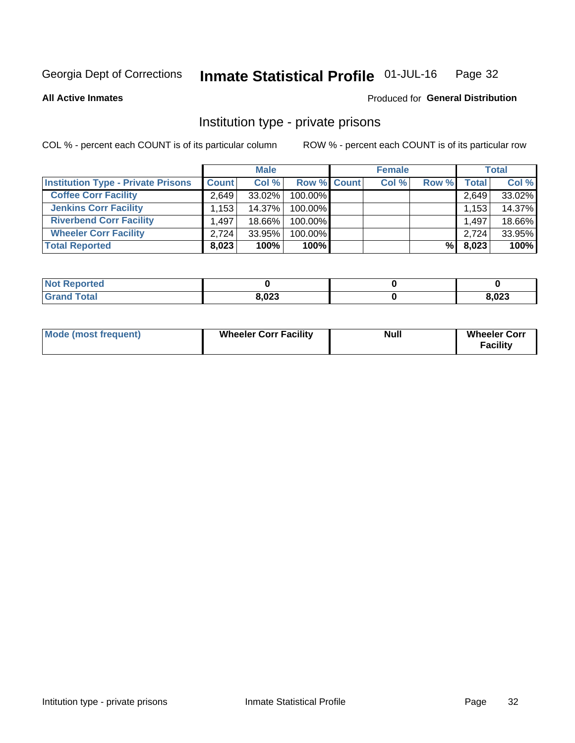Georgia Dept of Corrections **Inmate Statistical Profile** 01-JUL-16

**All Active Inmates**

Produced for **General Distribution**

## Institution type - private prisons

COL % - percent each COUNT is of its particular column ROW % - percent each COUNT is of its particular row

| | Male | | | Female | | | Total | |
|---|---|---|---|---|---|---|---|---|
| **Institution Type - Private Prisons** | **Count** | **Col %** | **Row %** | **Count** | **Col %** | **Row %** | **Total** | **Col %** |
| **Coffee Corr Facility** | 2,649 | 33.02% | 100.00% | | | | 2,649 | 33.02% |
| **Jenkins Corr Facility** | 1,153 | 14.37% | 100.00% | | | | 1,153 | 14.37% |
| **Riverbend Corr Facility** | 1,497 | 18.66% | 100.00% | | | | 1,497 | 18.66% |
| **Wheeler Corr Facility** | 2,724 | 33.95% | 100.00% | | | | 2,724 | 33.95% |
| **Total Reported** | **8,023** | **100%** | **100%** | | | **%** | **8,023** | **100%** |

| | Male | Female | Total |
|---|---|---|---|
| **Not Reported** | **0** | **0** | **0** |
| **Grand Total** | **8,023** | **0** | **8,023** |

| | Male | Female | Total |
|---|---|---|---|
| **Mode (most frequent)** | **Wheeler Corr Facility** | **Null** | **Wheeler Corr Facility** |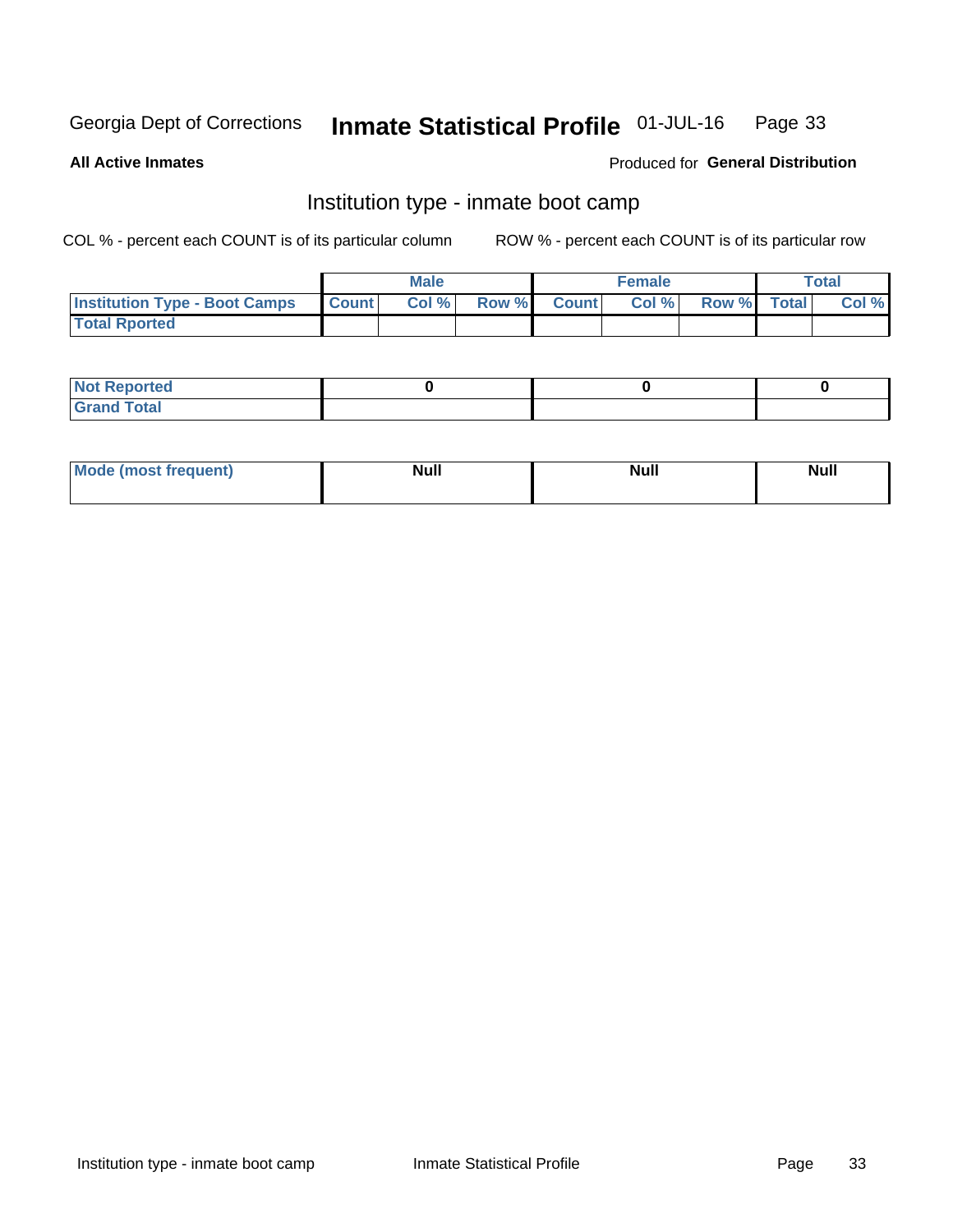Georgia Dept of Corrections **Inmate Statistical Profile** 01-JUL-16

**All Active Inmates**

Produced for **General Distribution**

## Institution type - inmate boot camp

COL % - percent each COUNT is of its particular column ROW % - percent each COUNT is of its particular row

| | Male | | | Female | | | Total | |
|---|---|---|---|---|---|---|---|---|
| **Institution Type - Boot Camps** | **Count** | **Col %** | **Row %** | **Count** | **Col %** | **Row %** | **Total** | **Col %** |
| **Total Rported** | | | | | | | | |

| | Male | Female | Total |
|---|---|---|---|
| **Not Reported** | **0** | **0** | **0** |
| **Grand Total** | | | |

| | Male | Female | Total |
|---|---|---|---|
| **Mode (most frequent)** | **Null** | **Null** | **Null** |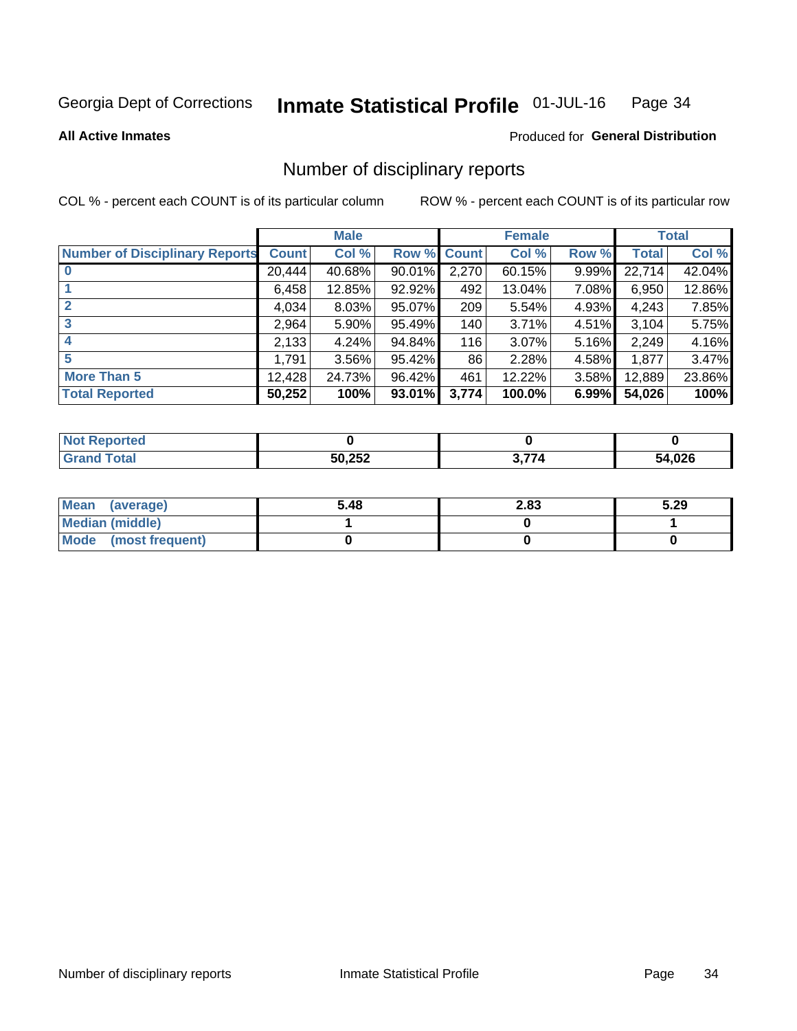Georgia Dept of Corrections **Inmate Statistical Profile** 01-JUL-16

**All Active Inmates**

Produced for **General Distribution**

## Number of disciplinary reports

COL % - percent each COUNT is of its particular column

ROW % - percent each COUNT is of its particular row

| | Male | | | Female | | | Total | |
|---|---|---|---|---|---|---|---|---|
| **Number of Disciplinary Reports** | **Count** | **Col %** | **Row %** | **Count** | **Col %** | **Row %** | **Total** | **Col %** |
| **0** | 20,444 | 40.68% | 90.01% | 2,270 | 60.15% | 9.99% | 22,714 | 42.04% |
| **1** | 6,458 | 12.85% | 92.92% | 492 | 13.04% | 7.08% | 6,950 | 12.86% |
| **2** | 4,034 | 8.03% | 95.07% | 209 | 5.54% | 4.93% | 4,243 | 7.85% |
| **3** | 2,964 | 5.90% | 95.49% | 140 | 3.71% | 4.51% | 3,104 | 5.75% |
| **4** | 2,133 | 4.24% | 94.84% | 116 | 3.07% | 5.16% | 2,249 | 4.16% |
| **5** | 1,791 | 3.56% | 95.42% | 86 | 2.28% | 4.58% | 1,877 | 3.47% |
| **More Than 5** | 12,428 | 24.73% | 96.42% | 461 | 12.22% | 3.58% | 12,889 | 23.86% |
| **Total Reported** | **50,252** | **100%** | **93.01%** | **3,774** | **100.0%** | **6.99%** | **54,026** | **100%** |

| | Male | Female | Total |
|---|---|---|---|
| **Not Reported** | 0 | 0 | 0 |
| **Grand Total** | 50,252 | 3,774 | 54,026 |

| | Male | Female | Total |
|---|---|---|---|
| **Mean (average)** | 5.48 | 2.83 | 5.29 |
| **Median (middle)** | 1 | 0 | 1 |
| **Mode (most frequent)** | 0 | 0 | 0 |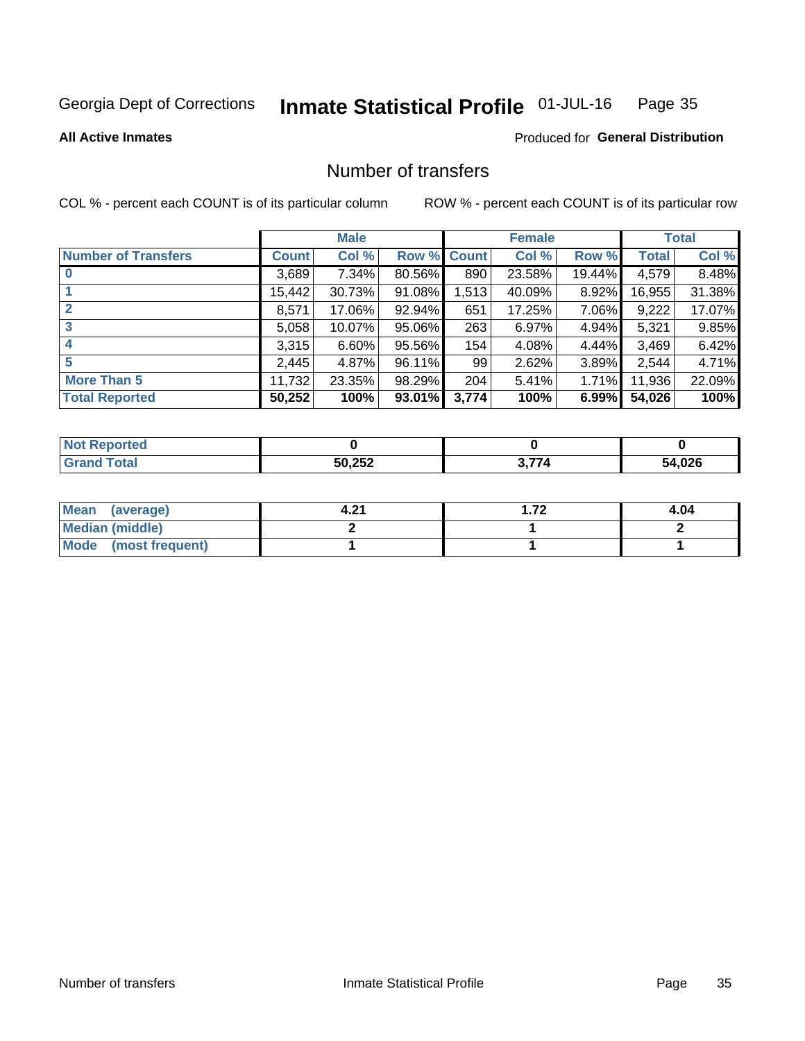Georgia Dept of Corrections **Inmate Statistical Profile** 01-JUL-16

**All Active Inmates**

Produced for **General Distribution**

## Number of transfers

COL % - percent each COUNT is of its particular column ROW % - percent each COUNT is of its particular row

| | Male | | | Female | | | Total | |
|---|---|---|---|---|---|---|---|---|
| **Number of Transfers** | **Count** | **Col %** | **Row %** | **Count** | **Col %** | **Row %** | **Total** | **Col %** |
| **0** | 3,689 | 7.34% | 80.56% | 890 | 23.58% | 19.44% | 4,579 | 8.48% |
| **1** | 15,442 | 30.73% | 91.08% | 1,513 | 40.09% | 8.92% | 16,955 | 31.38% |
| **2** | 8,571 | 17.06% | 92.94% | 651 | 17.25% | 7.06% | 9,222 | 17.07% |
| **3** | 5,058 | 10.07% | 95.06% | 263 | 6.97% | 4.94% | 5,321 | 9.85% |
| **4** | 3,315 | 6.60% | 95.56% | 154 | 4.08% | 4.44% | 3,469 | 6.42% |
| **5** | 2,445 | 4.87% | 96.11% | 99 | 2.62% | 3.89% | 2,544 | 4.71% |
| **More Than 5** | 11,732 | 23.35% | 98.29% | 204 | 5.41% | 1.71% | 11,936 | 22.09% |
| **Total Reported** | **50,252** | **100%** | **93.01%** | **3,774** | **100%** | **6.99%** | **54,026** | **100%** |

| | Male | Female | Total |
|---|---|---|---|
| **Not Reported** | **0** | **0** | **0** |
| **Grand Total** | **50,252** | **3,774** | **54,026** |

| | Male | Female | Total |
|---|---|---|---|
| **Mean (average)** | **4.21** | **1.72** | **4.04** |
| **Median (middle)** | **2** | **1** | **2** |
| **Mode (most frequent)** | **1** | **1** | **1** |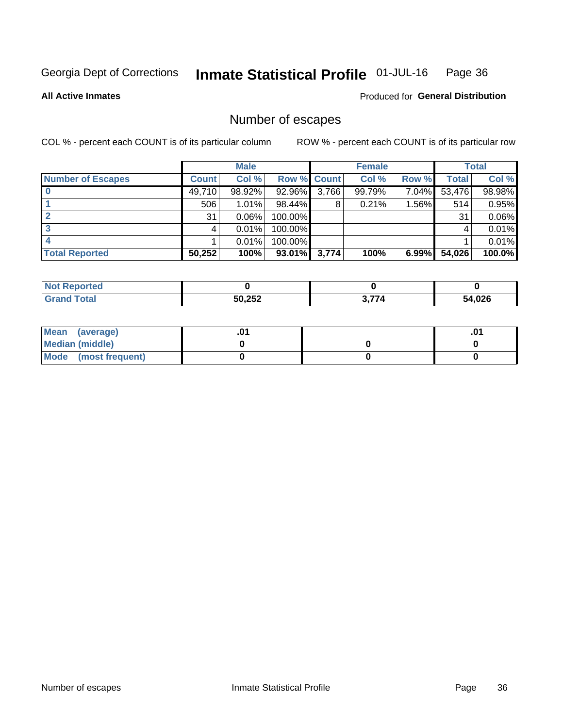Georgia Dept of Corrections **Inmate Statistical Profile** 01-JUL-16

**All Active Inmates**

Produced for **General Distribution**

## Number of escapes

COL % - percent each COUNT is of its particular column

ROW % - percent each COUNT is of its particular row

| | Male | | | Female | | | Total | |
|---|---|---|---|---|---|---|---|---|
| **Number of Escapes** | **Count** | **Col %** | **Row %** | **Count** | **Col %** | **Row %** | **Total** | **Col %** |
| **0** | 49,710 | 98.92% | 92.96% | 3,766 | 99.79% | 7.04% | 53,476 | 98.98% |
| **1** | 506 | 1.01% | 98.44% | 8 | 0.21% | 1.56% | 514 | 0.95% |
| **2** | 31 | 0.06% | 100.00% | | | | 31 | 0.06% |
| **3** | 4 | 0.01% | 100.00% | | | | 4 | 0.01% |
| **4** | 1 | 0.01% | 100.00% | | | | 1 | 0.01% |
| **Total Reported** | **50,252** | **100%** | **93.01%** | **3,774** | **100%** | **6.99%** | **54,026** | **100.0%** |

| | Male | Female | Total |
|---|---|---|---|
| **Not Reported** | **0** | **0** | **0** |
| **Grand Total** | **50,252** | **3,774** | **54,026** |

| | Male | Female | Total |
|---|---|---|---|
| **Mean (average)** | **.01** | | **.01** |
| **Median (middle)** | **0** | **0** | **0** |
| **Mode (most frequent)** | **0** | **0** | **0** |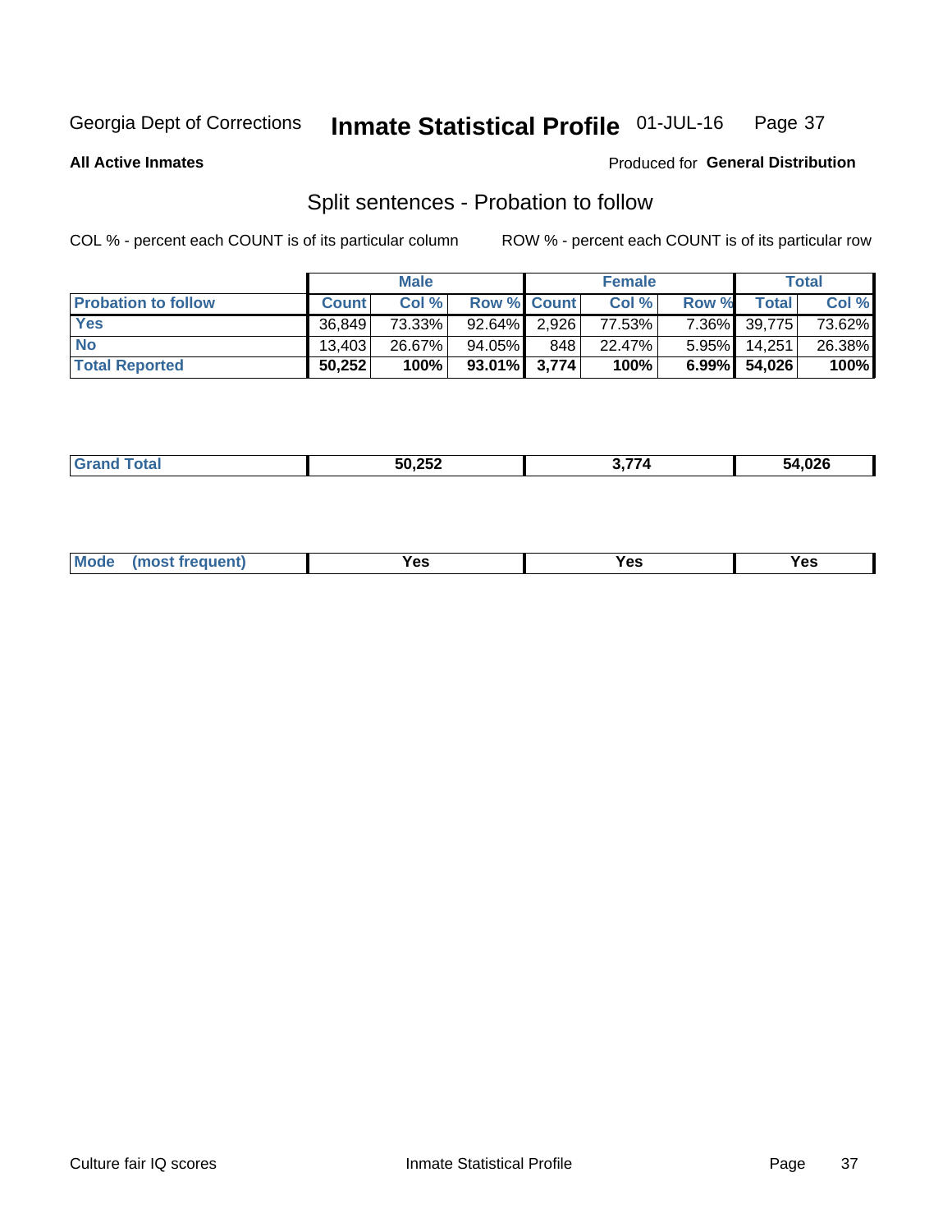Georgia Dept of Corrections **Inmate Statistical Profile** 01-JUL-16

**All Active Inmates**

Produced for **General Distribution**

## Split sentences - Probation to follow

COL % - percent each COUNT is of its particular column

ROW % - percent each COUNT is of its particular row

| | Male | | | Female | | | Total | |
|---|---|---|---|---|---|---|---|---|
| **Probation to follow** | **Count** | **Col %** | **Row %** | **Count** | **Col %** | **Row %** | **Total** | **Col %** |
| **Yes** | 36,849 | 73.33% | 92.64% | 2,926 | 77.53% | 7.36% | 39,775 | 73.62% |
| **No** | 13,403 | 26.67% | 94.05% | 848 | 22.47% | 5.95% | 14,251 | 26.38% |
| **Total Reported** | **50,252** | **100%** | **93.01%** | **3,774** | **100%** | **6.99%** | **54,026** | **100%** |

| | | | |
|---|---|---|---|
| **Grand Total** | **50,252** | **3,774** | **54,026** |

| | | | |
|---|---|---|---|
| **Mode (most frequent)** | **Yes** | **Yes** | **Yes** |

Culture fair IQ scores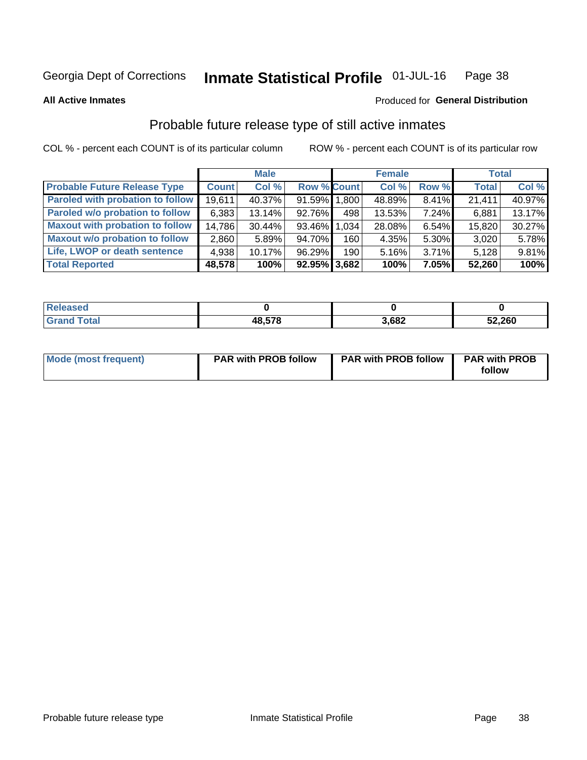Georgia Dept of Corrections **Inmate Statistical Profile** 01-JUL-16

**All Active Inmates**

Produced for **General Distribution**

## Probable future release type of still active inmates

COL % - percent each COUNT is of its particular column

ROW % - percent each COUNT is of its particular row

| | Male | | | Female | | | Total | |
|---|---|---|---|---|---|---|---|---|
| **Probable Future Release Type** | **Count** | **Col %** | **Row %** | **Count** | **Col %** | **Row %** | **Total** | **Col %** |
| Paroled with probation to follow | 19,611 | 40.37% | 91.59% | 1,800 | 48.89% | 8.41% | 21,411 | 40.97% |
| Paroled w/o probation to follow | 6,383 | 13.14% | 92.76% | 498 | 13.53% | 7.24% | 6,881 | 13.17% |
| Maxout with probation to follow | 14,786 | 30.44% | 93.46% | 1,034 | 28.08% | 6.54% | 15,820 | 30.27% |
| Maxout w/o probation to follow | 2,860 | 5.89% | 94.70% | 160 | 4.35% | 5.30% | 3,020 | 5.78% |
| Life, LWOP or death sentence | 4,938 | 10.17% | 96.29% | 190 | 5.16% | 3.71% | 5,128 | 9.81% |
| **Total Reported** | **48,578** | **100%** | **92.95%** | **3,682** | **100%** | **7.05%** | **52,260** | **100%** |

| | Male | Female | Total |
|---|---|---|---|
| Released | 0 | 0 | 0 |
| Grand Total | 48,578 | 3,682 | 52,260 |

| | Male | Female | Total |
|---|---|---|---|
| Mode (most frequent) | PAR with PROB follow | PAR with PROB follow | PAR with PROB follow |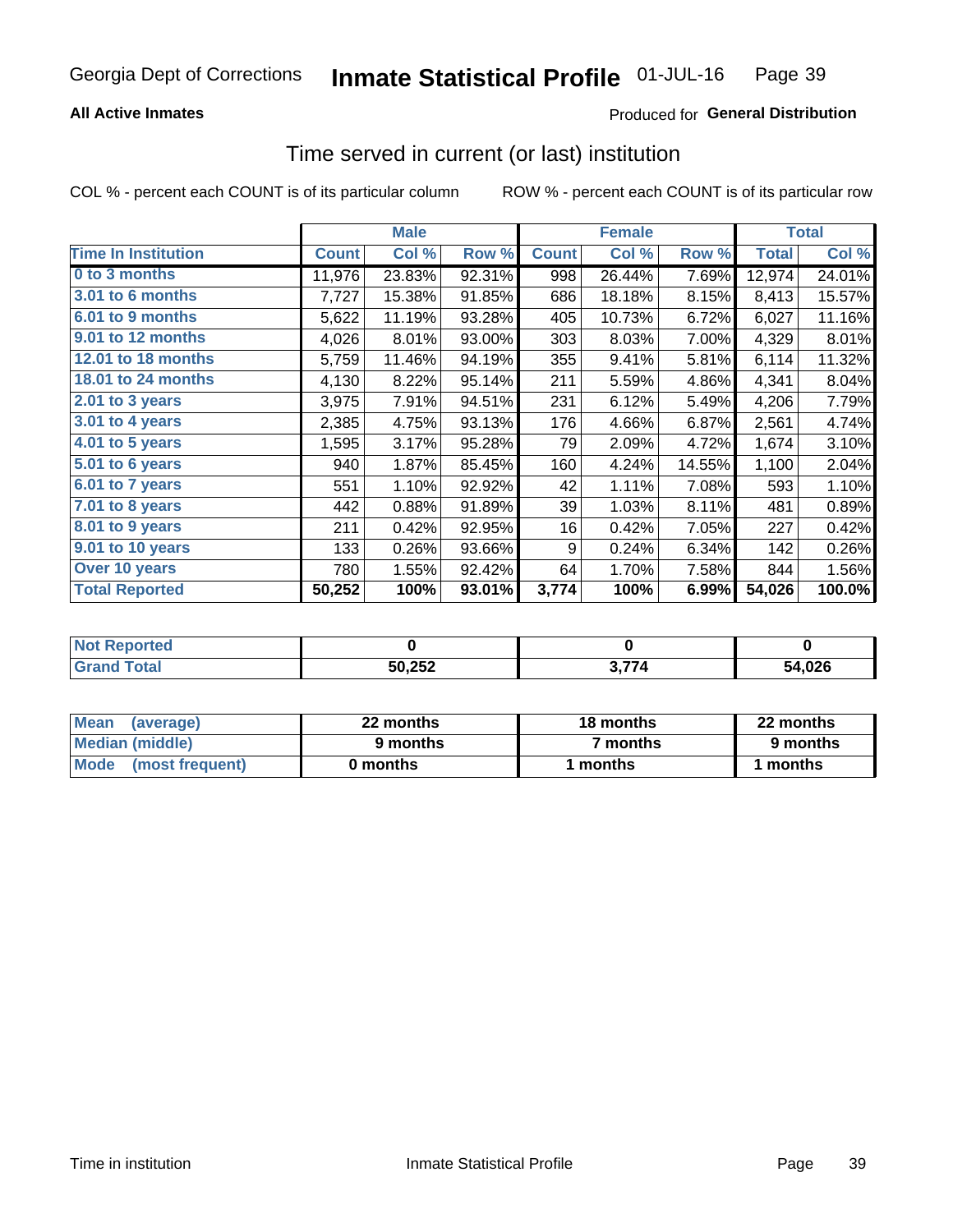# Inmate Statistical Profile

Georgia Dept of Corrections — 01-JUL-16

**All Active Inmates** — Produced for **General Distribution**

## Time served in current (or last) institution

COL % - percent each COUNT is of its particular column    ROW % - percent each COUNT is of its particular row

| Time In Institution | Male | | | Female | | | Total | |
|---|---|---|---|---|---|---|---|---|
| | Count | Col % | Row % | Count | Col % | Row % | Total | Col % |
| 0 to 3 months | 11,976 | 23.83% | 92.31% | 998 | 26.44% | 7.69% | 12,974 | 24.01% |
| 3.01 to 6 months | 7,727 | 15.38% | 91.85% | 686 | 18.18% | 8.15% | 8,413 | 15.57% |
| 6.01 to 9 months | 5,622 | 11.19% | 93.28% | 405 | 10.73% | 6.72% | 6,027 | 11.16% |
| 9.01 to 12 months | 4,026 | 8.01% | 93.00% | 303 | 8.03% | 7.00% | 4,329 | 8.01% |
| 12.01 to 18 months | 5,759 | 11.46% | 94.19% | 355 | 9.41% | 5.81% | 6,114 | 11.32% |
| 18.01 to 24 months | 4,130 | 8.22% | 95.14% | 211 | 5.59% | 4.86% | 4,341 | 8.04% |
| 2.01 to 3 years | 3,975 | 7.91% | 94.51% | 231 | 6.12% | 5.49% | 4,206 | 7.79% |
| 3.01 to 4 years | 2,385 | 4.75% | 93.13% | 176 | 4.66% | 6.87% | 2,561 | 4.74% |
| 4.01 to 5 years | 1,595 | 3.17% | 95.28% | 79 | 2.09% | 4.72% | 1,674 | 3.10% |
| 5.01 to 6 years | 940 | 1.87% | 85.45% | 160 | 4.24% | 14.55% | 1,100 | 2.04% |
| 6.01 to 7 years | 551 | 1.10% | 92.92% | 42 | 1.11% | 7.08% | 593 | 1.10% |
| 7.01 to 8 years | 442 | 0.88% | 91.89% | 39 | 1.03% | 8.11% | 481 | 0.89% |
| 8.01 to 9 years | 211 | 0.42% | 92.95% | 16 | 0.42% | 7.05% | 227 | 0.42% |
| 9.01 to 10 years | 133 | 0.26% | 93.66% | 9 | 0.24% | 6.34% | 142 | 0.26% |
| Over 10 years | 780 | 1.55% | 92.42% | 64 | 1.70% | 7.58% | 844 | 1.56% |
| **Total Reported** | **50,252** | **100%** | **93.01%** | **3,774** | **100%** | **6.99%** | **54,026** | **100.0%** |

| | Male | Female | Total |
|---|---|---|---|
| Not Reported | **0** | **0** | **0** |
| Grand Total | **50,252** | **3,774** | **54,026** |

| | Male | Female | Total |
|---|---|---|---|
| Mean (average) | **22 months** | **18 months** | **22 months** |
| Median (middle) | **9 months** | **7 months** | **9 months** |
| Mode (most frequent) | **0 months** | **1 months** | **1 months** |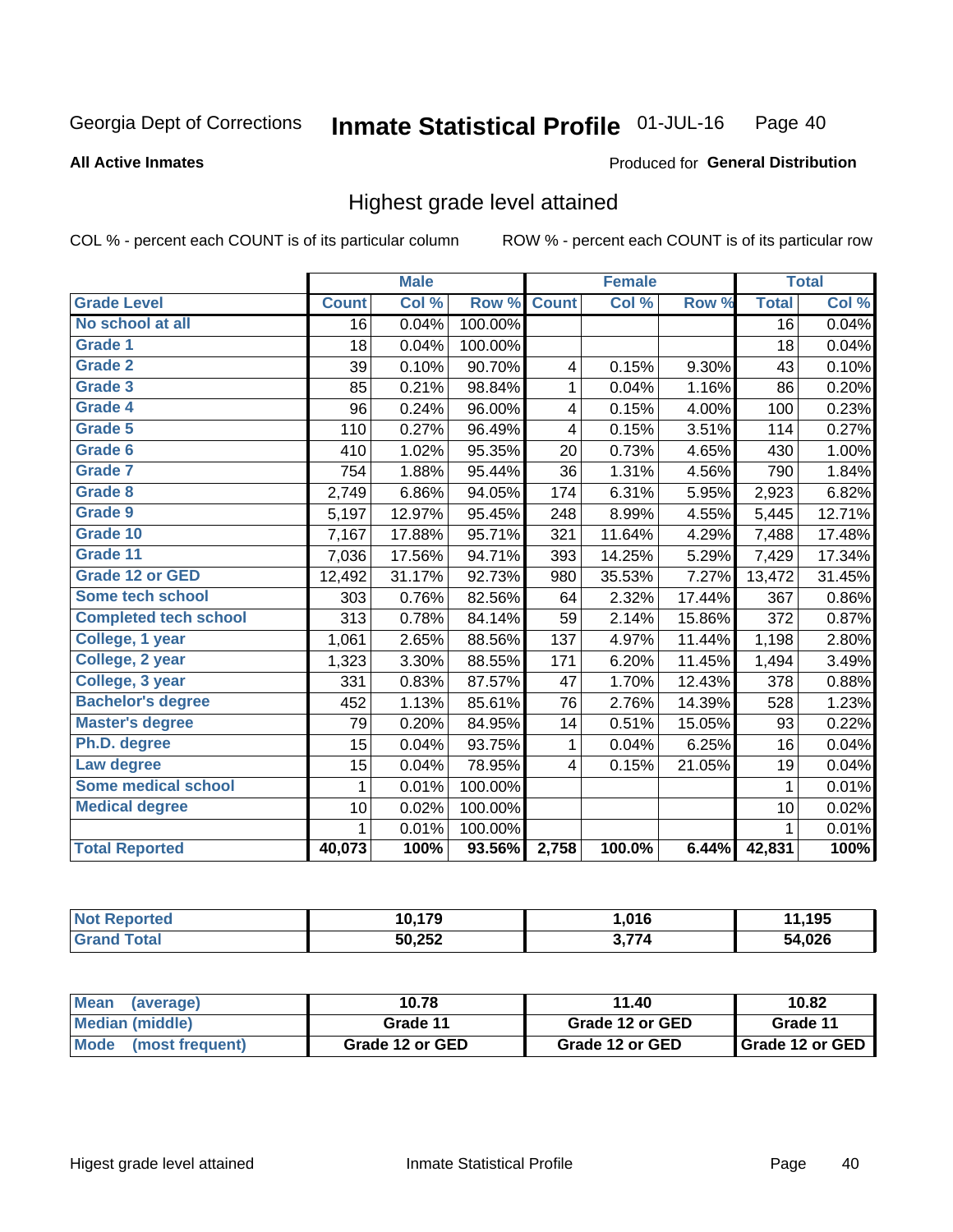Georgia Dept of Corrections **Inmate Statistical Profile** 01-JUL-16

**All Active Inmates**

Produced for **General Distribution**

## Highest grade level attained

COL % - percent each COUNT is of its particular column ROW % - percent each COUNT is of its particular row

| | Male | | | Female | | | Total | |
|---|---|---|---|---|---|---|---|---|
| **Grade Level** | **Count** | **Col %** | **Row %** | **Count** | **Col %** | **Row %** | **Total** | **Col %** |
| **No school at all** | 16 | 0.04% | 100.00% | | | | 16 | 0.04% |
| **Grade 1** | 18 | 0.04% | 100.00% | | | | 18 | 0.04% |
| **Grade 2** | 39 | 0.10% | 90.70% | 4 | 0.15% | 9.30% | 43 | 0.10% |
| **Grade 3** | 85 | 0.21% | 98.84% | 1 | 0.04% | 1.16% | 86 | 0.20% |
| **Grade 4** | 96 | 0.24% | 96.00% | 4 | 0.15% | 4.00% | 100 | 0.23% |
| **Grade 5** | 110 | 0.27% | 96.49% | 4 | 0.15% | 3.51% | 114 | 0.27% |
| **Grade 6** | 410 | 1.02% | 95.35% | 20 | 0.73% | 4.65% | 430 | 1.00% |
| **Grade 7** | 754 | 1.88% | 95.44% | 36 | 1.31% | 4.56% | 790 | 1.84% |
| **Grade 8** | 2,749 | 6.86% | 94.05% | 174 | 6.31% | 5.95% | 2,923 | 6.82% |
| **Grade 9** | 5,197 | 12.97% | 95.45% | 248 | 8.99% | 4.55% | 5,445 | 12.71% |
| **Grade 10** | 7,167 | 17.88% | 95.71% | 321 | 11.64% | 4.29% | 7,488 | 17.48% |
| **Grade 11** | 7,036 | 17.56% | 94.71% | 393 | 14.25% | 5.29% | 7,429 | 17.34% |
| **Grade 12 or GED** | 12,492 | 31.17% | 92.73% | 980 | 35.53% | 7.27% | 13,472 | 31.45% |
| **Some tech school** | 303 | 0.76% | 82.56% | 64 | 2.32% | 17.44% | 367 | 0.86% |
| **Completed tech school** | 313 | 0.78% | 84.14% | 59 | 2.14% | 15.86% | 372 | 0.87% |
| **College, 1 year** | 1,061 | 2.65% | 88.56% | 137 | 4.97% | 11.44% | 1,198 | 2.80% |
| **College, 2 year** | 1,323 | 3.30% | 88.55% | 171 | 6.20% | 11.45% | 1,494 | 3.49% |
| **College, 3 year** | 331 | 0.83% | 87.57% | 47 | 1.70% | 12.43% | 378 | 0.88% |
| **Bachelor's degree** | 452 | 1.13% | 85.61% | 76 | 2.76% | 14.39% | 528 | 1.23% |
| **Master's degree** | 79 | 0.20% | 84.95% | 14 | 0.51% | 15.05% | 93 | 0.22% |
| **Ph.D. degree** | 15 | 0.04% | 93.75% | 1 | 0.04% | 6.25% | 16 | 0.04% |
| **Law degree** | 15 | 0.04% | 78.95% | 4 | 0.15% | 21.05% | 19 | 0.04% |
| **Some medical school** | 1 | 0.01% | 100.00% | | | | 1 | 0.01% |
| **Medical degree** | 10 | 0.02% | 100.00% | | | | 10 | 0.02% |
| | 1 | 0.01% | 100.00% | | | | 1 | 0.01% |
| **Total Reported** | **40,073** | **100%** | **93.56%** | **2,758** | **100.0%** | **6.44%** | **42,831** | **100%** |

| | Male | Female | Total |
|---|---|---|---|
| **Not Reported** | **10,179** | **1,016** | **11,195** |
| **Grand Total** | **50,252** | **3,774** | **54,026** |

| | Male | Female | Total |
|---|---|---|---|
| **Mean (average)** | **10.78** | **11.40** | **10.82** |
| **Median (middle)** | **Grade 11** | **Grade 12 or GED** | **Grade 11** |
| **Mode (most frequent)** | **Grade 12 or GED** | **Grade 12 or GED** | **Grade 12 or GED** |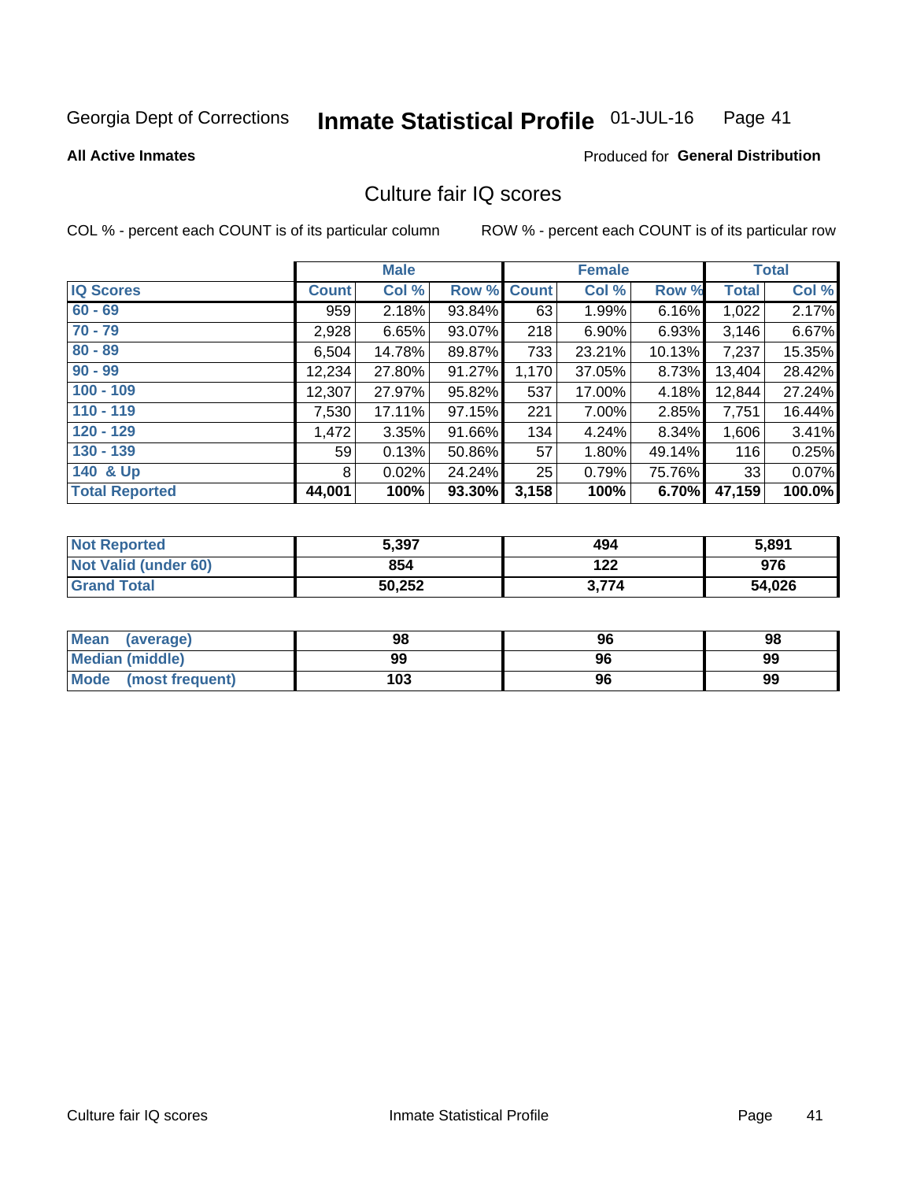Georgia Dept of Corrections **Inmate Statistical Profile** 01-JUL-16

**All Active Inmates**

Produced for **General Distribution**

## Culture fair IQ scores

COL % - percent each COUNT is of its particular column

ROW % - percent each COUNT is of its particular row

| | Male | | | Female | | | Total | |
|---|---|---|---|---|---|---|---|---|
| **IQ Scores** | **Count** | **Col %** | **Row %** | **Count** | **Col %** | **Row %** | **Total** | **Col %** |
| 60 - 69 | 959 | 2.18% | 93.84% | 63 | 1.99% | 6.16% | 1,022 | 2.17% |
| 70 - 79 | 2,928 | 6.65% | 93.07% | 218 | 6.90% | 6.93% | 3,146 | 6.67% |
| 80 - 89 | 6,504 | 14.78% | 89.87% | 733 | 23.21% | 10.13% | 7,237 | 15.35% |
| 90 - 99 | 12,234 | 27.80% | 91.27% | 1,170 | 37.05% | 8.73% | 13,404 | 28.42% |
| 100 - 109 | 12,307 | 27.97% | 95.82% | 537 | 17.00% | 4.18% | 12,844 | 27.24% |
| 110 - 119 | 7,530 | 17.11% | 97.15% | 221 | 7.00% | 2.85% | 7,751 | 16.44% |
| 120 - 129 | 1,472 | 3.35% | 91.66% | 134 | 4.24% | 8.34% | 1,606 | 3.41% |
| 130 - 139 | 59 | 0.13% | 50.86% | 57 | 1.80% | 49.14% | 116 | 0.25% |
| 140 & Up | 8 | 0.02% | 24.24% | 25 | 0.79% | 75.76% | 33 | 0.07% |
| **Total Reported** | **44,001** | **100%** | **93.30%** | **3,158** | **100%** | **6.70%** | **47,159** | **100.0%** |

| | Male | Female | Total |
|---|---|---|---|
| Not Reported | 5,397 | 494 | 5,891 |
| Not Valid (under 60) | 854 | 122 | 976 |
| Grand Total | 50,252 | 3,774 | 54,026 |

| | Male | Female | Total |
|---|---|---|---|
| Mean (average) | 98 | 96 | 98 |
| Median (middle) | 99 | 96 | 99 |
| Mode (most frequent) | 103 | 96 | 99 |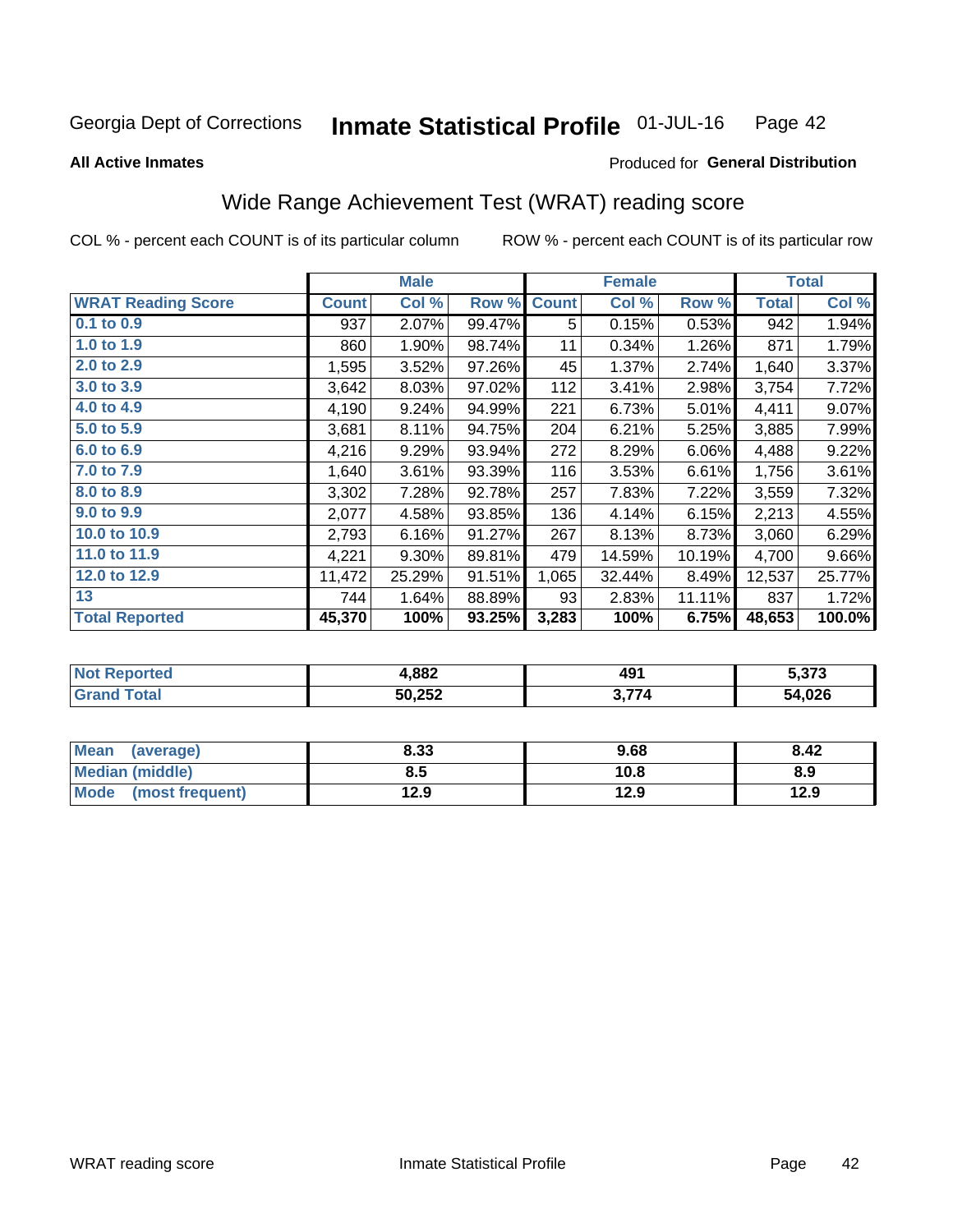Georgia Dept of Corrections **Inmate Statistical Profile** 01-JUL-16 Page 42

**All Active Inmates**

Produced for **General Distribution**

## Wide Range Achievement Test (WRAT) reading score

COL % - percent each COUNT is of its particular column ROW % - percent each COUNT is of its particular row

| | Male | | | Female | | | Total | |
|---|---|---|---|---|---|---|---|---|
| **WRAT Reading Score** | **Count** | **Col %** | **Row %** | **Count** | **Col %** | **Row %** | **Total** | **Col %** |
| 0.1 to 0.9 | 937 | 2.07% | 99.47% | 5 | 0.15% | 0.53% | 942 | 1.94% |
| 1.0 to 1.9 | 860 | 1.90% | 98.74% | 11 | 0.34% | 1.26% | 871 | 1.79% |
| 2.0 to 2.9 | 1,595 | 3.52% | 97.26% | 45 | 1.37% | 2.74% | 1,640 | 3.37% |
| 3.0 to 3.9 | 3,642 | 8.03% | 97.02% | 112 | 3.41% | 2.98% | 3,754 | 7.72% |
| 4.0 to 4.9 | 4,190 | 9.24% | 94.99% | 221 | 6.73% | 5.01% | 4,411 | 9.07% |
| 5.0 to 5.9 | 3,681 | 8.11% | 94.75% | 204 | 6.21% | 5.25% | 3,885 | 7.99% |
| 6.0 to 6.9 | 4,216 | 9.29% | 93.94% | 272 | 8.29% | 6.06% | 4,488 | 9.22% |
| 7.0 to 7.9 | 1,640 | 3.61% | 93.39% | 116 | 3.53% | 6.61% | 1,756 | 3.61% |
| 8.0 to 8.9 | 3,302 | 7.28% | 92.78% | 257 | 7.83% | 7.22% | 3,559 | 7.32% |
| 9.0 to 9.9 | 2,077 | 4.58% | 93.85% | 136 | 4.14% | 6.15% | 2,213 | 4.55% |
| 10.0 to 10.9 | 2,793 | 6.16% | 91.27% | 267 | 8.13% | 8.73% | 3,060 | 6.29% |
| 11.0 to 11.9 | 4,221 | 9.30% | 89.81% | 479 | 14.59% | 10.19% | 4,700 | 9.66% |
| 12.0 to 12.9 | 11,472 | 25.29% | 91.51% | 1,065 | 32.44% | 8.49% | 12,537 | 25.77% |
| 13 | 744 | 1.64% | 88.89% | 93 | 2.83% | 11.11% | 837 | 1.72% |
| **Total Reported** | **45,370** | **100%** | **93.25%** | **3,283** | **100%** | **6.75%** | **48,653** | **100.0%** |

| | Male | Female | Total |
|---|---|---|---|
| Not Reported | 4,882 | 491 | 5,373 |
| Grand Total | 50,252 | 3,774 | 54,026 |

| | Male | Female | Total |
|---|---|---|---|
| Mean (average) | 8.33 | 9.68 | 8.42 |
| Median (middle) | 8.5 | 10.8 | 8.9 |
| Mode (most frequent) | 12.9 | 12.9 | 12.9 |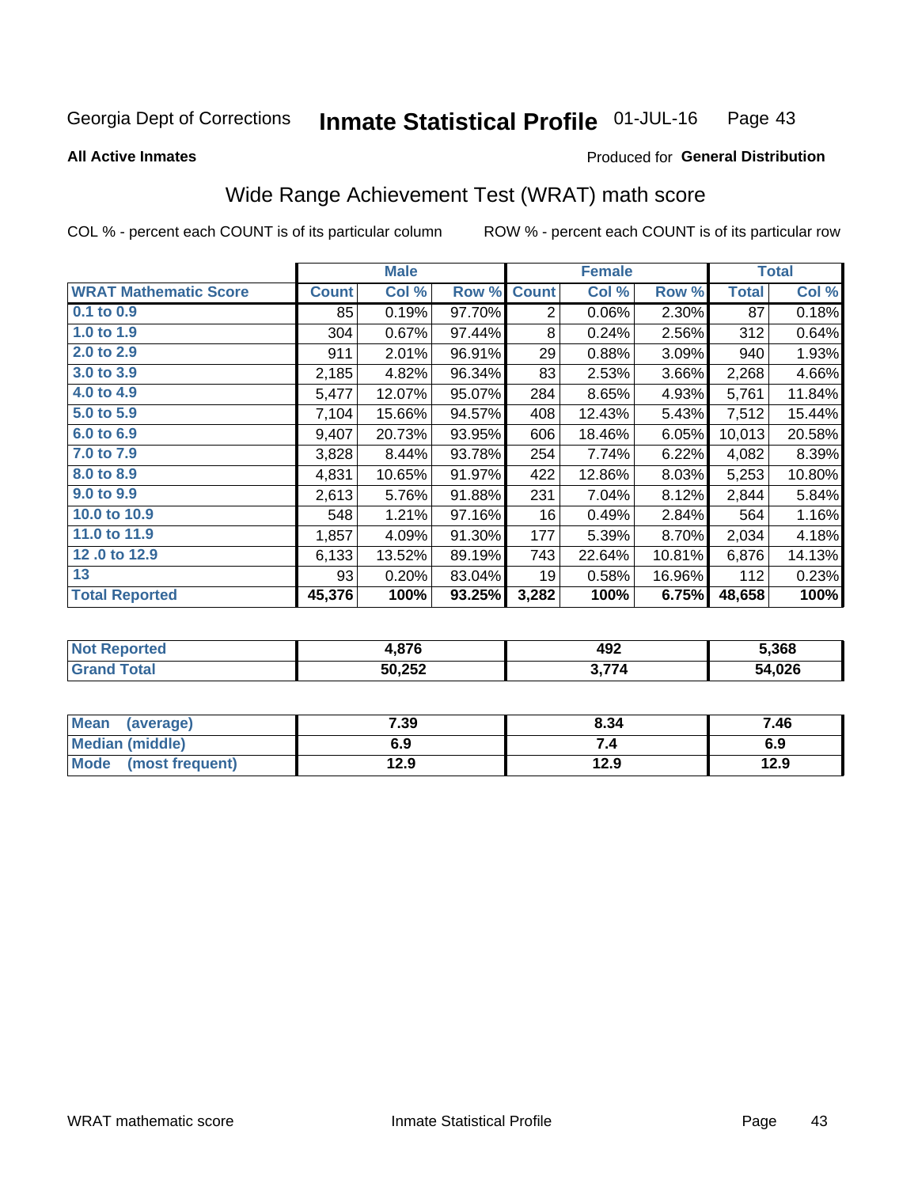Georgia Dept of Corrections **Inmate Statistical Profile** 01-JUL-16

**All Active Inmates**

Produced for **General Distribution**

## Wide Range Achievement Test (WRAT) math score

COL % - percent each COUNT is of its particular column ROW % - percent each COUNT is of its particular row

| | Male | | | Female | | | Total | |
|---|---|---|---|---|---|---|---|---|
| **WRAT Mathematic Score** | **Count** | **Col %** | **Row %** | **Count** | **Col %** | **Row %** | **Total** | **Col %** |
| 0.1 to 0.9 | 85 | 0.19% | 97.70% | 2 | 0.06% | 2.30% | 87 | 0.18% |
| 1.0 to 1.9 | 304 | 0.67% | 97.44% | 8 | 0.24% | 2.56% | 312 | 0.64% |
| 2.0 to 2.9 | 911 | 2.01% | 96.91% | 29 | 0.88% | 3.09% | 940 | 1.93% |
| 3.0 to 3.9 | 2,185 | 4.82% | 96.34% | 83 | 2.53% | 3.66% | 2,268 | 4.66% |
| 4.0 to 4.9 | 5,477 | 12.07% | 95.07% | 284 | 8.65% | 4.93% | 5,761 | 11.84% |
| 5.0 to 5.9 | 7,104 | 15.66% | 94.57% | 408 | 12.43% | 5.43% | 7,512 | 15.44% |
| 6.0 to 6.9 | 9,407 | 20.73% | 93.95% | 606 | 18.46% | 6.05% | 10,013 | 20.58% |
| 7.0 to 7.9 | 3,828 | 8.44% | 93.78% | 254 | 7.74% | 6.22% | 4,082 | 8.39% |
| 8.0 to 8.9 | 4,831 | 10.65% | 91.97% | 422 | 12.86% | 8.03% | 5,253 | 10.80% |
| 9.0 to 9.9 | 2,613 | 5.76% | 91.88% | 231 | 7.04% | 8.12% | 2,844 | 5.84% |
| 10.0 to 10.9 | 548 | 1.21% | 97.16% | 16 | 0.49% | 2.84% | 564 | 1.16% |
| 11.0 to 11.9 | 1,857 | 4.09% | 91.30% | 177 | 5.39% | 8.70% | 2,034 | 4.18% |
| 12 .0 to 12.9 | 6,133 | 13.52% | 89.19% | 743 | 22.64% | 10.81% | 6,876 | 14.13% |
| 13 | 93 | 0.20% | 83.04% | 19 | 0.58% | 16.96% | 112 | 0.23% |
| **Total Reported** | **45,376** | **100%** | **93.25%** | **3,282** | **100%** | **6.75%** | **48,658** | **100%** |

| | Male | Female | Total |
|---|---|---|---|
| **Not Reported** | **4,876** | **492** | **5,368** |
| **Grand Total** | **50,252** | **3,774** | **54,026** |

| | Male | Female | Total |
|---|---|---|---|
| **Mean (average)** | **7.39** | **8.34** | **7.46** |
| **Median (middle)** | **6.9** | **7.4** | **6.9** |
| **Mode (most frequent)** | **12.9** | **12.9** | **12.9** |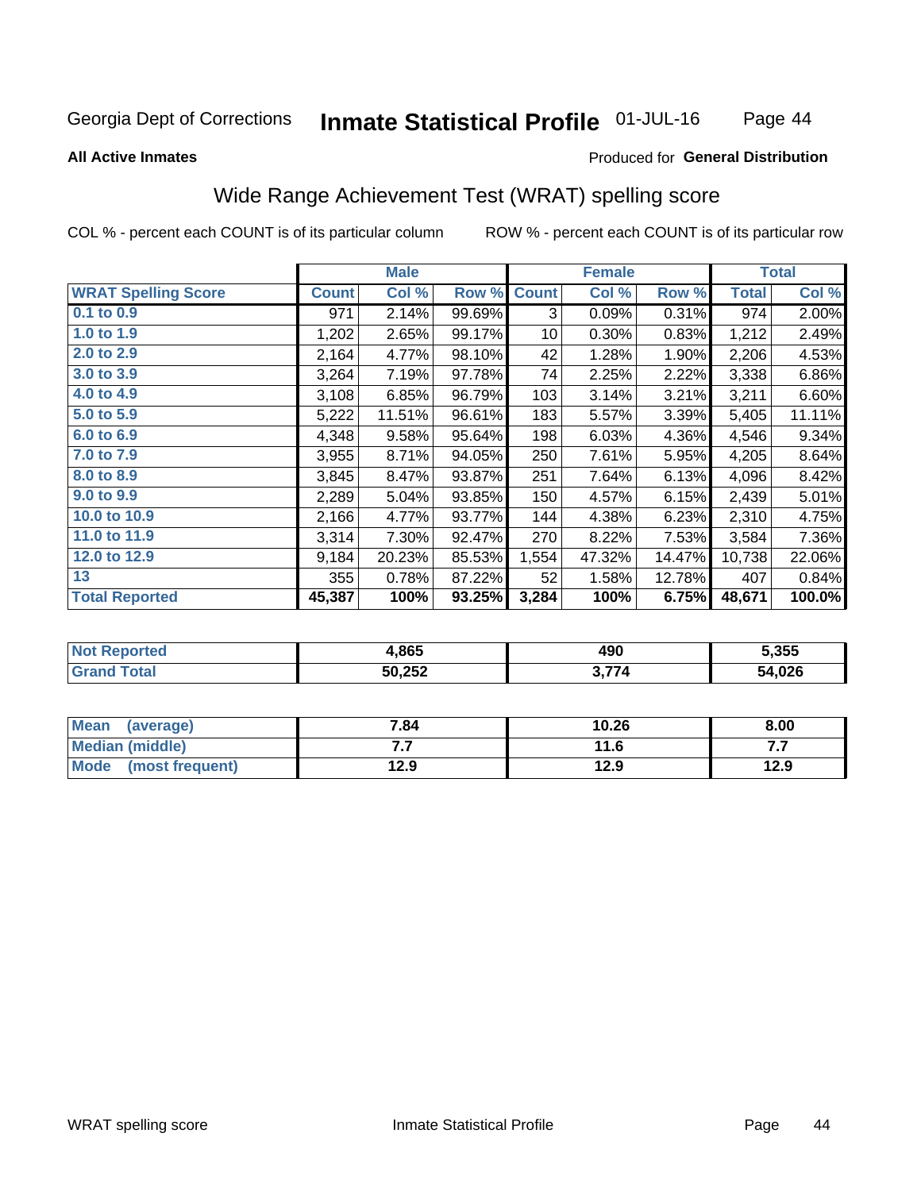Georgia Dept of Corrections **Inmate Statistical Profile** 01-JUL-16

**All Active Inmates**

Produced for **General Distribution**

## Wide Range Achievement Test (WRAT) spelling score

COL % - percent each COUNT is of its particular column ROW % - percent each COUNT is of its particular row

| | Male | | | Female | | | Total | |
|---|---|---|---|---|---|---|---|---|
| **WRAT Spelling Score** | **Count** | **Col %** | **Row %** | **Count** | **Col %** | **Row %** | **Total** | **Col %** |
| **0.1 to 0.9** | 971 | 2.14% | 99.69% | 3 | 0.09% | 0.31% | 974 | 2.00% |
| **1.0 to 1.9** | 1,202 | 2.65% | 99.17% | 10 | 0.30% | 0.83% | 1,212 | 2.49% |
| **2.0 to 2.9** | 2,164 | 4.77% | 98.10% | 42 | 1.28% | 1.90% | 2,206 | 4.53% |
| **3.0 to 3.9** | 3,264 | 7.19% | 97.78% | 74 | 2.25% | 2.22% | 3,338 | 6.86% |
| **4.0 to 4.9** | 3,108 | 6.85% | 96.79% | 103 | 3.14% | 3.21% | 3,211 | 6.60% |
| **5.0 to 5.9** | 5,222 | 11.51% | 96.61% | 183 | 5.57% | 3.39% | 5,405 | 11.11% |
| **6.0 to 6.9** | 4,348 | 9.58% | 95.64% | 198 | 6.03% | 4.36% | 4,546 | 9.34% |
| **7.0 to 7.9** | 3,955 | 8.71% | 94.05% | 250 | 7.61% | 5.95% | 4,205 | 8.64% |
| **8.0 to 8.9** | 3,845 | 8.47% | 93.87% | 251 | 7.64% | 6.13% | 4,096 | 8.42% |
| **9.0 to 9.9** | 2,289 | 5.04% | 93.85% | 150 | 4.57% | 6.15% | 2,439 | 5.01% |
| **10.0 to 10.9** | 2,166 | 4.77% | 93.77% | 144 | 4.38% | 6.23% | 2,310 | 4.75% |
| **11.0 to 11.9** | 3,314 | 7.30% | 92.47% | 270 | 8.22% | 7.53% | 3,584 | 7.36% |
| **12.0 to 12.9** | 9,184 | 20.23% | 85.53% | 1,554 | 47.32% | 14.47% | 10,738 | 22.06% |
| **13** | 355 | 0.78% | 87.22% | 52 | 1.58% | 12.78% | 407 | 0.84% |
| **Total Reported** | **45,387** | **100%** | **93.25%** | **3,284** | **100%** | **6.75%** | **48,671** | **100.0%** |

| | Male | Female | Total |
|---|---|---|---|
| **Not Reported** | **4,865** | **490** | **5,355** |
| **Grand Total** | **50,252** | **3,774** | **54,026** |

| | Male | Female | Total |
|---|---|---|---|
| **Mean (average)** | **7.84** | **10.26** | **8.00** |
| **Median (middle)** | **7.7** | **11.6** | **7.7** |
| **Mode (most frequent)** | **12.9** | **12.9** | **12.9** |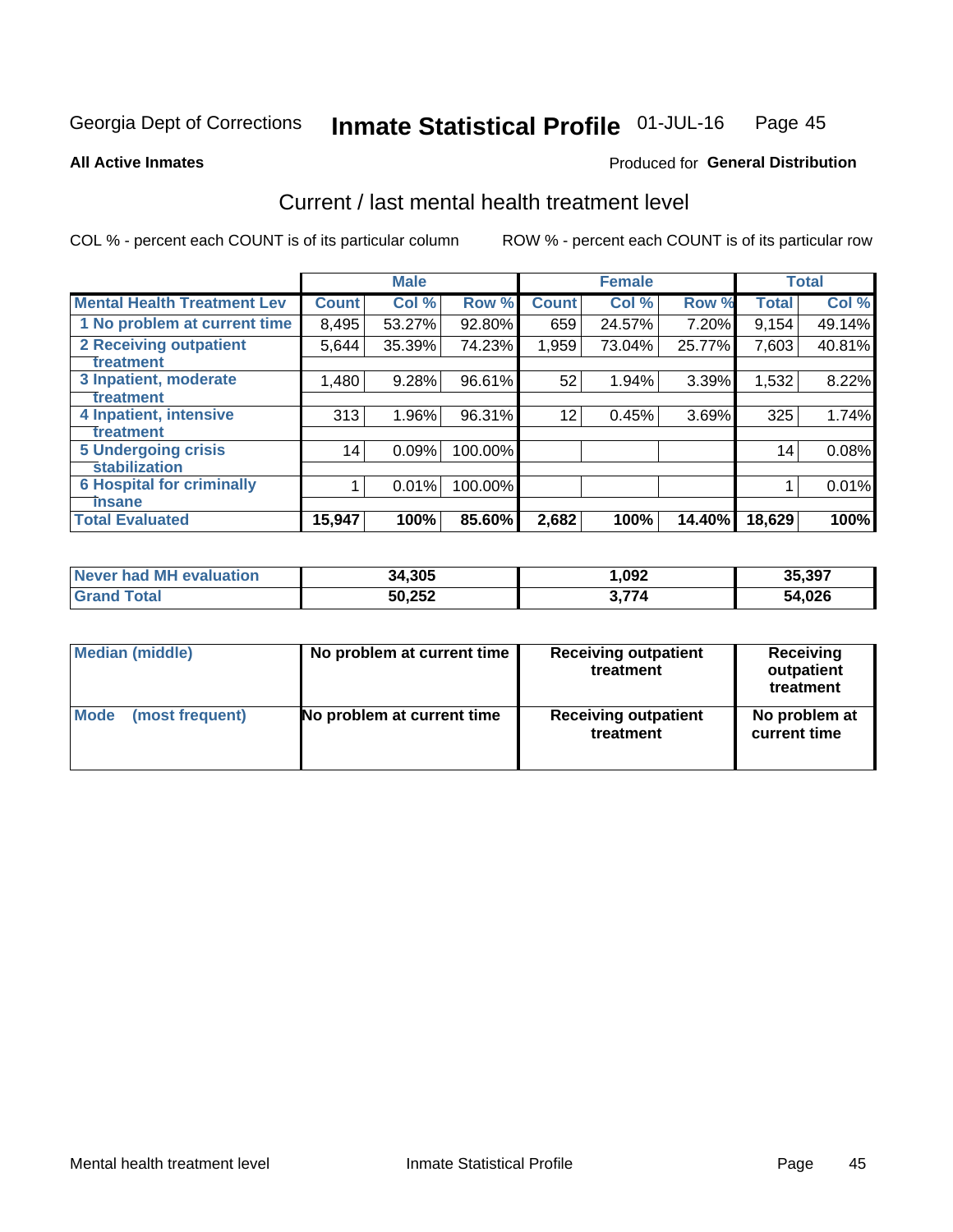Georgia Dept of Corrections **Inmate Statistical Profile** 01-JUL-16

**All Active Inmates**

Produced for **General Distribution**

## Current / last mental health treatment level

COL % - percent each COUNT is of its particular column

ROW % - percent each COUNT is of its particular row

| | Male | | | Female | | | Total | |
|---|---|---|---|---|---|---|---|---|
| **Mental Health Treatment Lev** | **Count** | **Col %** | **Row %** | **Count** | **Col %** | **Row %** | **Total** | **Col %** |
| 1 No problem at current time | 8,495 | 53.27% | 92.80% | 659 | 24.57% | 7.20% | 9,154 | 49.14% |
| 2 Receiving outpatient treatment | 5,644 | 35.39% | 74.23% | 1,959 | 73.04% | 25.77% | 7,603 | 40.81% |
| 3 Inpatient, moderate treatment | 1,480 | 9.28% | 96.61% | 52 | 1.94% | 3.39% | 1,532 | 8.22% |
| 4 Inpatient, intensive treatment | 313 | 1.96% | 96.31% | 12 | 0.45% | 3.69% | 325 | 1.74% |
| 5 Undergoing crisis stabilization | 14 | 0.09% | 100.00% | | | | 14 | 0.08% |
| 6 Hospital for criminally insane | 1 | 0.01% | 100.00% | | | | 1 | 0.01% |
| **Total Evaluated** | **15,947** | **100%** | **85.60%** | **2,682** | **100%** | **14.40%** | **18,629** | **100%** |

| | Male | Female | Total |
|---|---|---|---|
| Never had MH evaluation | 34,305 | 1,092 | 35,397 |
| Grand Total | 50,252 | 3,774 | 54,026 |

| | Male | Female | Total |
|---|---|---|---|
| Median (middle) | No problem at current time | Receiving outpatient treatment | Receiving outpatient treatment |
| Mode (most frequent) | No problem at current time | Receiving outpatient treatment | No problem at current time |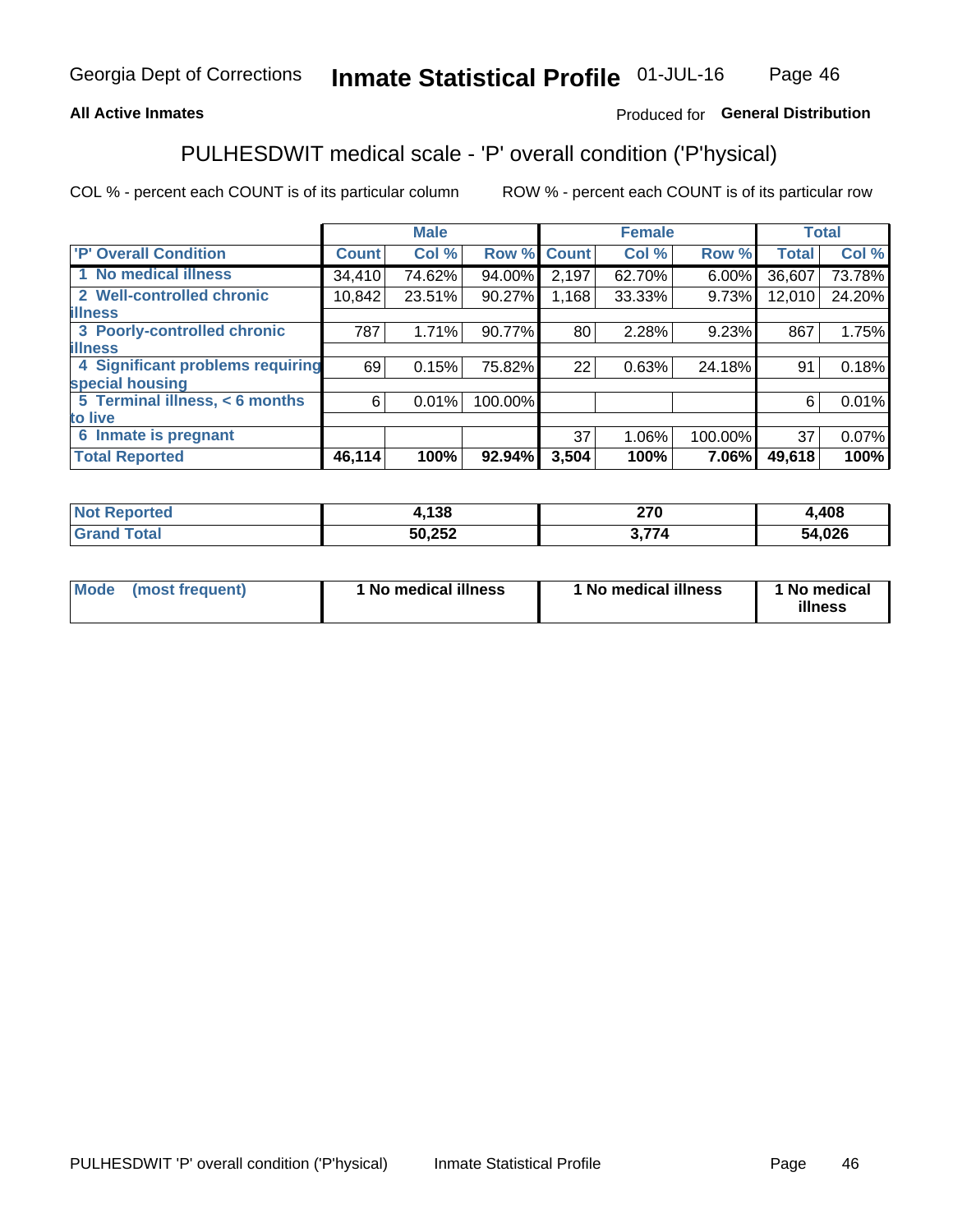Georgia Dept of Corrections **Inmate Statistical Profile** 01-JUL-16

**All Active Inmates**

Produced for **General Distribution**

## PULHESDWIT medical scale - 'P' overall condition ('P'hysical)

COL % - percent each COUNT is of its particular column

ROW % - percent each COUNT is of its particular row

| | Male | | | Female | | | Total | |
|---|---|---|---|---|---|---|---|---|
| **'P' Overall Condition** | **Count** | **Col %** | **Row %** | **Count** | **Col %** | **Row %** | **Total** | **Col %** |
| **1 No medical illness** | 34,410 | 74.62% | 94.00% | 2,197 | 62.70% | 6.00% | 36,607 | 73.78% |
| **2 Well-controlled chronic illness** | 10,842 | 23.51% | 90.27% | 1,168 | 33.33% | 9.73% | 12,010 | 24.20% |
| **3 Poorly-controlled chronic illness** | 787 | 1.71% | 90.77% | 80 | 2.28% | 9.23% | 867 | 1.75% |
| **4 Significant problems requiring special housing** | 69 | 0.15% | 75.82% | 22 | 0.63% | 24.18% | 91 | 0.18% |
| **5 Terminal illness, < 6 months to live** | 6 | 0.01% | 100.00% | | | | 6 | 0.01% |
| **6 Inmate is pregnant** | | | | 37 | 1.06% | 100.00% | 37 | 0.07% |
| **Total Reported** | **46,114** | **100%** | **92.94%** | **3,504** | **100%** | **7.06%** | **49,618** | **100%** |

| | Male | Female | Total |
|---|---|---|---|
| **Not Reported** | **4,138** | **270** | **4,408** |
| **Grand Total** | **50,252** | **3,774** | **54,026** |

| | Male | Female | Total |
|---|---|---|---|
| **Mode (most frequent)** | **1 No medical illness** | **1 No medical illness** | **1 No medical illness** |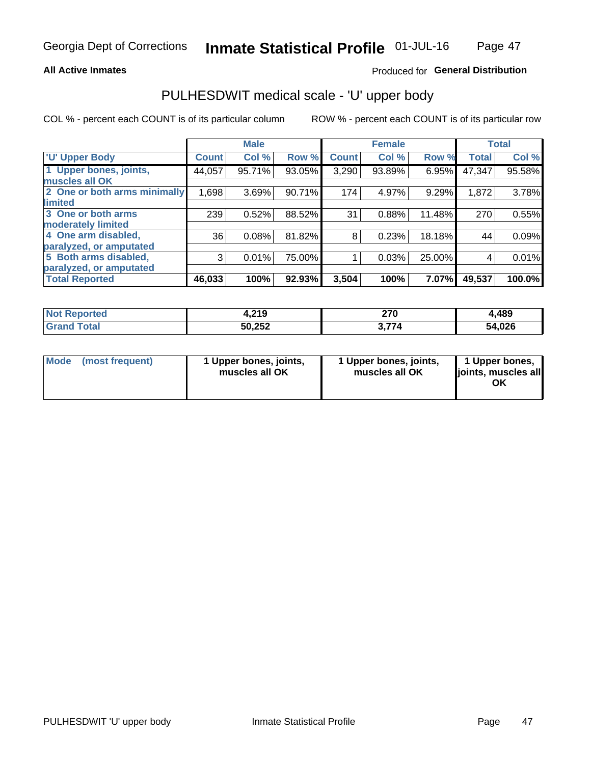Georgia Dept of Corrections **Inmate Statistical Profile** 01-JUL-16

**All Active Inmates**

Produced for **General Distribution**

# PULHESDWIT medical scale - 'U' upper body

COL % - percent each COUNT is of its particular column

ROW % - percent each COUNT is of its particular row

| | Male | | | Female | | | Total | |
|---|---|---|---|---|---|---|---|---|
| 'U' Upper Body | Count | Col % | Row % | Count | Col % | Row % | Total | Col % |
| 1 Upper bones, joints, muscles all OK | 44,057 | 95.71% | 93.05% | 3,290 | 93.89% | 6.95% | 47,347 | 95.58% |
| 2 One or both arms minimally limited | 1,698 | 3.69% | 90.71% | 174 | 4.97% | 9.29% | 1,872 | 3.78% |
| 3 One or both arms moderately limited | 239 | 0.52% | 88.52% | 31 | 0.88% | 11.48% | 270 | 0.55% |
| 4 One arm disabled, paralyzed, or amputated | 36 | 0.08% | 81.82% | 8 | 0.23% | 18.18% | 44 | 0.09% |
| 5 Both arms disabled, paralyzed, or amputated | 3 | 0.01% | 75.00% | 1 | 0.03% | 25.00% | 4 | 0.01% |
| **Total Reported** | **46,033** | **100%** | **92.93%** | **3,504** | **100%** | **7.07%** | **49,537** | **100.0%** |

| | Male | Female | Total |
|---|---|---|---|
| Not Reported | 4,219 | 270 | 4,489 |
| Grand Total | 50,252 | 3,774 | 54,026 |

| | Male | Female | Total |
|---|---|---|---|
| Mode (most frequent) | 1 Upper bones, joints, muscles all OK | 1 Upper bones, joints, muscles all OK | 1 Upper bones, joints, muscles all OK |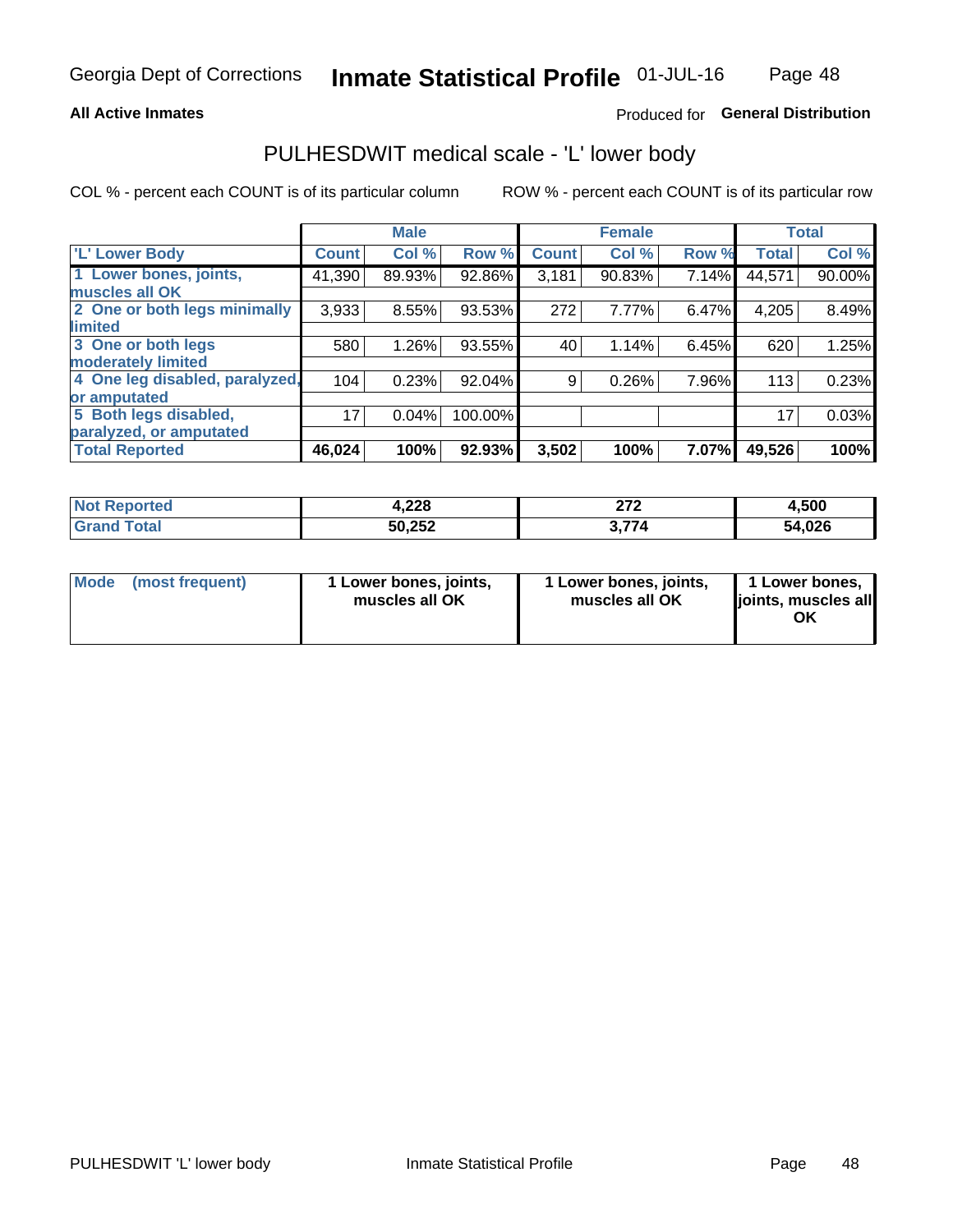Georgia Dept of Corrections **Inmate Statistical Profile** 01-JUL-16

**All Active Inmates**

Produced for **General Distribution**

## PULHESDWIT medical scale - 'L' lower body

COL % - percent each COUNT is of its particular column

ROW % - percent each COUNT is of its particular row

| | Male | | | Female | | | Total | |
|---|---|---|---|---|---|---|---|---|
| 'L' Lower Body | Count | Col % | Row % | Count | Col % | Row % | Total | Col % |
| 1 Lower bones, joints, muscles all OK | 41,390 | 89.93% | 92.86% | 3,181 | 90.83% | 7.14% | 44,571 | 90.00% |
| 2 One or both legs minimally limited | 3,933 | 8.55% | 93.53% | 272 | 7.77% | 6.47% | 4,205 | 8.49% |
| 3 One or both legs moderately limited | 580 | 1.26% | 93.55% | 40 | 1.14% | 6.45% | 620 | 1.25% |
| 4 One leg disabled, paralyzed, or amputated | 104 | 0.23% | 92.04% | 9 | 0.26% | 7.96% | 113 | 0.23% |
| 5 Both legs disabled, paralyzed, or amputated | 17 | 0.04% | 100.00% | | | | 17 | 0.03% |
| **Total Reported** | **46,024** | **100%** | **92.93%** | **3,502** | **100%** | **7.07%** | **49,526** | **100%** |

| | Male | Female | Total |
|---|---|---|---|
| **Not Reported** | **4,228** | **272** | **4,500** |
| **Grand Total** | **50,252** | **3,774** | **54,026** |

| | Male | Female | Total |
|---|---|---|---|
| **Mode (most frequent)** | **1 Lower bones, joints, muscles all OK** | **1 Lower bones, joints, muscles all OK** | **1 Lower bones, joints, muscles all OK** |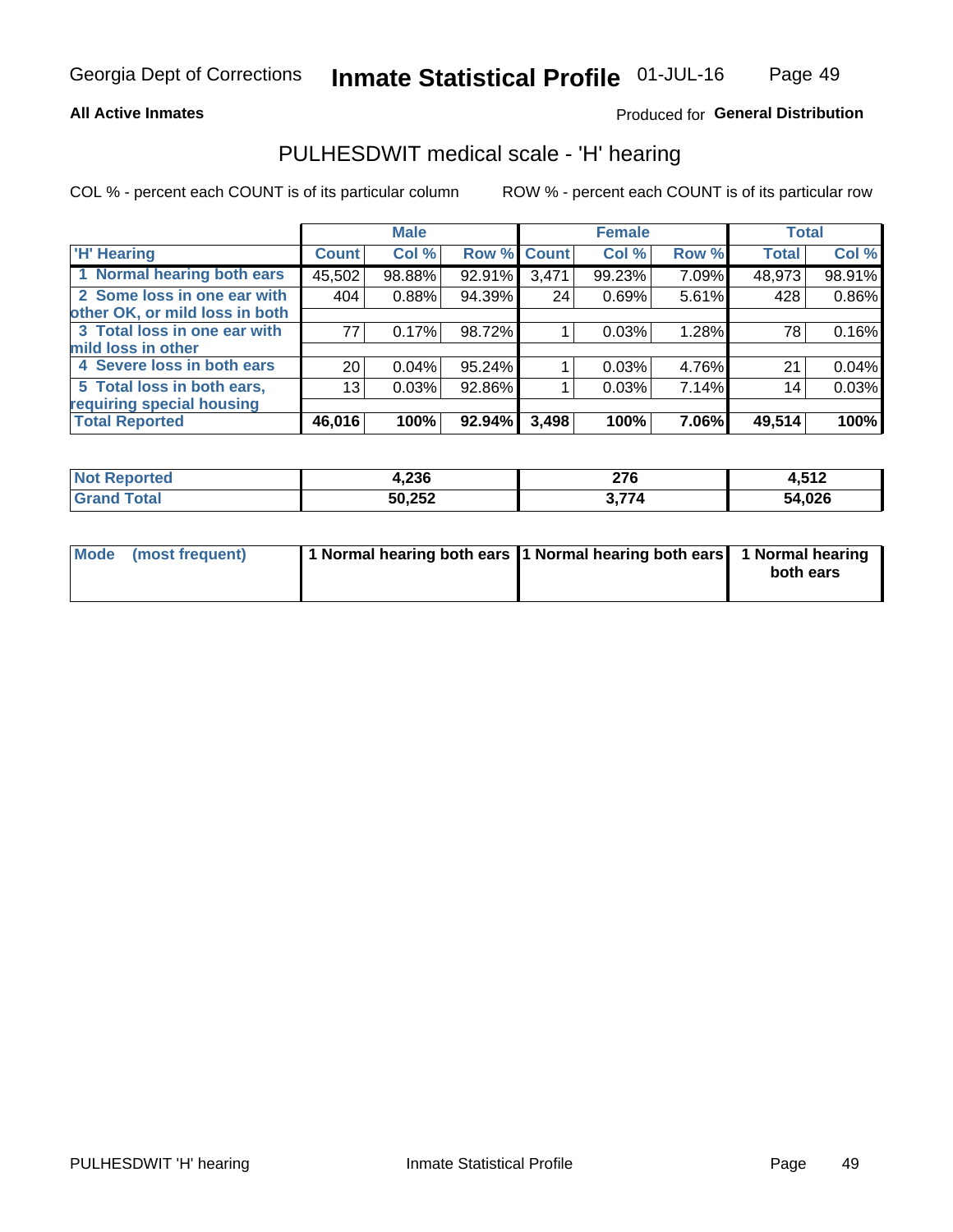**All Active Inmates**

Produced for **General Distribution**

## PULHESDWIT medical scale - 'H' hearing

COL % - percent each COUNT is of its particular column

ROW % - percent each COUNT is of its particular row

| 'H' Hearing | Male | | | Female | | | Total | |
|---|---|---|---|---|---|---|---|---|
| | Count | Col % | Row % | Count | Col % | Row % | Total | Col % |
| 1 Normal hearing both ears | 45,502 | 98.88% | 92.91% | 3,471 | 99.23% | 7.09% | 48,973 | 98.91% |
| 2 Some loss in one ear with other OK, or mild loss in both | 404 | 0.88% | 94.39% | 24 | 0.69% | 5.61% | 428 | 0.86% |
| 3 Total loss in one ear with mild loss in other | 77 | 0.17% | 98.72% | 1 | 0.03% | 1.28% | 78 | 0.16% |
| 4 Severe loss in both ears | 20 | 0.04% | 95.24% | 1 | 0.03% | 4.76% | 21 | 0.04% |
| 5 Total loss in both ears, requiring special housing | 13 | 0.03% | 92.86% | 1 | 0.03% | 7.14% | 14 | 0.03% |
| **Total Reported** | **46,016** | **100%** | **92.94%** | **3,498** | **100%** | **7.06%** | **49,514** | **100%** |

| | Male | Female | Total |
|---|---|---|---|
| **Not Reported** | **4,236** | **276** | **4,512** |
| **Grand Total** | **50,252** | **3,774** | **54,026** |

| | Male | Female | Total |
|---|---|---|---|
| **Mode (most frequent)** | **1 Normal hearing both ears** | **1 Normal hearing both ears** | **1 Normal hearing both ears** |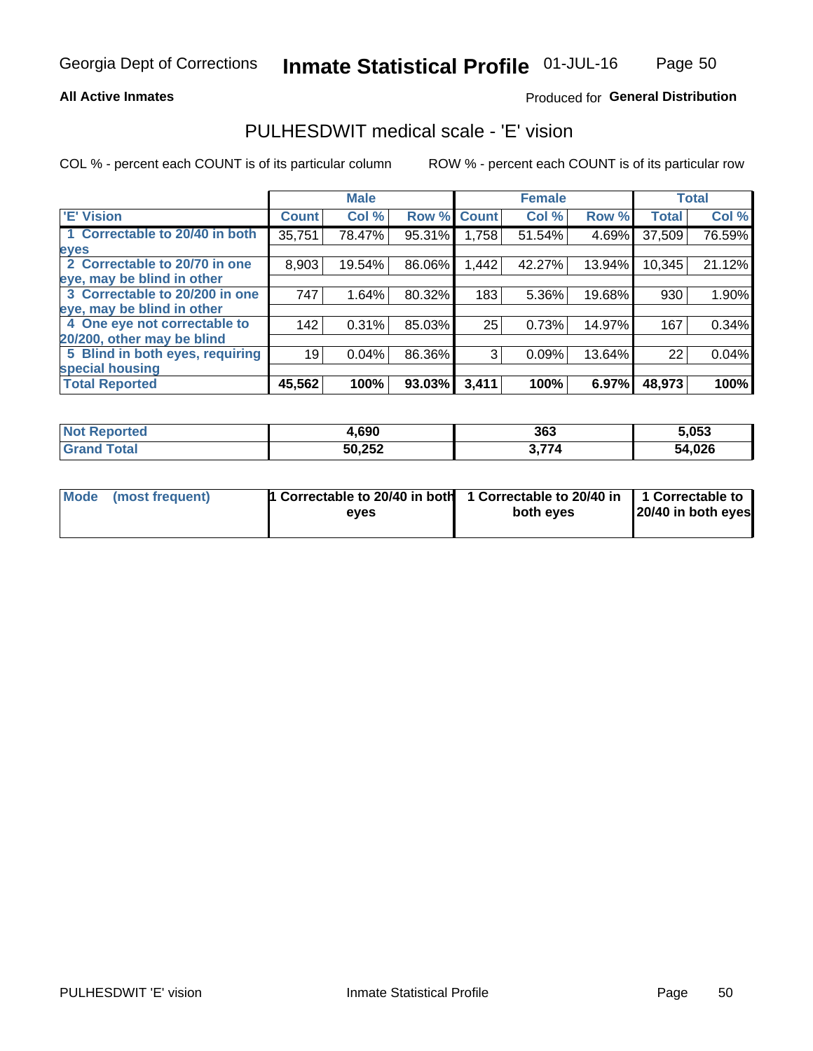Georgia Dept of Corrections **Inmate Statistical Profile** 01-JUL-16

**All Active Inmates**

Produced for **General Distribution**

## PULHESDWIT medical scale - 'E' vision

COL % - percent each COUNT is of its particular column

ROW % - percent each COUNT is of its particular row

| 'E' Vision | Male | | | Female | | | Total | |
|---|---|---|---|---|---|---|---|---|
| | Count | Col % | Row % | Count | Col % | Row % | Total | Col % |
| 1 Correctable to 20/40 in both eyes | 35,751 | 78.47% | 95.31% | 1,758 | 51.54% | 4.69% | 37,509 | 76.59% |
| 2 Correctable to 20/70 in one eye, may be blind in other | 8,903 | 19.54% | 86.06% | 1,442 | 42.27% | 13.94% | 10,345 | 21.12% |
| 3 Correctable to 20/200 in one eye, may be blind in other | 747 | 1.64% | 80.32% | 183 | 5.36% | 19.68% | 930 | 1.90% |
| 4 One eye not correctable to 20/200, other may be blind | 142 | 0.31% | 85.03% | 25 | 0.73% | 14.97% | 167 | 0.34% |
| 5 Blind in both eyes, requiring special housing | 19 | 0.04% | 86.36% | 3 | 0.09% | 13.64% | 22 | 0.04% |
| **Total Reported** | **45,562** | **100%** | **93.03%** | **3,411** | **100%** | **6.97%** | **48,973** | **100%** |

| | Male | Female | Total |
|---|---|---|---|
| Not Reported | 4,690 | 363 | 5,053 |
| Grand Total | 50,252 | 3,774 | 54,026 |

| | Male | Female | Total |
|---|---|---|---|
| Mode (most frequent) | 1 Correctable to 20/40 in both eyes | 1 Correctable to 20/40 in both eyes | 1 Correctable to 20/40 in both eyes |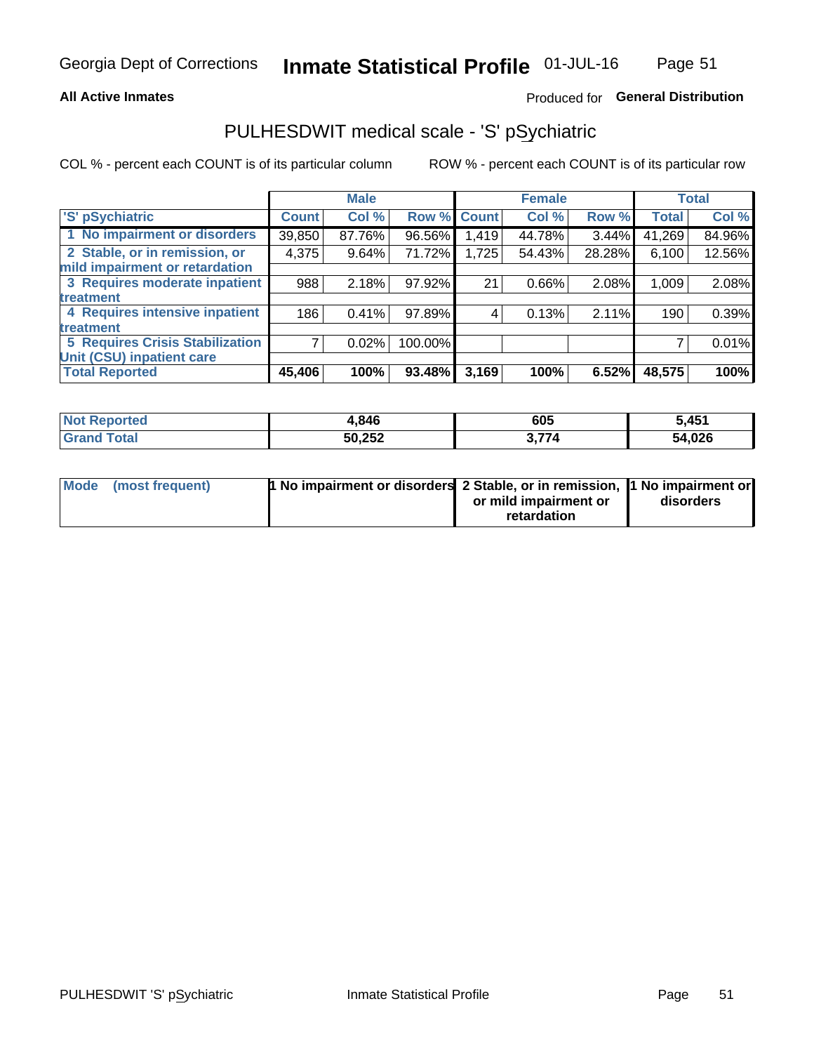Georgia Dept of Corrections **Inmate Statistical Profile** 01-JUL-16

**All Active Inmates**

Produced for **General Distribution**

## PULHESDWIT medical scale - 'S' pSychiatric

COL % - percent each COUNT is of its particular column

ROW % - percent each COUNT is of its particular row

| 'S' pSychiatric | Male | | | Female | | | Total | |
|---|---|---|---|---|---|---|---|---|
| | Count | Col % | Row % | Count | Col % | Row % | Total | Col % |
| 1 No impairment or disorders | 39,850 | 87.76% | 96.56% | 1,419 | 44.78% | 3.44% | 41,269 | 84.96% |
| 2 Stable, or in remission, or mild impairment or retardation | 4,375 | 9.64% | 71.72% | 1,725 | 54.43% | 28.28% | 6,100 | 12.56% |
| 3 Requires moderate inpatient treatment | 988 | 2.18% | 97.92% | 21 | 0.66% | 2.08% | 1,009 | 2.08% |
| 4 Requires intensive inpatient treatment | 186 | 0.41% | 97.89% | 4 | 0.13% | 2.11% | 190 | 0.39% |
| 5 Requires Crisis Stabilization Unit (CSU) inpatient care | 7 | 0.02% | 100.00% | | | | 7 | 0.01% |
| **Total Reported** | **45,406** | **100%** | **93.48%** | **3,169** | **100%** | **6.52%** | **48,575** | **100%** |

| | Male | Female | Total |
|---|---|---|---|
| Not Reported | 4,846 | 605 | 5,451 |
| Grand Total | 50,252 | 3,774 | 54,026 |

| | Male | Female | Total |
|---|---|---|---|
| Mode (most frequent) | 1 No impairment or disorders | 2 Stable, or in remission, or mild impairment or retardation | 1 No impairment or disorders |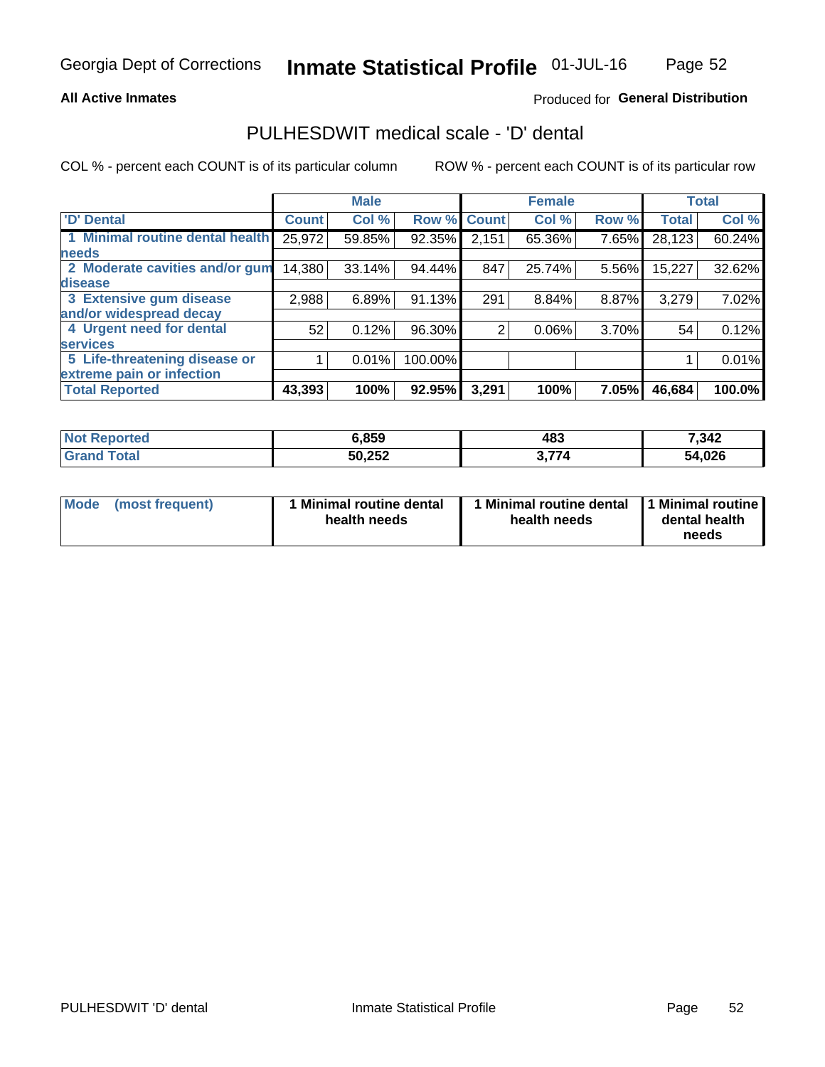Georgia Dept of Corrections **Inmate Statistical Profile** 01-JUL-16

**All Active Inmates**

Produced for **General Distribution**

## PULHESDWIT medical scale - 'D' dental

COL % - percent each COUNT is of its particular column

ROW % - percent each COUNT is of its particular row

| | Male | | | Female | | | Total | |
|---|---|---|---|---|---|---|---|---|
| 'D' Dental | Count | Col % | Row % | Count | Col % | Row % | Total | Col % |
| 1 Minimal routine dental health needs | 25,972 | 59.85% | 92.35% | 2,151 | 65.36% | 7.65% | 28,123 | 60.24% |
| 2 Moderate cavities and/or gum disease | 14,380 | 33.14% | 94.44% | 847 | 25.74% | 5.56% | 15,227 | 32.62% |
| 3 Extensive gum disease and/or widespread decay | 2,988 | 6.89% | 91.13% | 291 | 8.84% | 8.87% | 3,279 | 7.02% |
| 4 Urgent need for dental services | 52 | 0.12% | 96.30% | 2 | 0.06% | 3.70% | 54 | 0.12% |
| 5 Life-threatening disease or extreme pain or infection | 1 | 0.01% | 100.00% | | | | 1 | 0.01% |
| **Total Reported** | **43,393** | **100%** | **92.95%** | **3,291** | **100%** | **7.05%** | **46,684** | **100.0%** |

| | Male | Female | Total |
|---|---|---|---|
| **Not Reported** | **6,859** | **483** | **7,342** |
| **Grand Total** | **50,252** | **3,774** | **54,026** |

| | Male | Female | Total |
|---|---|---|---|
| **Mode (most frequent)** | **1 Minimal routine dental health needs** | **1 Minimal routine dental health needs** | **1 Minimal routine dental health needs** |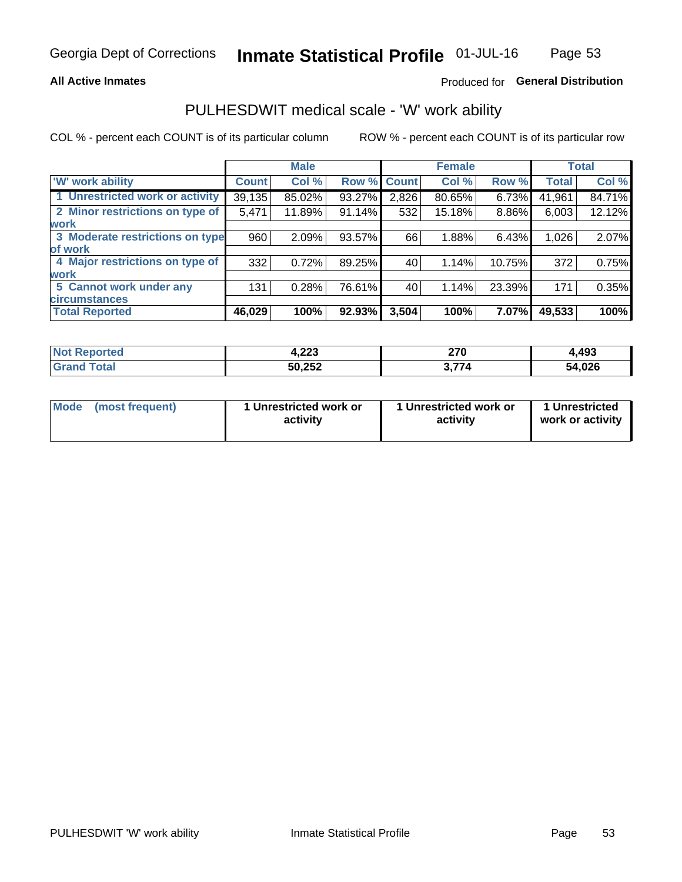Georgia Dept of Corrections **Inmate Statistical Profile** 01-JUL-16

**All Active Inmates** Produced for **General Distribution**

## PULHESDWIT medical scale - 'W' work ability

COL % - percent each COUNT is of its particular column ROW % - percent each COUNT is of its particular row

| | Male | | | Female | | | Total | |
|---|---|---|---|---|---|---|---|---|
| 'W' work ability | Count | Col % | Row % | Count | Col % | Row % | Total | Col % |
| 1 Unrestricted work or activity | 39,135 | 85.02% | 93.27% | 2,826 | 80.65% | 6.73% | 41,961 | 84.71% |
| 2 Minor restrictions on type of work | 5,471 | 11.89% | 91.14% | 532 | 15.18% | 8.86% | 6,003 | 12.12% |
| 3 Moderate restrictions on type of work | 960 | 2.09% | 93.57% | 66 | 1.88% | 6.43% | 1,026 | 2.07% |
| 4 Major restrictions on type of work | 332 | 0.72% | 89.25% | 40 | 1.14% | 10.75% | 372 | 0.75% |
| 5 Cannot work under any circumstances | 131 | 0.28% | 76.61% | 40 | 1.14% | 23.39% | 171 | 0.35% |
| **Total Reported** | **46,029** | **100%** | **92.93%** | **3,504** | **100%** | **7.07%** | **49,533** | **100%** |

| | Male | Female | Total |
|---|---|---|---|
| Not Reported | 4,223 | 270 | 4,493 |
| Grand Total | 50,252 | 3,774 | 54,026 |

| | Male | Female | Total |
|---|---|---|---|
| Mode (most frequent) | 1 Unrestricted work or activity | 1 Unrestricted work or activity | 1 Unrestricted work or activity |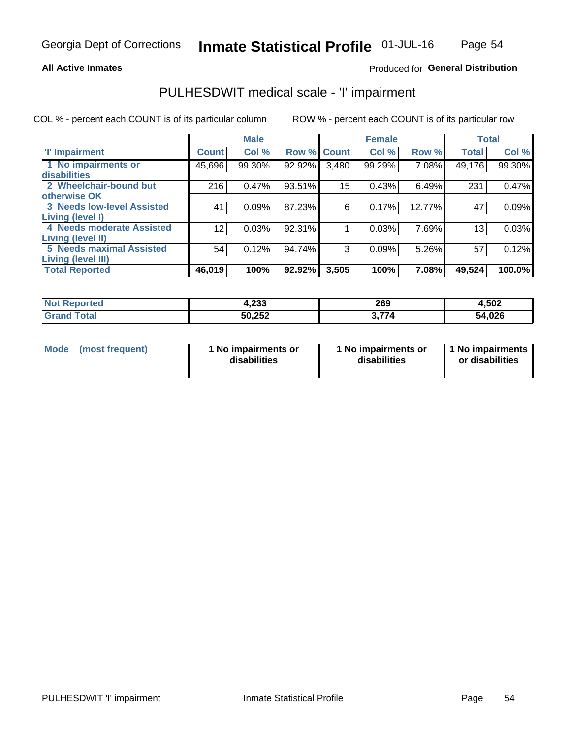Georgia Dept of Corrections **Inmate Statistical Profile** 01-JUL-16

**All Active Inmates**

Produced for **General Distribution**

## PULHESDWIT medical scale - 'I' impairment

COL % - percent each COUNT is of its particular column    ROW % - percent each COUNT is of its particular row

| | Male | | | Female | | | Total | |
|---|---|---|---|---|---|---|---|---|
| 'I' Impairment | Count | Col % | Row % | Count | Col % | Row % | Total | Col % |
| 1 No impairments or disabilities | 45,696 | 99.30% | 92.92% | 3,480 | 99.29% | 7.08% | 49,176 | 99.30% |
| 2 Wheelchair-bound but otherwise OK | 216 | 0.47% | 93.51% | 15 | 0.43% | 6.49% | 231 | 0.47% |
| 3 Needs low-level Assisted Living (level I) | 41 | 0.09% | 87.23% | 6 | 0.17% | 12.77% | 47 | 0.09% |
| 4 Needs moderate Assisted Living (level II) | 12 | 0.03% | 92.31% | 1 | 0.03% | 7.69% | 13 | 0.03% |
| 5 Needs maximal Assisted Living (level III) | 54 | 0.12% | 94.74% | 3 | 0.09% | 5.26% | 57 | 0.12% |
| **Total Reported** | **46,019** | **100%** | **92.92%** | **3,505** | **100%** | **7.08%** | **49,524** | **100.0%** |

| | Male | Female | Total |
|---|---|---|---|
| Not Reported | 4,233 | 269 | 4,502 |
| Grand Total | 50,252 | 3,774 | 54,026 |

| | Male | Female | Total |
|---|---|---|---|
| Mode (most frequent) | 1 No impairments or disabilities | 1 No impairments or disabilities | 1 No impairments or disabilities |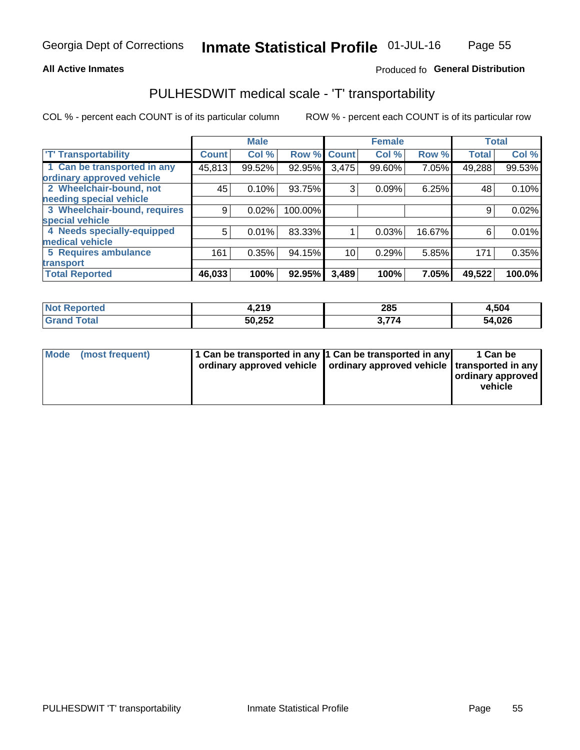Georgia Dept of Corrections **Inmate Statistical Profile** 01-JUL-16

**All Active Inmates**

Produced fo **General Distribution**

## PULHESDWIT medical scale - 'T' transportability

COL % - percent each COUNT is of its particular column

ROW % - percent each COUNT is of its particular row

| | Male | | | Female | | | Total | |
|---|---|---|---|---|---|---|---|---|
| 'T' Transportability | Count | Col % | Row % | Count | Col % | Row % | Total | Col % |
| 1 Can be transported in any ordinary approved vehicle | 45,813 | 99.52% | 92.95% | 3,475 | 99.60% | 7.05% | 49,288 | 99.53% |
| 2 Wheelchair-bound, not needing special vehicle | 45 | 0.10% | 93.75% | 3 | 0.09% | 6.25% | 48 | 0.10% |
| 3 Wheelchair-bound, requires special vehicle | 9 | 0.02% | 100.00% | | | | 9 | 0.02% |
| 4 Needs specially-equipped medical vehicle | 5 | 0.01% | 83.33% | 1 | 0.03% | 16.67% | 6 | 0.01% |
| 5 Requires ambulance transport | 161 | 0.35% | 94.15% | 10 | 0.29% | 5.85% | 171 | 0.35% |
| **Total Reported** | **46,033** | **100%** | **92.95%** | **3,489** | **100%** | **7.05%** | **49,522** | **100.0%** |

| | Male | Female | Total |
|---|---|---|---|
| **Not Reported** | **4,219** | **285** | **4,504** |
| **Grand Total** | **50,252** | **3,774** | **54,026** |

| | Male | Female | Total |
|---|---|---|---|
| **Mode (most frequent)** | **1 Can be transported in any ordinary approved vehicle** | **1 Can be transported in any ordinary approved vehicle** | **1 Can be transported in any ordinary approved vehicle** |

PULHESDWIT 'T' transportability Inmate Statistical Profile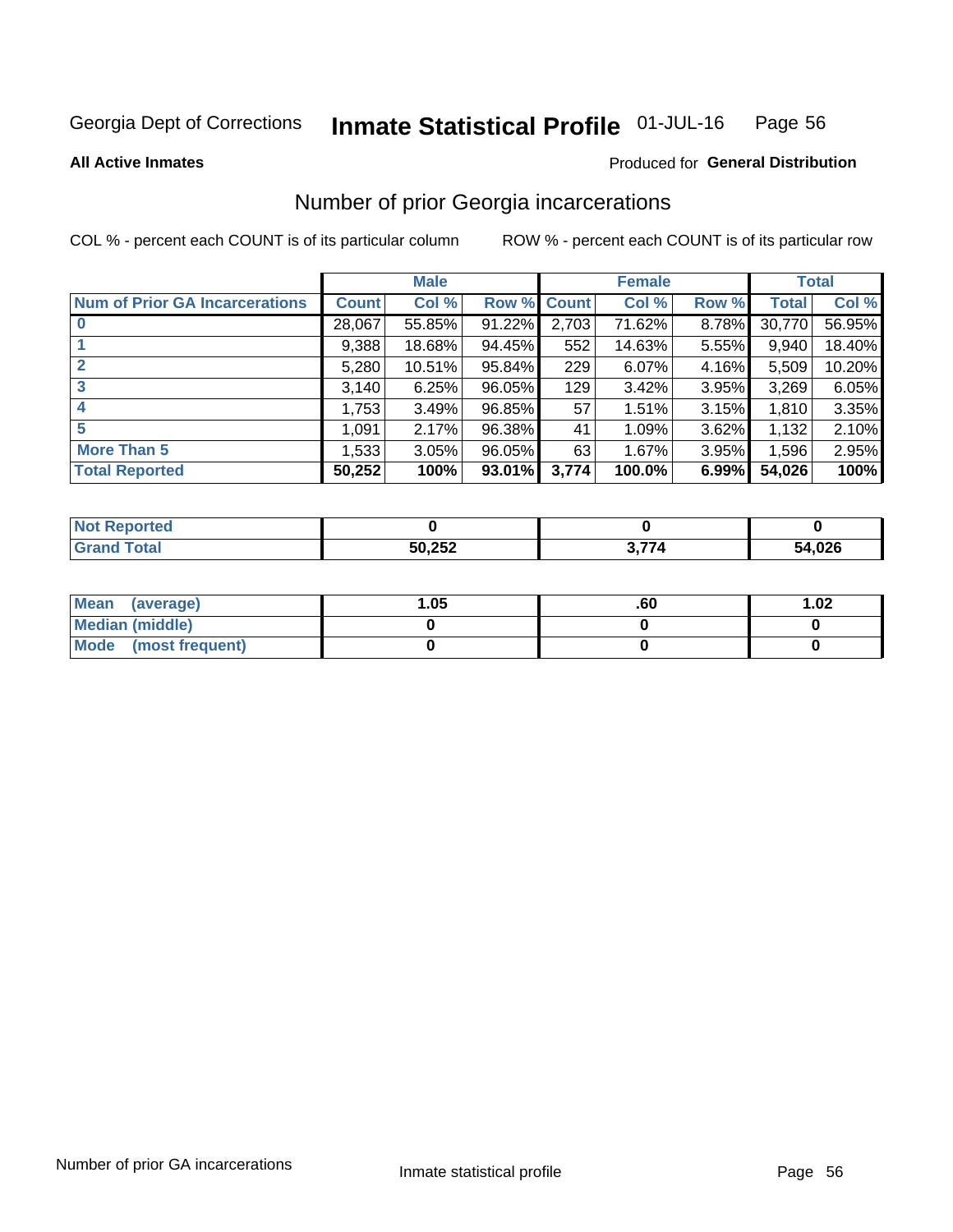Georgia Dept of Corrections **Inmate Statistical Profile** 01-JUL-16

**All Active Inmates**

Produced for **General Distribution**

## Number of prior Georgia incarcerations

COL % - percent each COUNT is of its particular column ROW % - percent each COUNT is of its particular row

| | Male | | | Female | | | Total | |
|---|---|---|---|---|---|---|---|---|
| **Num of Prior GA Incarcerations** | **Count** | **Col %** | **Row %** | **Count** | **Col %** | **Row %** | **Total** | **Col %** |
| **0** | 28,067 | 55.85% | 91.22% | 2,703 | 71.62% | 8.78% | 30,770 | 56.95% |
| **1** | 9,388 | 18.68% | 94.45% | 552 | 14.63% | 5.55% | 9,940 | 18.40% |
| **2** | 5,280 | 10.51% | 95.84% | 229 | 6.07% | 4.16% | 5,509 | 10.20% |
| **3** | 3,140 | 6.25% | 96.05% | 129 | 3.42% | 3.95% | 3,269 | 6.05% |
| **4** | 1,753 | 3.49% | 96.85% | 57 | 1.51% | 3.15% | 1,810 | 3.35% |
| **5** | 1,091 | 2.17% | 96.38% | 41 | 1.09% | 3.62% | 1,132 | 2.10% |
| **More Than 5** | 1,533 | 3.05% | 96.05% | 63 | 1.67% | 3.95% | 1,596 | 2.95% |
| **Total Reported** | **50,252** | **100%** | **93.01%** | **3,774** | **100.0%** | **6.99%** | **54,026** | **100%** |

| | Male | Female | Total |
|---|---|---|---|
| **Not Reported** | **0** | **0** | **0** |
| **Grand Total** | **50,252** | **3,774** | **54,026** |

| | Male | Female | Total |
|---|---|---|---|
| **Mean (average)** | **1.05** | **.60** | **1.02** |
| **Median (middle)** | **0** | **0** | **0** |
| **Mode (most frequent)** | **0** | **0** | **0** |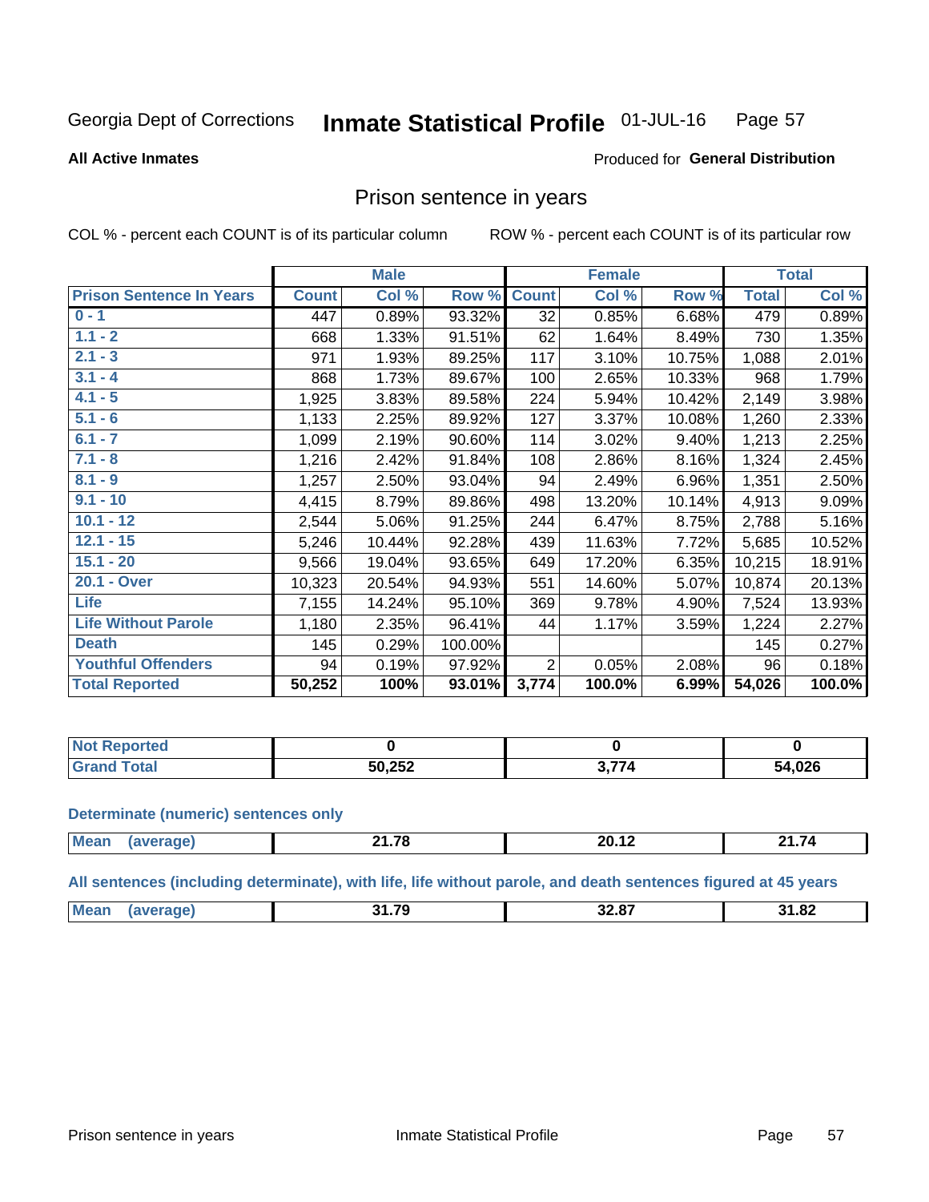Georgia Dept of Corrections **Inmate Statistical Profile** 01-JUL-16 Page 57

**All Active Inmates**

Produced for **General Distribution**

## Prison sentence in years

COL % - percent each COUNT is of its particular column

ROW % - percent each COUNT is of its particular row

| | Male | | | Female | | | Total | |
|---|---|---|---|---|---|---|---|---|
| **Prison Sentence In Years** | **Count** | **Col %** | **Row %** | **Count** | **Col %** | **Row %** | **Total** | **Col %** |
| **0 - 1** | 447 | 0.89% | 93.32% | 32 | 0.85% | 6.68% | 479 | 0.89% |
| **1.1 - 2** | 668 | 1.33% | 91.51% | 62 | 1.64% | 8.49% | 730 | 1.35% |
| **2.1 - 3** | 971 | 1.93% | 89.25% | 117 | 3.10% | 10.75% | 1,088 | 2.01% |
| **3.1 - 4** | 868 | 1.73% | 89.67% | 100 | 2.65% | 10.33% | 968 | 1.79% |
| **4.1 - 5** | 1,925 | 3.83% | 89.58% | 224 | 5.94% | 10.42% | 2,149 | 3.98% |
| **5.1 - 6** | 1,133 | 2.25% | 89.92% | 127 | 3.37% | 10.08% | 1,260 | 2.33% |
| **6.1 - 7** | 1,099 | 2.19% | 90.60% | 114 | 3.02% | 9.40% | 1,213 | 2.25% |
| **7.1 - 8** | 1,216 | 2.42% | 91.84% | 108 | 2.86% | 8.16% | 1,324 | 2.45% |
| **8.1 - 9** | 1,257 | 2.50% | 93.04% | 94 | 2.49% | 6.96% | 1,351 | 2.50% |
| **9.1 - 10** | 4,415 | 8.79% | 89.86% | 498 | 13.20% | 10.14% | 4,913 | 9.09% |
| **10.1 - 12** | 2,544 | 5.06% | 91.25% | 244 | 6.47% | 8.75% | 2,788 | 5.16% |
| **12.1 - 15** | 5,246 | 10.44% | 92.28% | 439 | 11.63% | 7.72% | 5,685 | 10.52% |
| **15.1 - 20** | 9,566 | 19.04% | 93.65% | 649 | 17.20% | 6.35% | 10,215 | 18.91% |
| **20.1 - Over** | 10,323 | 20.54% | 94.93% | 551 | 14.60% | 5.07% | 10,874 | 20.13% |
| **Life** | 7,155 | 14.24% | 95.10% | 369 | 9.78% | 4.90% | 7,524 | 13.93% |
| **Life Without Parole** | 1,180 | 2.35% | 96.41% | 44 | 1.17% | 3.59% | 1,224 | 2.27% |
| **Death** | 145 | 0.29% | 100.00% | | | | 145 | 0.27% |
| **Youthful Offenders** | 94 | 0.19% | 97.92% | 2 | 0.05% | 2.08% | 96 | 0.18% |
| **Total Reported** | **50,252** | **100%** | **93.01%** | **3,774** | **100.0%** | **6.99%** | **54,026** | **100.0%** |

| | Male | Female | Total |
|---|---|---|---|
| **Not Reported** | **0** | **0** | **0** |
| **Grand Total** | **50,252** | **3,774** | **54,026** |

**Determinate (numeric) sentences only**

| | Male | Female | Total |
|---|---|---|---|
| **Mean (average)** | **21.78** | **20.12** | **21.74** |

**All sentences (including determinate), with life, life without parole, and death sentences figured at 45 years**

| | Male | Female | Total |
|---|---|---|---|
| **Mean (average)** | **31.79** | **32.87** | **31.82** |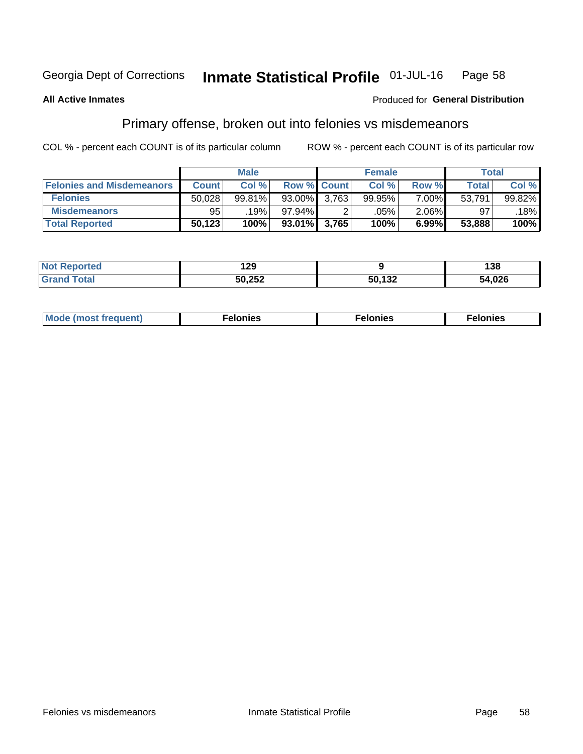Georgia Dept of Corrections **Inmate Statistical Profile** 01-JUL-16

**All Active Inmates**

Produced for **General Distribution**

## Primary offense, broken out into felonies vs misdemeanors

COL % - percent each COUNT is of its particular column  ROW % - percent each COUNT is of its particular row

| | Male | | | Female | | | Total | |
|---|---|---|---|---|---|---|---|---|
| **Felonies and Misdemeanors** | **Count** | **Col %** | **Row %** | **Count** | **Col %** | **Row %** | **Total** | **Col %** |
| **Felonies** | 50,028 | 99.81% | 93.00% | 3,763 | 99.95% | 7.00% | 53,791 | 99.82% |
| **Misdemeanors** | 95 | .19% | 97.94% | 2 | .05% | 2.06% | 97 | .18% |
| **Total Reported** | **50,123** | **100%** | **93.01%** | **3,765** | **100%** | **6.99%** | **53,888** | **100%** |

| | Male | Female | Total |
|---|---|---|---|
| **Not Reported** | **129** | **9** | **138** |
| **Grand Total** | **50,252** | **50,132** | **54,026** |

| | Male | Female | Total |
|---|---|---|---|
| **Mode (most frequent)** | **Felonies** | **Felonies** | **Felonies** |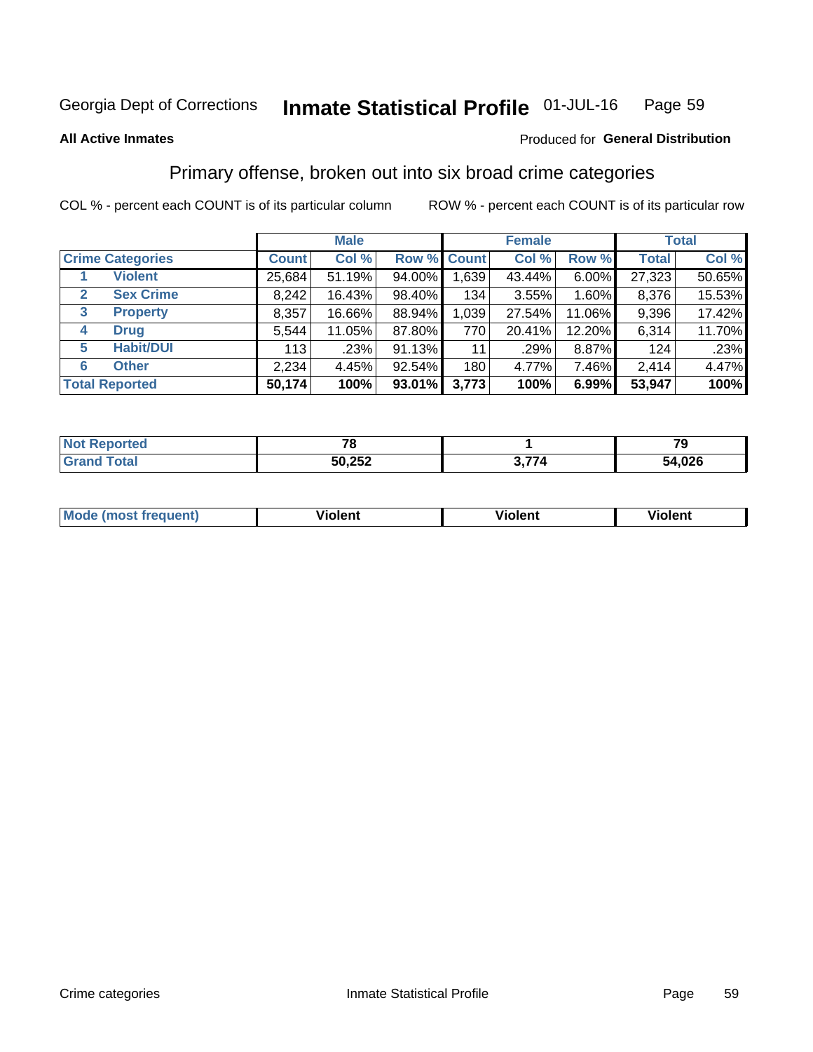Georgia Dept of Corrections **Inmate Statistical Profile** 01-JUL-16

**All Active Inmates**

Produced for **General Distribution**

## Primary offense, broken out into six broad crime categories

COL % - percent each COUNT is of its particular column ROW % - percent each COUNT is of its particular row

| Crime Categories | | Male | | | Female | | | Total | |
|---|---|---|---|---|---|---|---|---|---|
| | | Count | Col % | Row % | Count | Col % | Row % | Total | Col % |
| 1 | Violent | 25,684 | 51.19% | 94.00% | 1,639 | 43.44% | 6.00% | 27,323 | 50.65% |
| 2 | Sex Crime | 8,242 | 16.43% | 98.40% | 134 | 3.55% | 1.60% | 8,376 | 15.53% |
| 3 | Property | 8,357 | 16.66% | 88.94% | 1,039 | 27.54% | 11.06% | 9,396 | 17.42% |
| 4 | Drug | 5,544 | 11.05% | 87.80% | 770 | 20.41% | 12.20% | 6,314 | 11.70% |
| 5 | Habit/DUI | 113 | .23% | 91.13% | 11 | .29% | 8.87% | 124 | .23% |
| 6 | Other | 2,234 | 4.45% | 92.54% | 180 | 4.77% | 7.46% | 2,414 | 4.47% |
| **Total Reported** | | **50,174** | **100%** | **93.01%** | **3,773** | **100%** | **6.99%** | **53,947** | **100%** |

| | Male | Female | Total |
|---|---|---|---|
| Not Reported | 78 | 1 | 79 |
| Grand Total | 50,252 | 3,774 | 54,026 |

| | Male | Female | Total |
|---|---|---|---|
| Mode (most frequent) | Violent | Violent | Violent |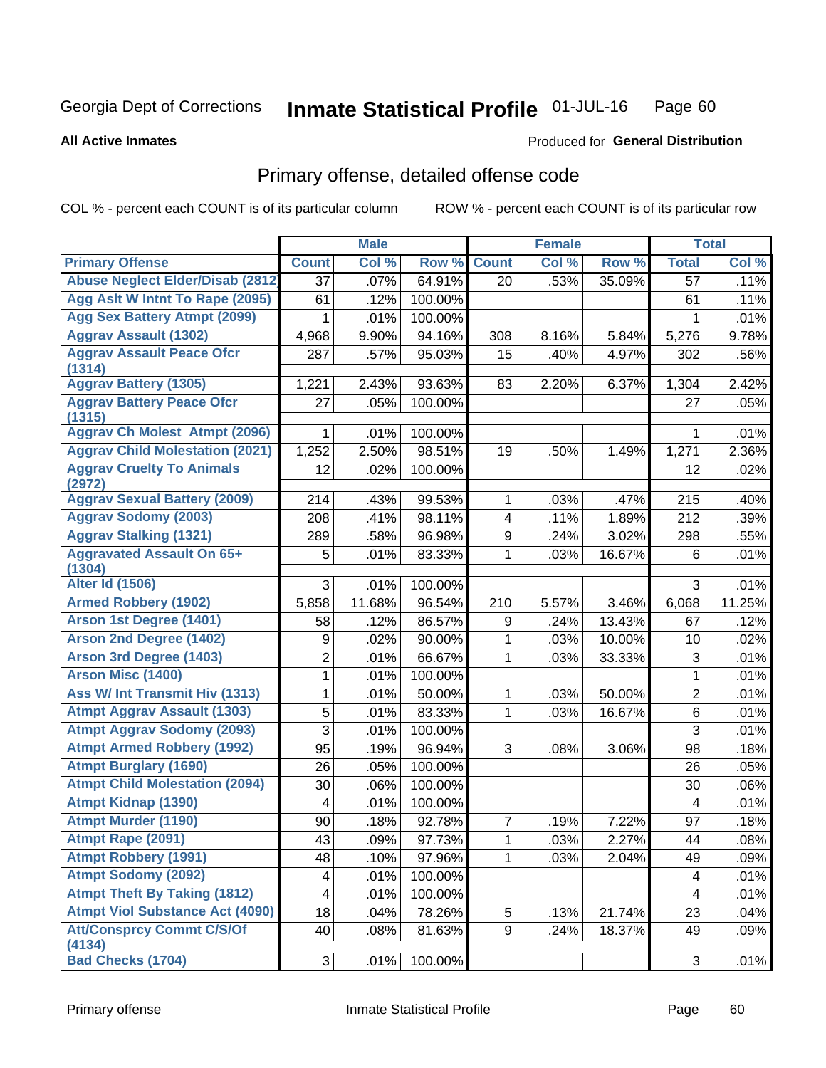Georgia Dept of Corrections **Inmate Statistical Profile** 01-JUL-16

**All Active Inmates** Produced for **General Distribution**

## Primary offense, detailed offense code

COL % - percent each COUNT is of its particular column ROW % - percent each COUNT is of its particular row

| | Male | | | Female | | | Total | |
|---|---|---|---|---|---|---|---|---|
| **Primary Offense** | **Count** | **Col %** | **Row %** | **Count** | **Col %** | **Row %** | **Total** | **Col %** |
| Abuse Neglect Elder/Disab (2812 | 37 | .07% | 64.91% | 20 | .53% | 35.09% | 57 | .11% |
| Agg Aslt W Intnt To Rape (2095) | 61 | .12% | 100.00% | | | | 61 | .11% |
| Agg Sex Battery Atmpt (2099) | 1 | .01% | 100.00% | | | | 1 | .01% |
| Aggrav Assault (1302) | 4,968 | 9.90% | 94.16% | 308 | 8.16% | 5.84% | 5,276 | 9.78% |
| Aggrav Assault Peace Ofcr (1314) | 287 | .57% | 95.03% | 15 | .40% | 4.97% | 302 | .56% |
| Aggrav Battery (1305) | 1,221 | 2.43% | 93.63% | 83 | 2.20% | 6.37% | 1,304 | 2.42% |
| Aggrav Battery Peace Ofcr (1315) | 27 | .05% | 100.00% | | | | 27 | .05% |
| Aggrav Ch Molest Atmpt (2096) | 1 | .01% | 100.00% | | | | 1 | .01% |
| Aggrav Child Molestation (2021) | 1,252 | 2.50% | 98.51% | 19 | .50% | 1.49% | 1,271 | 2.36% |
| Aggrav Cruelty To Animals (2972) | 12 | .02% | 100.00% | | | | 12 | .02% |
| Aggrav Sexual Battery (2009) | 214 | .43% | 99.53% | 1 | .03% | .47% | 215 | .40% |
| Aggrav Sodomy (2003) | 208 | .41% | 98.11% | 4 | .11% | 1.89% | 212 | .39% |
| Aggrav Stalking (1321) | 289 | .58% | 96.98% | 9 | .24% | 3.02% | 298 | .55% |
| Aggravated Assault On 65+ (1304) | 5 | .01% | 83.33% | 1 | .03% | 16.67% | 6 | .01% |
| Alter Id (1506) | 3 | .01% | 100.00% | | | | 3 | .01% |
| Armed Robbery (1902) | 5,858 | 11.68% | 96.54% | 210 | 5.57% | 3.46% | 6,068 | 11.25% |
| Arson 1st Degree (1401) | 58 | .12% | 86.57% | 9 | .24% | 13.43% | 67 | .12% |
| Arson 2nd Degree (1402) | 9 | .02% | 90.00% | 1 | .03% | 10.00% | 10 | .02% |
| Arson 3rd Degree (1403) | 2 | .01% | 66.67% | 1 | .03% | 33.33% | 3 | .01% |
| Arson Misc (1400) | 1 | .01% | 100.00% | | | | 1 | .01% |
| Ass W/ Int Transmit Hiv (1313) | 1 | .01% | 50.00% | 1 | .03% | 50.00% | 2 | .01% |
| Atmpt Aggrav Assault (1303) | 5 | .01% | 83.33% | 1 | .03% | 16.67% | 6 | .01% |
| Atmpt Aggrav Sodomy (2093) | 3 | .01% | 100.00% | | | | 3 | .01% |
| Atmpt Armed Robbery (1992) | 95 | .19% | 96.94% | 3 | .08% | 3.06% | 98 | .18% |
| Atmpt Burglary (1690) | 26 | .05% | 100.00% | | | | 26 | .05% |
| Atmpt Child Molestation (2094) | 30 | .06% | 100.00% | | | | 30 | .06% |
| Atmpt Kidnap (1390) | 4 | .01% | 100.00% | | | | 4 | .01% |
| Atmpt Murder (1190) | 90 | .18% | 92.78% | 7 | .19% | 7.22% | 97 | .18% |
| Atmpt Rape (2091) | 43 | .09% | 97.73% | 1 | .03% | 2.27% | 44 | .08% |
| Atmpt Robbery (1991) | 48 | .10% | 97.96% | 1 | .03% | 2.04% | 49 | .09% |
| Atmpt Sodomy (2092) | 4 | .01% | 100.00% | | | | 4 | .01% |
| Atmpt Theft By Taking (1812) | 4 | .01% | 100.00% | | | | 4 | .01% |
| Atmpt Viol Substance Act (4090) | 18 | .04% | 78.26% | 5 | .13% | 21.74% | 23 | .04% |
| Att/Consprcy Commt C/S/Of (4134) | 40 | .08% | 81.63% | 9 | .24% | 18.37% | 49 | .09% |
| Bad Checks (1704) | 3 | .01% | 100.00% | | | | 3 | .01% |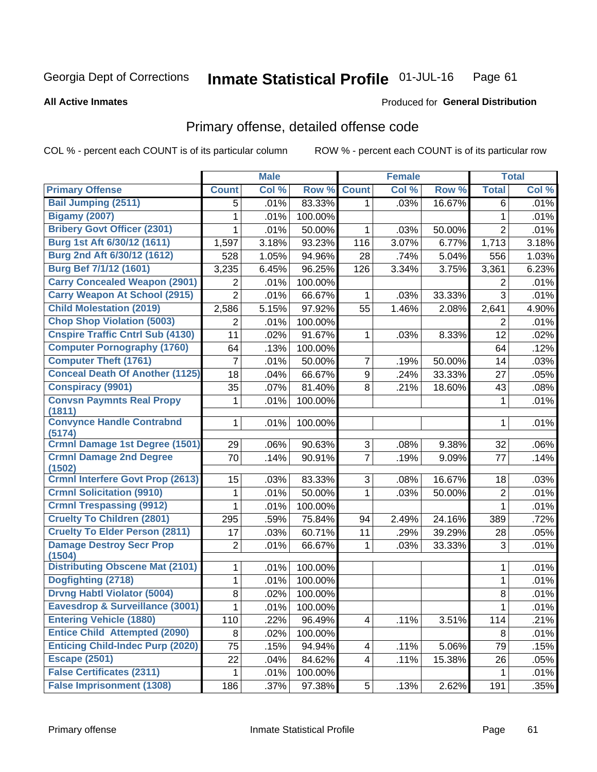Georgia Dept of Corrections **Inmate Statistical Profile** 01-JUL-16

**All Active Inmates**

Produced for **General Distribution**

## Primary offense, detailed offense code

COL % - percent each COUNT is of its particular column ROW % - percent each COUNT is of its particular row

| | Male | | | Female | | | Total | |
|---|---|---|---|---|---|---|---|---|
| **Primary Offense** | **Count** | **Col %** | **Row %** | **Count** | **Col %** | **Row %** | **Total** | **Col %** |
| Bail Jumping (2511) | 5 | .01% | 83.33% | 1 | .03% | 16.67% | 6 | .01% |
| Bigamy (2007) | 1 | .01% | 100.00% | | | | 1 | .01% |
| Bribery Govt Officer (2301) | 1 | .01% | 50.00% | 1 | .03% | 50.00% | 2 | .01% |
| Burg 1st Aft 6/30/12 (1611) | 1,597 | 3.18% | 93.23% | 116 | 3.07% | 6.77% | 1,713 | 3.18% |
| Burg 2nd Aft 6/30/12 (1612) | 528 | 1.05% | 94.96% | 28 | .74% | 5.04% | 556 | 1.03% |
| Burg Bef 7/1/12 (1601) | 3,235 | 6.45% | 96.25% | 126 | 3.34% | 3.75% | 3,361 | 6.23% |
| Carry Concealed Weapon (2901) | 2 | .01% | 100.00% | | | | 2 | .01% |
| Carry Weapon At School (2915) | 2 | .01% | 66.67% | 1 | .03% | 33.33% | 3 | .01% |
| Child Molestation (2019) | 2,586 | 5.15% | 97.92% | 55 | 1.46% | 2.08% | 2,641 | 4.90% |
| Chop Shop Violation (5003) | 2 | .01% | 100.00% | | | | 2 | .01% |
| Cnspire Traffic Cntrl Sub (4130) | 11 | .02% | 91.67% | 1 | .03% | 8.33% | 12 | .02% |
| Computer Pornography (1760) | 64 | .13% | 100.00% | | | | 64 | .12% |
| Computer Theft (1761) | 7 | .01% | 50.00% | 7 | .19% | 50.00% | 14 | .03% |
| Conceal Death Of Another (1125) | 18 | .04% | 66.67% | 9 | .24% | 33.33% | 27 | .05% |
| Conspiracy (9901) | 35 | .07% | 81.40% | 8 | .21% | 18.60% | 43 | .08% |
| Convsn Paymnts Real Propy (1811) | 1 | .01% | 100.00% | | | | 1 | .01% |
| Convynce Handle Contrabnd (5174) | 1 | .01% | 100.00% | | | | 1 | .01% |
| Crmnl Damage 1st Degree (1501) | 29 | .06% | 90.63% | 3 | .08% | 9.38% | 32 | .06% |
| Crmnl Damage 2nd Degree (1502) | 70 | .14% | 90.91% | 7 | .19% | 9.09% | 77 | .14% |
| Crmnl Interfere Govt Prop (2613) | 15 | .03% | 83.33% | 3 | .08% | 16.67% | 18 | .03% |
| Crmnl Solicitation (9910) | 1 | .01% | 50.00% | 1 | .03% | 50.00% | 2 | .01% |
| Crmnl Trespassing (9912) | 1 | .01% | 100.00% | | | | 1 | .01% |
| Cruelty To Children (2801) | 295 | .59% | 75.84% | 94 | 2.49% | 24.16% | 389 | .72% |
| Cruelty To Elder Person (2811) | 17 | .03% | 60.71% | 11 | .29% | 39.29% | 28 | .05% |
| Damage Destroy Secr Prop (1504) | 2 | .01% | 66.67% | 1 | .03% | 33.33% | 3 | .01% |
| Distributing Obscene Mat (2101) | 1 | .01% | 100.00% | | | | 1 | .01% |
| Dogfighting (2718) | 1 | .01% | 100.00% | | | | 1 | .01% |
| Drvng Habtl Violator (5004) | 8 | .02% | 100.00% | | | | 8 | .01% |
| Eavesdrop & Surveillance (3001) | 1 | .01% | 100.00% | | | | 1 | .01% |
| Entering Vehicle (1880) | 110 | .22% | 96.49% | 4 | .11% | 3.51% | 114 | .21% |
| Entice Child Attempted (2090) | 8 | .02% | 100.00% | | | | 8 | .01% |
| Enticing Child-Indec Purp (2020) | 75 | .15% | 94.94% | 4 | .11% | 5.06% | 79 | .15% |
| Escape (2501) | 22 | .04% | 84.62% | 4 | .11% | 15.38% | 26 | .05% |
| False Certificates (2311) | 1 | .01% | 100.00% | | | | 1 | .01% |
| False Imprisonment (1308) | 186 | .37% | 97.38% | 5 | .13% | 2.62% | 191 | .35% |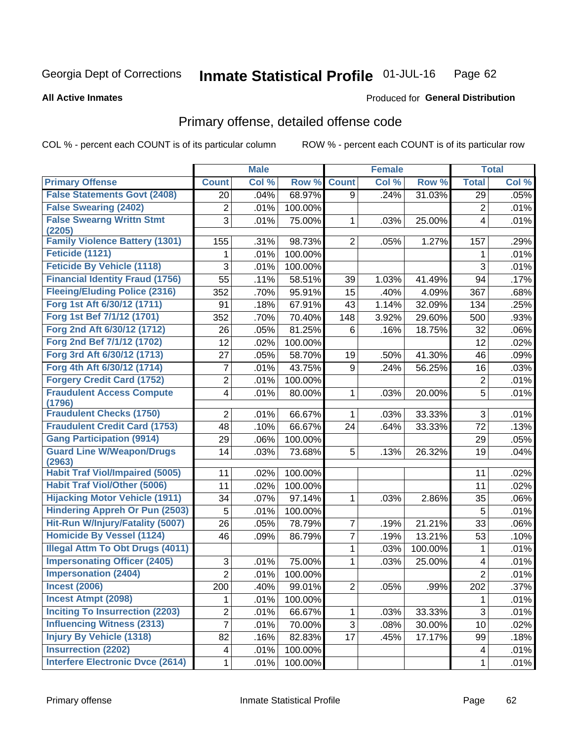Georgia Dept of Corrections **Inmate Statistical Profile** 01-JUL-16

**All Active Inmates** Produced for **General Distribution**

## Primary offense, detailed offense code

COL % - percent each COUNT is of its particular column ROW % - percent each COUNT is of its particular row

| | Male | | | Female | | | Total | |
|---|---|---|---|---|---|---|---|---|
| Primary Offense | Count | Col % | Row % | Count | Col % | Row % | Total | Col % |
| False Statements Govt (2408) | 20 | .04% | 68.97% | 9 | .24% | 31.03% | 29 | .05% |
| False Swearing (2402) | 2 | .01% | 100.00% | | | | 2 | .01% |
| False Swearng Writtn Stmt (2205) | 3 | .01% | 75.00% | 1 | .03% | 25.00% | 4 | .01% |
| Family Violence Battery (1301) | 155 | .31% | 98.73% | 2 | .05% | 1.27% | 157 | .29% |
| Feticide (1121) | 1 | .01% | 100.00% | | | | 1 | .01% |
| Feticide By Vehicle (1118) | 3 | .01% | 100.00% | | | | 3 | .01% |
| Financial Identity Fraud (1756) | 55 | .11% | 58.51% | 39 | 1.03% | 41.49% | 94 | .17% |
| Fleeing/Eluding Police (2316) | 352 | .70% | 95.91% | 15 | .40% | 4.09% | 367 | .68% |
| Forg 1st Aft 6/30/12 (1711) | 91 | .18% | 67.91% | 43 | 1.14% | 32.09% | 134 | .25% |
| Forg 1st Bef 7/1/12 (1701) | 352 | .70% | 70.40% | 148 | 3.92% | 29.60% | 500 | .93% |
| Forg 2nd Aft 6/30/12 (1712) | 26 | .05% | 81.25% | 6 | .16% | 18.75% | 32 | .06% |
| Forg 2nd Bef 7/1/12 (1702) | 12 | .02% | 100.00% | | | | 12 | .02% |
| Forg 3rd Aft 6/30/12 (1713) | 27 | .05% | 58.70% | 19 | .50% | 41.30% | 46 | .09% |
| Forg 4th Aft 6/30/12 (1714) | 7 | .01% | 43.75% | 9 | .24% | 56.25% | 16 | .03% |
| Forgery Credit Card (1752) | 2 | .01% | 100.00% | | | | 2 | .01% |
| Fraudulent Access Compute (1796) | 4 | .01% | 80.00% | 1 | .03% | 20.00% | 5 | .01% |
| Fraudulent Checks (1750) | 2 | .01% | 66.67% | 1 | .03% | 33.33% | 3 | .01% |
| Fraudulent Credit Card (1753) | 48 | .10% | 66.67% | 24 | .64% | 33.33% | 72 | .13% |
| Gang Participation (9914) | 29 | .06% | 100.00% | | | | 29 | .05% |
| Guard Line W/Weapon/Drugs (2963) | 14 | .03% | 73.68% | 5 | .13% | 26.32% | 19 | .04% |
| Habit Traf Viol/Impaired (5005) | 11 | .02% | 100.00% | | | | 11 | .02% |
| Habit Traf Viol/Other (5006) | 11 | .02% | 100.00% | | | | 11 | .02% |
| Hijacking Motor Vehicle (1911) | 34 | .07% | 97.14% | 1 | .03% | 2.86% | 35 | .06% |
| Hindering Appreh Or Pun (2503) | 5 | .01% | 100.00% | | | | 5 | .01% |
| Hit-Run W/Injury/Fatality (5007) | 26 | .05% | 78.79% | 7 | .19% | 21.21% | 33 | .06% |
| Homicide By Vessel (1124) | 46 | .09% | 86.79% | 7 | .19% | 13.21% | 53 | .10% |
| Illegal Attm To Obt Drugs (4011) | | | | 1 | .03% | 100.00% | 1 | .01% |
| Impersonating Officer (2405) | 3 | .01% | 75.00% | 1 | .03% | 25.00% | 4 | .01% |
| Impersonation (2404) | 2 | .01% | 100.00% | | | | 2 | .01% |
| Incest (2006) | 200 | .40% | 99.01% | 2 | .05% | .99% | 202 | .37% |
| Incest Atmpt (2098) | 1 | .01% | 100.00% | | | | 1 | .01% |
| Inciting To Insurrection (2203) | 2 | .01% | 66.67% | 1 | .03% | 33.33% | 3 | .01% |
| Influencing Witness (2313) | 7 | .01% | 70.00% | 3 | .08% | 30.00% | 10 | .02% |
| Injury By Vehicle (1318) | 82 | .16% | 82.83% | 17 | .45% | 17.17% | 99 | .18% |
| Insurrection (2202) | 4 | .01% | 100.00% | | | | 4 | .01% |
| Interfere Electronic Dvce (2614) | 1 | .01% | 100.00% | | | | 1 | .01% |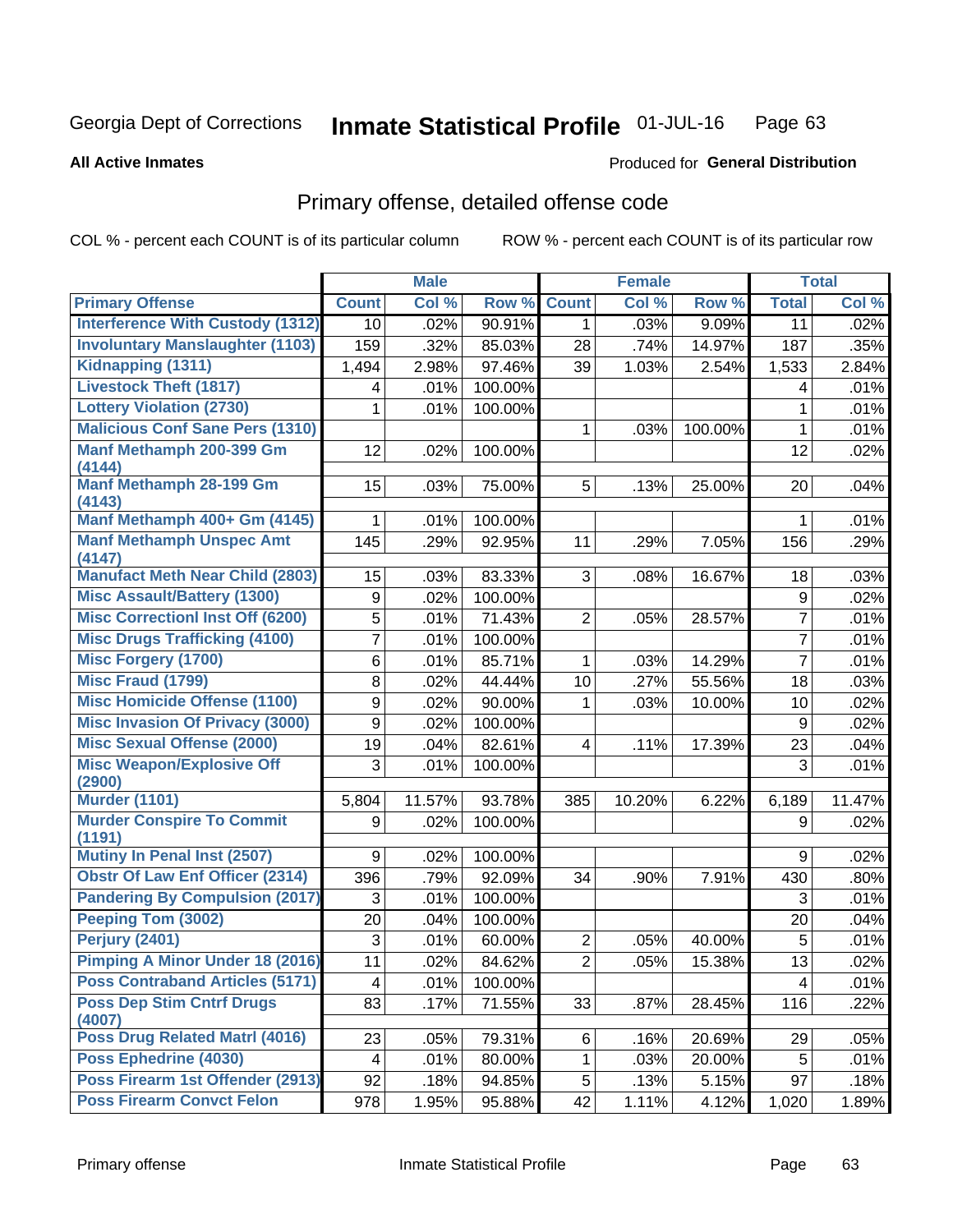Georgia Dept of Corrections **Inmate Statistical Profile** 01-JUL-16

**All Active Inmates**

Produced for **General Distribution**

## Primary offense, detailed offense code

COL % - percent each COUNT is of its particular column ROW % - percent each COUNT is of its particular row

| | Male | | | Female | | | Total | |
|---|---|---|---|---|---|---|---|---|
| **Primary Offense** | **Count** | **Col %** | **Row %** | **Count** | **Col %** | **Row %** | **Total** | **Col %** |
| Interference With Custody (1312) | 10 | .02% | 90.91% | 1 | .03% | 9.09% | 11 | .02% |
| Involuntary Manslaughter (1103) | 159 | .32% | 85.03% | 28 | .74% | 14.97% | 187 | .35% |
| Kidnapping (1311) | 1,494 | 2.98% | 97.46% | 39 | 1.03% | 2.54% | 1,533 | 2.84% |
| Livestock Theft (1817) | 4 | .01% | 100.00% | | | | 4 | .01% |
| Lottery Violation (2730) | 1 | .01% | 100.00% | | | | 1 | .01% |
| Malicious Conf Sane Pers (1310) | | | | 1 | .03% | 100.00% | 1 | .01% |
| Manf Methamph 200-399 Gm (4144) | 12 | .02% | 100.00% | | | | 12 | .02% |
| Manf Methamph 28-199 Gm (4143) | 15 | .03% | 75.00% | 5 | .13% | 25.00% | 20 | .04% |
| Manf Methamph 400+ Gm (4145) | 1 | .01% | 100.00% | | | | 1 | .01% |
| Manf Methamph Unspec Amt (4147) | 145 | .29% | 92.95% | 11 | .29% | 7.05% | 156 | .29% |
| Manufact Meth Near Child (2803) | 15 | .03% | 83.33% | 3 | .08% | 16.67% | 18 | .03% |
| Misc Assault/Battery (1300) | 9 | .02% | 100.00% | | | | 9 | .02% |
| Misc Correctionl Inst Off (6200) | 5 | .01% | 71.43% | 2 | .05% | 28.57% | 7 | .01% |
| Misc Drugs Trafficking (4100) | 7 | .01% | 100.00% | | | | 7 | .01% |
| Misc Forgery (1700) | 6 | .01% | 85.71% | 1 | .03% | 14.29% | 7 | .01% |
| Misc Fraud (1799) | 8 | .02% | 44.44% | 10 | .27% | 55.56% | 18 | .03% |
| Misc Homicide Offense (1100) | 9 | .02% | 90.00% | 1 | .03% | 10.00% | 10 | .02% |
| Misc Invasion Of Privacy (3000) | 9 | .02% | 100.00% | | | | 9 | .02% |
| Misc Sexual Offense (2000) | 19 | .04% | 82.61% | 4 | .11% | 17.39% | 23 | .04% |
| Misc Weapon/Explosive Off (2900) | 3 | .01% | 100.00% | | | | 3 | .01% |
| Murder (1101) | 5,804 | 11.57% | 93.78% | 385 | 10.20% | 6.22% | 6,189 | 11.47% |
| Murder Conspire To Commit (1191) | 9 | .02% | 100.00% | | | | 9 | .02% |
| Mutiny In Penal Inst (2507) | 9 | .02% | 100.00% | | | | 9 | .02% |
| Obstr Of Law Enf Officer (2314) | 396 | .79% | 92.09% | 34 | .90% | 7.91% | 430 | .80% |
| Pandering By Compulsion (2017) | 3 | .01% | 100.00% | | | | 3 | .01% |
| Peeping Tom (3002) | 20 | .04% | 100.00% | | | | 20 | .04% |
| Perjury (2401) | 3 | .01% | 60.00% | 2 | .05% | 40.00% | 5 | .01% |
| Pimping A Minor Under 18 (2016) | 11 | .02% | 84.62% | 2 | .05% | 15.38% | 13 | .02% |
| Poss Contraband Articles (5171) | 4 | .01% | 100.00% | | | | 4 | .01% |
| Poss Dep Stim Cntrf Drugs (4007) | 83 | .17% | 71.55% | 33 | .87% | 28.45% | 116 | .22% |
| Poss Drug Related Matrl (4016) | 23 | .05% | 79.31% | 6 | .16% | 20.69% | 29 | .05% |
| Poss Ephedrine (4030) | 4 | .01% | 80.00% | 1 | .03% | 20.00% | 5 | .01% |
| Poss Firearm 1st Offender (2913) | 92 | .18% | 94.85% | 5 | .13% | 5.15% | 97 | .18% |
| Poss Firearm Convct Felon | 978 | 1.95% | 95.88% | 42 | 1.11% | 4.12% | 1,020 | 1.89% |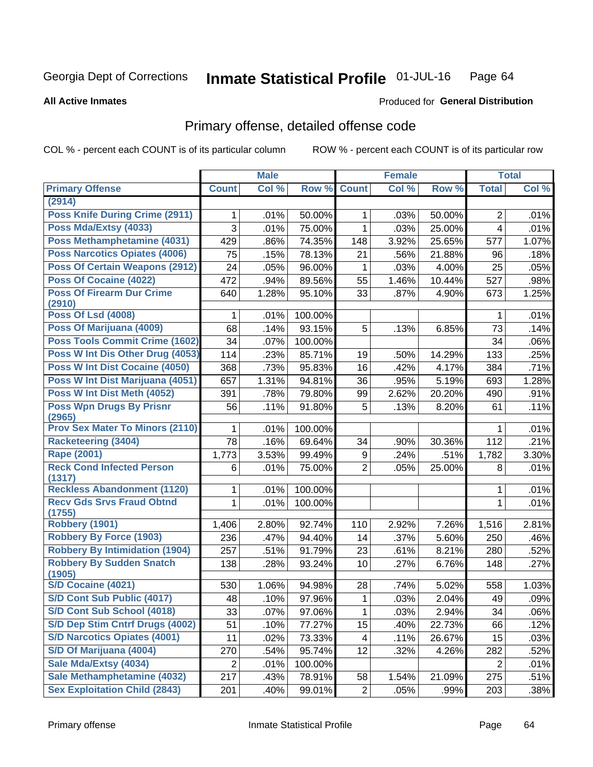Georgia Dept of Corrections **Inmate Statistical Profile** 01-JUL-16

**All Active Inmates**

Produced for **General Distribution**

## Primary offense, detailed offense code

COL % - percent each COUNT is of its particular column

ROW % - percent each COUNT is of its particular row

| | Male | | | Female | | | Total | |
|---|---|---|---|---|---|---|---|---|
| **Primary Offense** | **Count** | **Col %** | **Row %** | **Count** | **Col %** | **Row %** | **Total** | **Col %** |
| (2914) | | | | | | | | |
| Poss Knife During Crime (2911) | 1 | .01% | 50.00% | 1 | .03% | 50.00% | 2 | .01% |
| Poss Mda/Extsy (4033) | 3 | .01% | 75.00% | 1 | .03% | 25.00% | 4 | .01% |
| Poss Methamphetamine (4031) | 429 | .86% | 74.35% | 148 | 3.92% | 25.65% | 577 | 1.07% |
| Poss Narcotics Opiates (4006) | 75 | .15% | 78.13% | 21 | .56% | 21.88% | 96 | .18% |
| Poss Of Certain Weapons (2912) | 24 | .05% | 96.00% | 1 | .03% | 4.00% | 25 | .05% |
| Poss Of Cocaine (4022) | 472 | .94% | 89.56% | 55 | 1.46% | 10.44% | 527 | .98% |
| Poss Of Firearm Dur Crime (2910) | 640 | 1.28% | 95.10% | 33 | .87% | 4.90% | 673 | 1.25% |
| Poss Of Lsd (4008) | 1 | .01% | 100.00% | | | | 1 | .01% |
| Poss Of Marijuana (4009) | 68 | .14% | 93.15% | 5 | .13% | 6.85% | 73 | .14% |
| Poss Tools Commit Crime (1602) | 34 | .07% | 100.00% | | | | 34 | .06% |
| Poss W Int Dis Other Drug (4053) | 114 | .23% | 85.71% | 19 | .50% | 14.29% | 133 | .25% |
| Poss W Int Dist Cocaine (4050) | 368 | .73% | 95.83% | 16 | .42% | 4.17% | 384 | .71% |
| Poss W Int Dist Marijuana (4051) | 657 | 1.31% | 94.81% | 36 | .95% | 5.19% | 693 | 1.28% |
| Poss W Int Dist Meth (4052) | 391 | .78% | 79.80% | 99 | 2.62% | 20.20% | 490 | .91% |
| Poss Wpn Drugs By Prisnr (2965) | 56 | .11% | 91.80% | 5 | .13% | 8.20% | 61 | .11% |
| Prov Sex Mater To Minors (2110) | 1 | .01% | 100.00% | | | | 1 | .01% |
| Racketeering (3404) | 78 | .16% | 69.64% | 34 | .90% | 30.36% | 112 | .21% |
| Rape (2001) | 1,773 | 3.53% | 99.49% | 9 | .24% | .51% | 1,782 | 3.30% |
| Reck Cond Infected Person (1317) | 6 | .01% | 75.00% | 2 | .05% | 25.00% | 8 | .01% |
| Reckless Abandonment (1120) | 1 | .01% | 100.00% | | | | 1 | .01% |
| Recv Gds Srvs Fraud Obtnd (1755) | 1 | .01% | 100.00% | | | | 1 | .01% |
| Robbery (1901) | 1,406 | 2.80% | 92.74% | 110 | 2.92% | 7.26% | 1,516 | 2.81% |
| Robbery By Force (1903) | 236 | .47% | 94.40% | 14 | .37% | 5.60% | 250 | .46% |
| Robbery By Intimidation (1904) | 257 | .51% | 91.79% | 23 | .61% | 8.21% | 280 | .52% |
| Robbery By Sudden Snatch (1905) | 138 | .28% | 93.24% | 10 | .27% | 6.76% | 148 | .27% |
| S/D Cocaine (4021) | 530 | 1.06% | 94.98% | 28 | .74% | 5.02% | 558 | 1.03% |
| S/D Cont Sub Public (4017) | 48 | .10% | 97.96% | 1 | .03% | 2.04% | 49 | .09% |
| S/D Cont Sub School (4018) | 33 | .07% | 97.06% | 1 | .03% | 2.94% | 34 | .06% |
| S/D Dep Stim Cntrf Drugs (4002) | 51 | .10% | 77.27% | 15 | .40% | 22.73% | 66 | .12% |
| S/D Narcotics Opiates (4001) | 11 | .02% | 73.33% | 4 | .11% | 26.67% | 15 | .03% |
| S/D Of Marijuana (4004) | 270 | .54% | 95.74% | 12 | .32% | 4.26% | 282 | .52% |
| Sale Mda/Extsy (4034) | 2 | .01% | 100.00% | | | | 2 | .01% |
| Sale Methamphetamine (4032) | 217 | .43% | 78.91% | 58 | 1.54% | 21.09% | 275 | .51% |
| Sex Exploitation Child (2843) | 201 | .40% | 99.01% | 2 | .05% | .99% | 203 | .38% |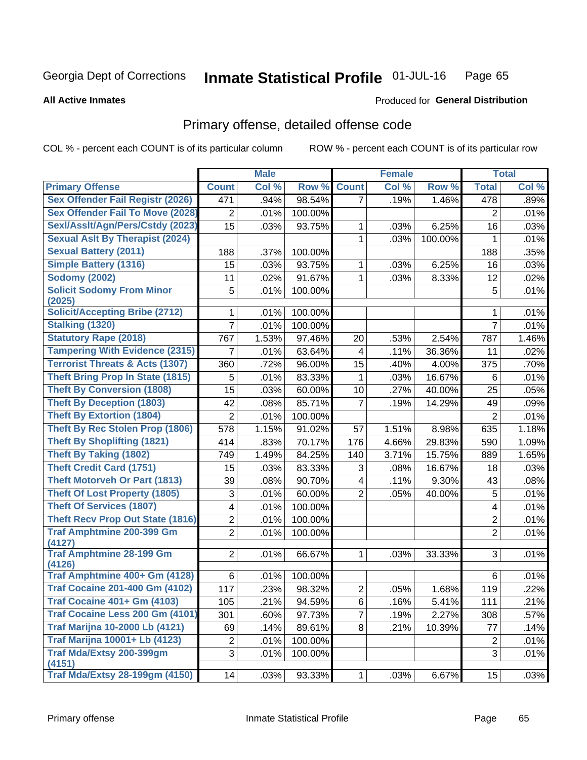Georgia Dept of Corrections **Inmate Statistical Profile** 01-JUL-16

**All Active Inmates** Produced for **General Distribution**

## Primary offense, detailed offense code

COL % - percent each COUNT is of its particular column ROW % - percent each COUNT is of its particular row

| | Male | | | Female | | | Total | |
|---|---|---|---|---|---|---|---|---|
| Primary Offense | Count | Col % | Row % | Count | Col % | Row % | Total | Col % |
| Sex Offender Fail Registr (2026) | 471 | .94% | 98.54% | 7 | .19% | 1.46% | 478 | .89% |
| Sex Offender Fail To Move (2028) | 2 | .01% | 100.00% | | | | 2 | .01% |
| Sexl/Asslt/Agn/Pers/Cstdy (2023) | 15 | .03% | 93.75% | 1 | .03% | 6.25% | 16 | .03% |
| Sexual Aslt By Therapist (2024) | | | | 1 | .03% | 100.00% | 1 | .01% |
| Sexual Battery (2011) | 188 | .37% | 100.00% | | | | 188 | .35% |
| Simple Battery (1316) | 15 | .03% | 93.75% | 1 | .03% | 6.25% | 16 | .03% |
| Sodomy (2002) | 11 | .02% | 91.67% | 1 | .03% | 8.33% | 12 | .02% |
| Solicit Sodomy From Minor (2025) | 5 | .01% | 100.00% | | | | 5 | .01% |
| Solicit/Accepting Bribe (2712) | 1 | .01% | 100.00% | | | | 1 | .01% |
| Stalking (1320) | 7 | .01% | 100.00% | | | | 7 | .01% |
| Statutory Rape (2018) | 767 | 1.53% | 97.46% | 20 | .53% | 2.54% | 787 | 1.46% |
| Tampering With Evidence (2315) | 7 | .01% | 63.64% | 4 | .11% | 36.36% | 11 | .02% |
| Terrorist Threats & Acts (1307) | 360 | .72% | 96.00% | 15 | .40% | 4.00% | 375 | .70% |
| Theft Bring Prop In State (1815) | 5 | .01% | 83.33% | 1 | .03% | 16.67% | 6 | .01% |
| Theft By Conversion (1808) | 15 | .03% | 60.00% | 10 | .27% | 40.00% | 25 | .05% |
| Theft By Deception (1803) | 42 | .08% | 85.71% | 7 | .19% | 14.29% | 49 | .09% |
| Theft By Extortion (1804) | 2 | .01% | 100.00% | | | | 2 | .01% |
| Theft By Rec Stolen Prop (1806) | 578 | 1.15% | 91.02% | 57 | 1.51% | 8.98% | 635 | 1.18% |
| Theft By Shoplifting (1821) | 414 | .83% | 70.17% | 176 | 4.66% | 29.83% | 590 | 1.09% |
| Theft By Taking (1802) | 749 | 1.49% | 84.25% | 140 | 3.71% | 15.75% | 889 | 1.65% |
| Theft Credit Card (1751) | 15 | .03% | 83.33% | 3 | .08% | 16.67% | 18 | .03% |
| Theft Motorveh Or Part (1813) | 39 | .08% | 90.70% | 4 | .11% | 9.30% | 43 | .08% |
| Theft Of Lost Property (1805) | 3 | .01% | 60.00% | 2 | .05% | 40.00% | 5 | .01% |
| Theft Of Services (1807) | 4 | .01% | 100.00% | | | | 4 | .01% |
| Theft Recv Prop Out State (1816) | 2 | .01% | 100.00% | | | | 2 | .01% |
| Traf Amphtmine 200-399 Gm (4127) | 2 | .01% | 100.00% | | | | 2 | .01% |
| Traf Amphtmine 28-199 Gm (4126) | 2 | .01% | 66.67% | 1 | .03% | 33.33% | 3 | .01% |
| Traf Amphtmine 400+ Gm (4128) | 6 | .01% | 100.00% | | | | 6 | .01% |
| Traf Cocaine 201-400 Gm (4102) | 117 | .23% | 98.32% | 2 | .05% | 1.68% | 119 | .22% |
| Traf Cocaine 401+ Gm (4103) | 105 | .21% | 94.59% | 6 | .16% | 5.41% | 111 | .21% |
| Traf Cocaine Less 200 Gm (4101) | 301 | .60% | 97.73% | 7 | .19% | 2.27% | 308 | .57% |
| Traf Marijna 10-2000 Lb (4121) | 69 | .14% | 89.61% | 8 | .21% | 10.39% | 77 | .14% |
| Traf Marijna 10001+ Lb (4123) | 2 | .01% | 100.00% | | | | 2 | .01% |
| Traf Mda/Extsy 200-399gm (4151) | 3 | .01% | 100.00% | | | | 3 | .01% |
| Traf Mda/Extsy 28-199gm (4150) | 14 | .03% | 93.33% | 1 | .03% | 6.67% | 15 | .03% |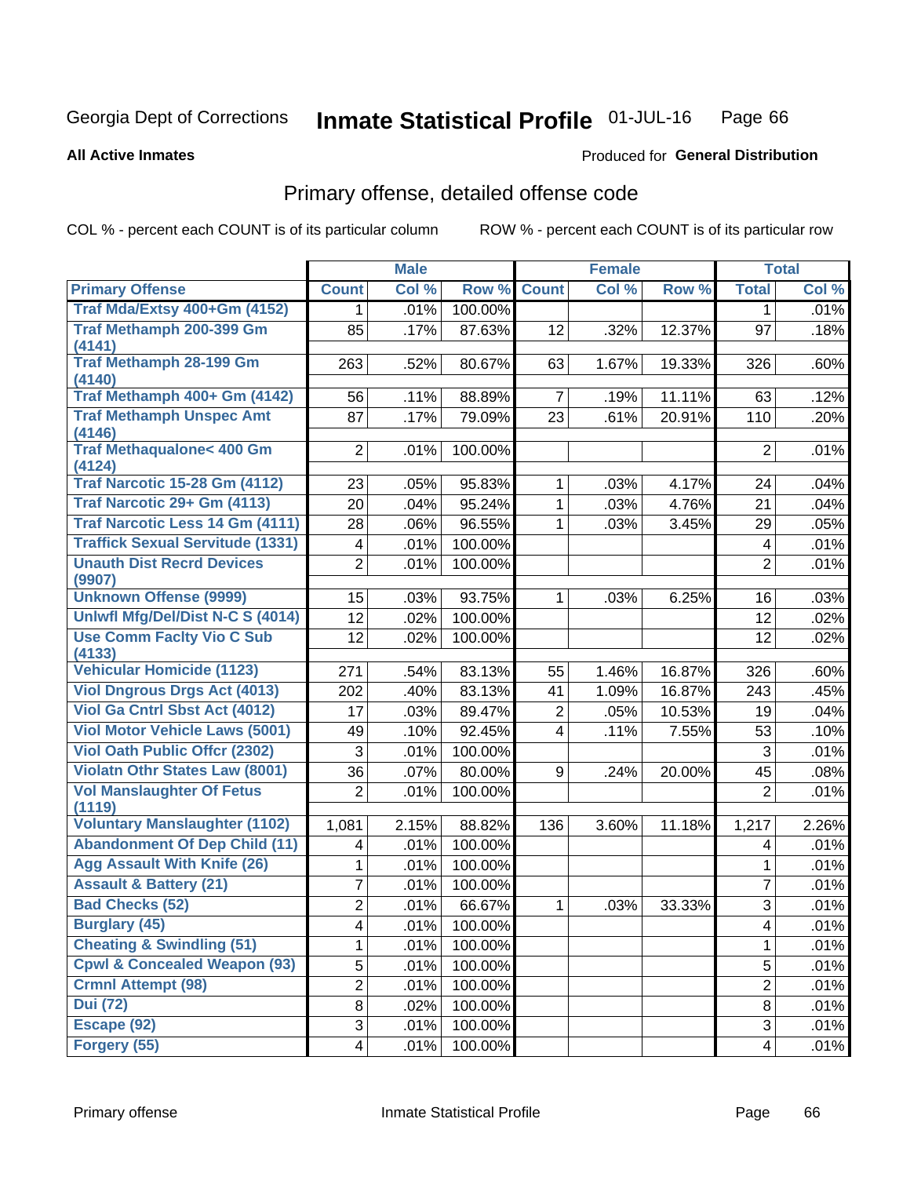Georgia Dept of Corrections **Inmate Statistical Profile** 01-JUL-16

**All Active Inmates**

Produced for **General Distribution**

## Primary offense, detailed offense code

COL % - percent each COUNT is of its particular column ROW % - percent each COUNT is of its particular row

| | Male | | | Female | | | Total | |
|---|---|---|---|---|---|---|---|---|
| **Primary Offense** | **Count** | **Col %** | **Row %** | **Count** | **Col %** | **Row %** | **Total** | **Col %** |
| Traf Mda/Extsy 400+Gm (4152) | 1 | .01% | 100.00% | | | | 1 | .01% |
| Traf Methamph 200-399 Gm (4141) | 85 | .17% | 87.63% | 12 | .32% | 12.37% | 97 | .18% |
| Traf Methamph 28-199 Gm (4140) | 263 | .52% | 80.67% | 63 | 1.67% | 19.33% | 326 | .60% |
| Traf Methamph 400+ Gm (4142) | 56 | .11% | 88.89% | 7 | .19% | 11.11% | 63 | .12% |
| Traf Methamph Unspec Amt (4146) | 87 | .17% | 79.09% | 23 | .61% | 20.91% | 110 | .20% |
| Traf Methaqualone< 400 Gm (4124) | 2 | .01% | 100.00% | | | | 2 | .01% |
| Traf Narcotic 15-28 Gm (4112) | 23 | .05% | 95.83% | 1 | .03% | 4.17% | 24 | .04% |
| Traf Narcotic 29+ Gm (4113) | 20 | .04% | 95.24% | 1 | .03% | 4.76% | 21 | .04% |
| Traf Narcotic Less 14 Gm (4111) | 28 | .06% | 96.55% | 1 | .03% | 3.45% | 29 | .05% |
| Traffick Sexual Servitude (1331) | 4 | .01% | 100.00% | | | | 4 | .01% |
| Unauth Dist Recrd Devices (9907) | 2 | .01% | 100.00% | | | | 2 | .01% |
| Unknown Offense (9999) | 15 | .03% | 93.75% | 1 | .03% | 6.25% | 16 | .03% |
| Unlwfl Mfg/Del/Dist N-C S (4014) | 12 | .02% | 100.00% | | | | 12 | .02% |
| Use Comm Faclty Vio C Sub (4133) | 12 | .02% | 100.00% | | | | 12 | .02% |
| Vehicular Homicide (1123) | 271 | .54% | 83.13% | 55 | 1.46% | 16.87% | 326 | .60% |
| Viol Dngrous Drgs Act (4013) | 202 | .40% | 83.13% | 41 | 1.09% | 16.87% | 243 | .45% |
| Viol Ga Cntrl Sbst Act (4012) | 17 | .03% | 89.47% | 2 | .05% | 10.53% | 19 | .04% |
| Viol Motor Vehicle Laws (5001) | 49 | .10% | 92.45% | 4 | .11% | 7.55% | 53 | .10% |
| Viol Oath Public Offcr (2302) | 3 | .01% | 100.00% | | | | 3 | .01% |
| Violatn Othr States Law (8001) | 36 | .07% | 80.00% | 9 | .24% | 20.00% | 45 | .08% |
| Vol Manslaughter Of Fetus (1119) | 2 | .01% | 100.00% | | | | 2 | .01% |
| Voluntary Manslaughter (1102) | 1,081 | 2.15% | 88.82% | 136 | 3.60% | 11.18% | 1,217 | 2.26% |
| Abandonment Of Dep Child (11) | 4 | .01% | 100.00% | | | | 4 | .01% |
| Agg Assault With Knife (26) | 1 | .01% | 100.00% | | | | 1 | .01% |
| Assault & Battery (21) | 7 | .01% | 100.00% | | | | 7 | .01% |
| Bad Checks (52) | 2 | .01% | 66.67% | 1 | .03% | 33.33% | 3 | .01% |
| Burglary (45) | 4 | .01% | 100.00% | | | | 4 | .01% |
| Cheating & Swindling (51) | 1 | .01% | 100.00% | | | | 1 | .01% |
| Cpwl & Concealed Weapon (93) | 5 | .01% | 100.00% | | | | 5 | .01% |
| Crmnl Attempt (98) | 2 | .01% | 100.00% | | | | 2 | .01% |
| Dui (72) | 8 | .02% | 100.00% | | | | 8 | .01% |
| Escape (92) | 3 | .01% | 100.00% | | | | 3 | .01% |
| Forgery (55) | 4 | .01% | 100.00% | | | | 4 | .01% |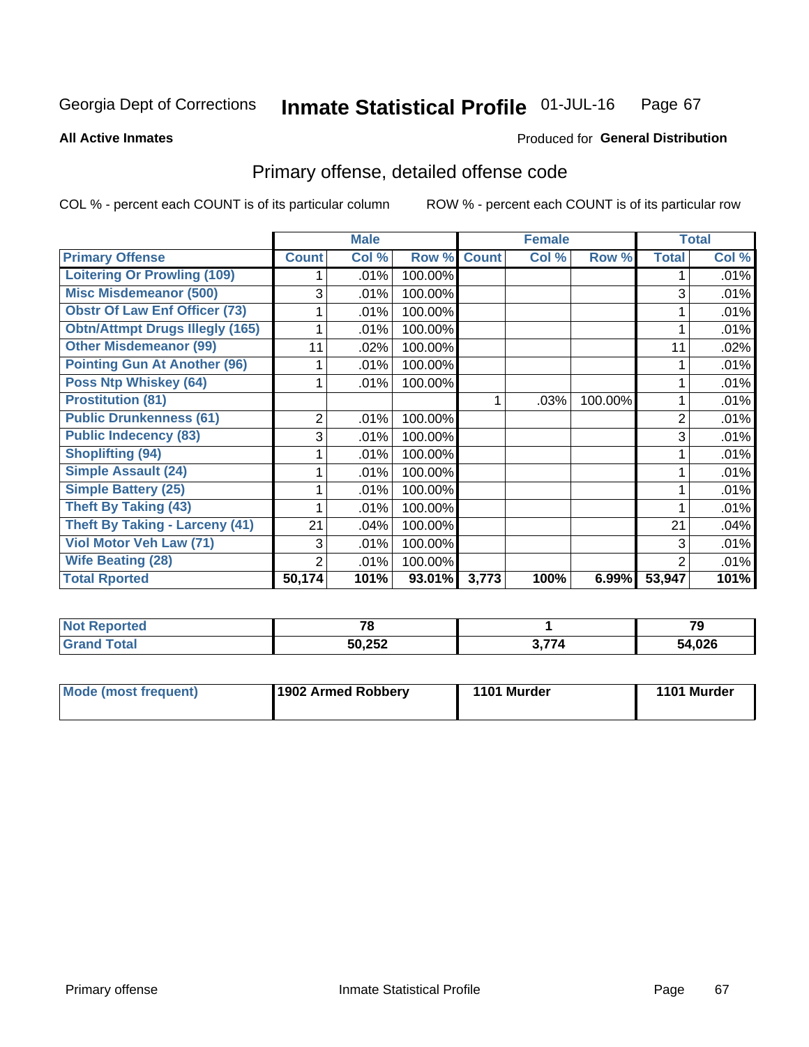Georgia Dept of Corrections **Inmate Statistical Profile** 01-JUL-16

**All Active Inmates**

Produced for **General Distribution**

## Primary offense, detailed offense code

COL % - percent each COUNT is of its particular column

ROW % - percent each COUNT is of its particular row

| | Male | | | Female | | | Total | |
|---|---|---|---|---|---|---|---|---|
| **Primary Offense** | **Count** | **Col %** | **Row %** | **Count** | **Col %** | **Row %** | **Total** | **Col %** |
| **Loitering Or Prowling (109)** | 1 | .01% | 100.00% | | | | 1 | .01% |
| **Misc Misdemeanor (500)** | 3 | .01% | 100.00% | | | | 3 | .01% |
| **Obstr Of Law Enf Officer (73)** | 1 | .01% | 100.00% | | | | 1 | .01% |
| **Obtn/Attmpt Drugs Illegly (165)** | 1 | .01% | 100.00% | | | | 1 | .01% |
| **Other Misdemeanor (99)** | 11 | .02% | 100.00% | | | | 11 | .02% |
| **Pointing Gun At Another (96)** | 1 | .01% | 100.00% | | | | 1 | .01% |
| **Poss Ntp Whiskey (64)** | 1 | .01% | 100.00% | | | | 1 | .01% |
| **Prostitution (81)** | | | | 1 | .03% | 100.00% | 1 | .01% |
| **Public Drunkenness (61)** | 2 | .01% | 100.00% | | | | 2 | .01% |
| **Public Indecency (83)** | 3 | .01% | 100.00% | | | | 3 | .01% |
| **Shoplifting (94)** | 1 | .01% | 100.00% | | | | 1 | .01% |
| **Simple Assault (24)** | 1 | .01% | 100.00% | | | | 1 | .01% |
| **Simple Battery (25)** | 1 | .01% | 100.00% | | | | 1 | .01% |
| **Theft By Taking (43)** | 1 | .01% | 100.00% | | | | 1 | .01% |
| **Theft By Taking - Larceny (41)** | 21 | .04% | 100.00% | | | | 21 | .04% |
| **Viol Motor Veh Law (71)** | 3 | .01% | 100.00% | | | | 3 | .01% |
| **Wife Beating (28)** | 2 | .01% | 100.00% | | | | 2 | .01% |
| **Total Rported** | **50,174** | **101%** | **93.01%** | **3,773** | **100%** | **6.99%** | **53,947** | **101%** |

| | Male | Female | Total |
|---|---|---|---|
| **Not Reported** | **78** | **1** | **79** |
| **Grand Total** | **50,252** | **3,774** | **54,026** |

| | Male | Female | Total |
|---|---|---|---|
| **Mode (most frequent)** | **1902 Armed Robbery** | **1101 Murder** | **1101 Murder** |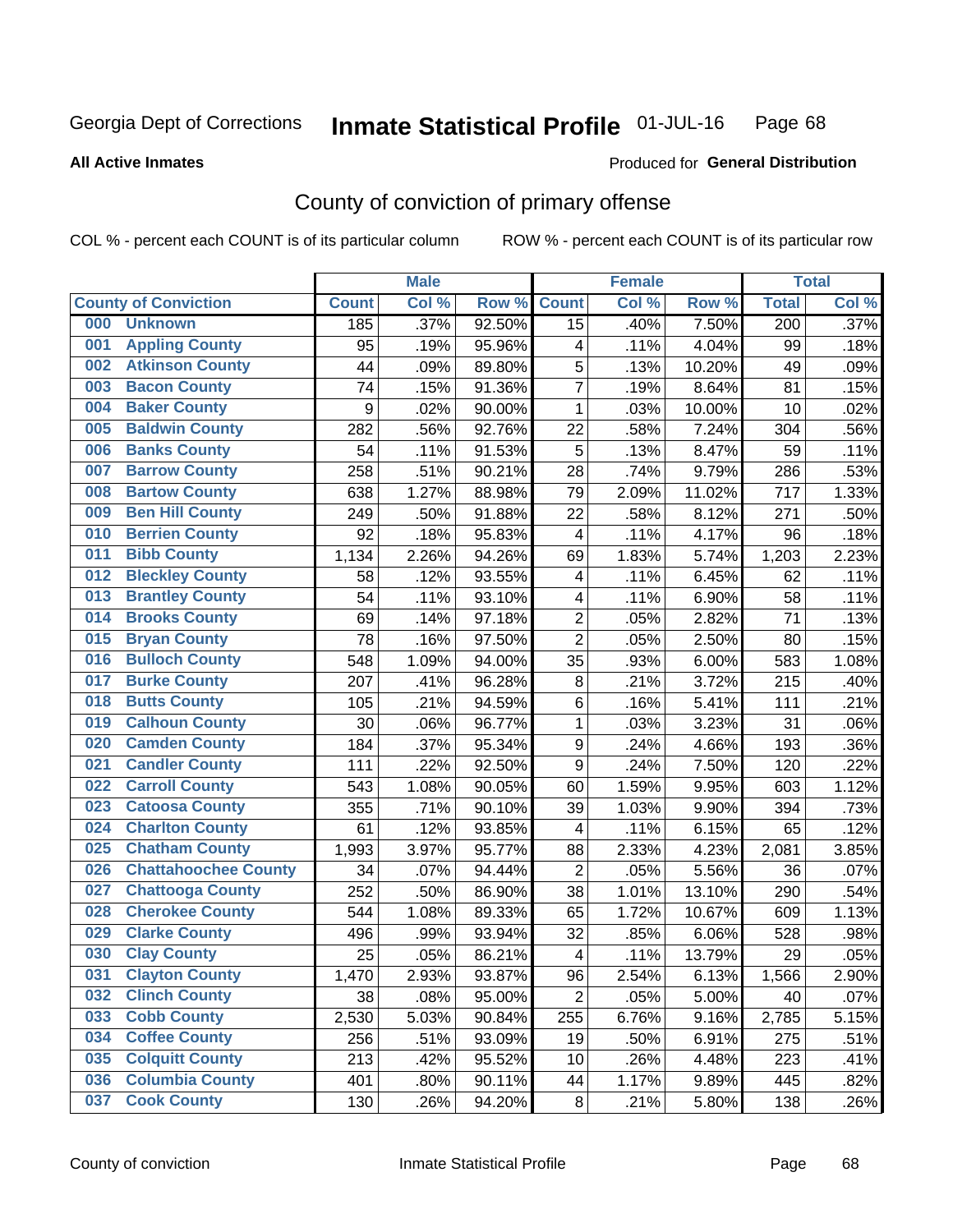Georgia Dept of Corrections **Inmate Statistical Profile** 01-JUL-16

**All Active Inmates**

Produced for **General Distribution**

## County of conviction of primary offense

COL % - percent each COUNT is of its particular column ROW % - percent each COUNT is of its particular row

| County of Conviction | Male | | | Female | | | Total | |
|---|---|---|---|---|---|---|---|---|
| | Count | Col % | Row % | Count | Col % | Row % | Total | Col % |
| 000 Unknown | 185 | .37% | 92.50% | 15 | .40% | 7.50% | 200 | .37% |
| 001 Appling County | 95 | .19% | 95.96% | 4 | .11% | 4.04% | 99 | .18% |
| 002 Atkinson County | 44 | .09% | 89.80% | 5 | .13% | 10.20% | 49 | .09% |
| 003 Bacon County | 74 | .15% | 91.36% | 7 | .19% | 8.64% | 81 | .15% |
| 004 Baker County | 9 | .02% | 90.00% | 1 | .03% | 10.00% | 10 | .02% |
| 005 Baldwin County | 282 | .56% | 92.76% | 22 | .58% | 7.24% | 304 | .56% |
| 006 Banks County | 54 | .11% | 91.53% | 5 | .13% | 8.47% | 59 | .11% |
| 007 Barrow County | 258 | .51% | 90.21% | 28 | .74% | 9.79% | 286 | .53% |
| 008 Bartow County | 638 | 1.27% | 88.98% | 79 | 2.09% | 11.02% | 717 | 1.33% |
| 009 Ben Hill County | 249 | .50% | 91.88% | 22 | .58% | 8.12% | 271 | .50% |
| 010 Berrien County | 92 | .18% | 95.83% | 4 | .11% | 4.17% | 96 | .18% |
| 011 Bibb County | 1,134 | 2.26% | 94.26% | 69 | 1.83% | 5.74% | 1,203 | 2.23% |
| 012 Bleckley County | 58 | .12% | 93.55% | 4 | .11% | 6.45% | 62 | .11% |
| 013 Brantley County | 54 | .11% | 93.10% | 4 | .11% | 6.90% | 58 | .11% |
| 014 Brooks County | 69 | .14% | 97.18% | 2 | .05% | 2.82% | 71 | .13% |
| 015 Bryan County | 78 | .16% | 97.50% | 2 | .05% | 2.50% | 80 | .15% |
| 016 Bulloch County | 548 | 1.09% | 94.00% | 35 | .93% | 6.00% | 583 | 1.08% |
| 017 Burke County | 207 | .41% | 96.28% | 8 | .21% | 3.72% | 215 | .40% |
| 018 Butts County | 105 | .21% | 94.59% | 6 | .16% | 5.41% | 111 | .21% |
| 019 Calhoun County | 30 | .06% | 96.77% | 1 | .03% | 3.23% | 31 | .06% |
| 020 Camden County | 184 | .37% | 95.34% | 9 | .24% | 4.66% | 193 | .36% |
| 021 Candler County | 111 | .22% | 92.50% | 9 | .24% | 7.50% | 120 | .22% |
| 022 Carroll County | 543 | 1.08% | 90.05% | 60 | 1.59% | 9.95% | 603 | 1.12% |
| 023 Catoosa County | 355 | .71% | 90.10% | 39 | 1.03% | 9.90% | 394 | .73% |
| 024 Charlton County | 61 | .12% | 93.85% | 4 | .11% | 6.15% | 65 | .12% |
| 025 Chatham County | 1,993 | 3.97% | 95.77% | 88 | 2.33% | 4.23% | 2,081 | 3.85% |
| 026 Chattahoochee County | 34 | .07% | 94.44% | 2 | .05% | 5.56% | 36 | .07% |
| 027 Chattooga County | 252 | .50% | 86.90% | 38 | 1.01% | 13.10% | 290 | .54% |
| 028 Cherokee County | 544 | 1.08% | 89.33% | 65 | 1.72% | 10.67% | 609 | 1.13% |
| 029 Clarke County | 496 | .99% | 93.94% | 32 | .85% | 6.06% | 528 | .98% |
| 030 Clay County | 25 | .05% | 86.21% | 4 | .11% | 13.79% | 29 | .05% |
| 031 Clayton County | 1,470 | 2.93% | 93.87% | 96 | 2.54% | 6.13% | 1,566 | 2.90% |
| 032 Clinch County | 38 | .08% | 95.00% | 2 | .05% | 5.00% | 40 | .07% |
| 033 Cobb County | 2,530 | 5.03% | 90.84% | 255 | 6.76% | 9.16% | 2,785 | 5.15% |
| 034 Coffee County | 256 | .51% | 93.09% | 19 | .50% | 6.91% | 275 | .51% |
| 035 Colquitt County | 213 | .42% | 95.52% | 10 | .26% | 4.48% | 223 | .41% |
| 036 Columbia County | 401 | .80% | 90.11% | 44 | 1.17% | 9.89% | 445 | .82% |
| 037 Cook County | 130 | .26% | 94.20% | 8 | .21% | 5.80% | 138 | .26% |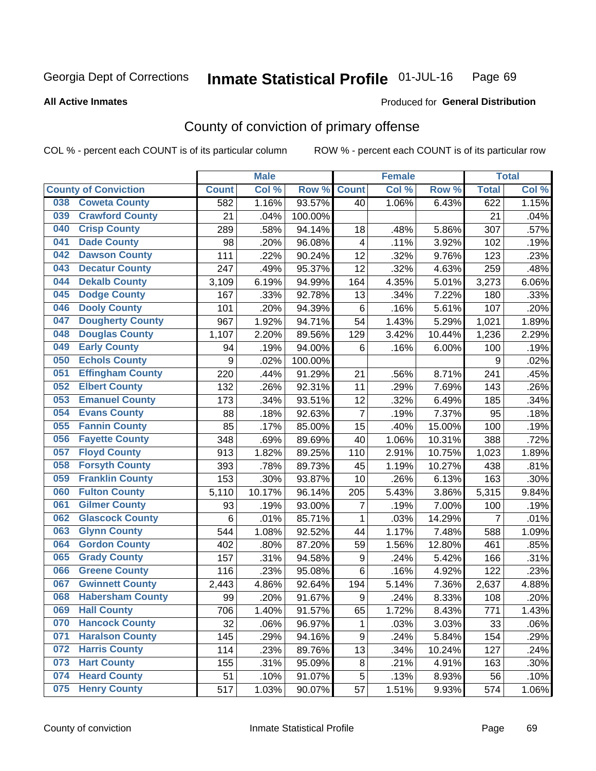Georgia Dept of Corrections **Inmate Statistical Profile** 01-JUL-16

**All Active Inmates**

Produced for **General Distribution**

## County of conviction of primary offense

COL % - percent each COUNT is of its particular column ROW % - percent each COUNT is of its particular row

| County of Conviction | Male | | | Female | | | Total | |
|---|---|---|---|---|---|---|---|---|
| | Count | Col % | Row % | Count | Col % | Row % | Total | Col % |
| 038 Coweta County | 582 | 1.16% | 93.57% | 40 | 1.06% | 6.43% | 622 | 1.15% |
| 039 Crawford County | 21 | .04% | 100.00% | | | | 21 | .04% |
| 040 Crisp County | 289 | .58% | 94.14% | 18 | .48% | 5.86% | 307 | .57% |
| 041 Dade County | 98 | .20% | 96.08% | 4 | .11% | 3.92% | 102 | .19% |
| 042 Dawson County | 111 | .22% | 90.24% | 12 | .32% | 9.76% | 123 | .23% |
| 043 Decatur County | 247 | .49% | 95.37% | 12 | .32% | 4.63% | 259 | .48% |
| 044 Dekalb County | 3,109 | 6.19% | 94.99% | 164 | 4.35% | 5.01% | 3,273 | 6.06% |
| 045 Dodge County | 167 | .33% | 92.78% | 13 | .34% | 7.22% | 180 | .33% |
| 046 Dooly County | 101 | .20% | 94.39% | 6 | .16% | 5.61% | 107 | .20% |
| 047 Dougherty County | 967 | 1.92% | 94.71% | 54 | 1.43% | 5.29% | 1,021 | 1.89% |
| 048 Douglas County | 1,107 | 2.20% | 89.56% | 129 | 3.42% | 10.44% | 1,236 | 2.29% |
| 049 Early County | 94 | .19% | 94.00% | 6 | .16% | 6.00% | 100 | .19% |
| 050 Echols County | 9 | .02% | 100.00% | | | | 9 | .02% |
| 051 Effingham County | 220 | .44% | 91.29% | 21 | .56% | 8.71% | 241 | .45% |
| 052 Elbert County | 132 | .26% | 92.31% | 11 | .29% | 7.69% | 143 | .26% |
| 053 Emanuel County | 173 | .34% | 93.51% | 12 | .32% | 6.49% | 185 | .34% |
| 054 Evans County | 88 | .18% | 92.63% | 7 | .19% | 7.37% | 95 | .18% |
| 055 Fannin County | 85 | .17% | 85.00% | 15 | .40% | 15.00% | 100 | .19% |
| 056 Fayette County | 348 | .69% | 89.69% | 40 | 1.06% | 10.31% | 388 | .72% |
| 057 Floyd County | 913 | 1.82% | 89.25% | 110 | 2.91% | 10.75% | 1,023 | 1.89% |
| 058 Forsyth County | 393 | .78% | 89.73% | 45 | 1.19% | 10.27% | 438 | .81% |
| 059 Franklin County | 153 | .30% | 93.87% | 10 | .26% | 6.13% | 163 | .30% |
| 060 Fulton County | 5,110 | 10.17% | 96.14% | 205 | 5.43% | 3.86% | 5,315 | 9.84% |
| 061 Gilmer County | 93 | .19% | 93.00% | 7 | .19% | 7.00% | 100 | .19% |
| 062 Glascock County | 6 | .01% | 85.71% | 1 | .03% | 14.29% | 7 | .01% |
| 063 Glynn County | 544 | 1.08% | 92.52% | 44 | 1.17% | 7.48% | 588 | 1.09% |
| 064 Gordon County | 402 | .80% | 87.20% | 59 | 1.56% | 12.80% | 461 | .85% |
| 065 Grady County | 157 | .31% | 94.58% | 9 | .24% | 5.42% | 166 | .31% |
| 066 Greene County | 116 | .23% | 95.08% | 6 | .16% | 4.92% | 122 | .23% |
| 067 Gwinnett County | 2,443 | 4.86% | 92.64% | 194 | 5.14% | 7.36% | 2,637 | 4.88% |
| 068 Habersham County | 99 | .20% | 91.67% | 9 | .24% | 8.33% | 108 | .20% |
| 069 Hall County | 706 | 1.40% | 91.57% | 65 | 1.72% | 8.43% | 771 | 1.43% |
| 070 Hancock County | 32 | .06% | 96.97% | 1 | .03% | 3.03% | 33 | .06% |
| 071 Haralson County | 145 | .29% | 94.16% | 9 | .24% | 5.84% | 154 | .29% |
| 072 Harris County | 114 | .23% | 89.76% | 13 | .34% | 10.24% | 127 | .24% |
| 073 Hart County | 155 | .31% | 95.09% | 8 | .21% | 4.91% | 163 | .30% |
| 074 Heard County | 51 | .10% | 91.07% | 5 | .13% | 8.93% | 56 | .10% |
| 075 Henry County | 517 | 1.03% | 90.07% | 57 | 1.51% | 9.93% | 574 | 1.06% |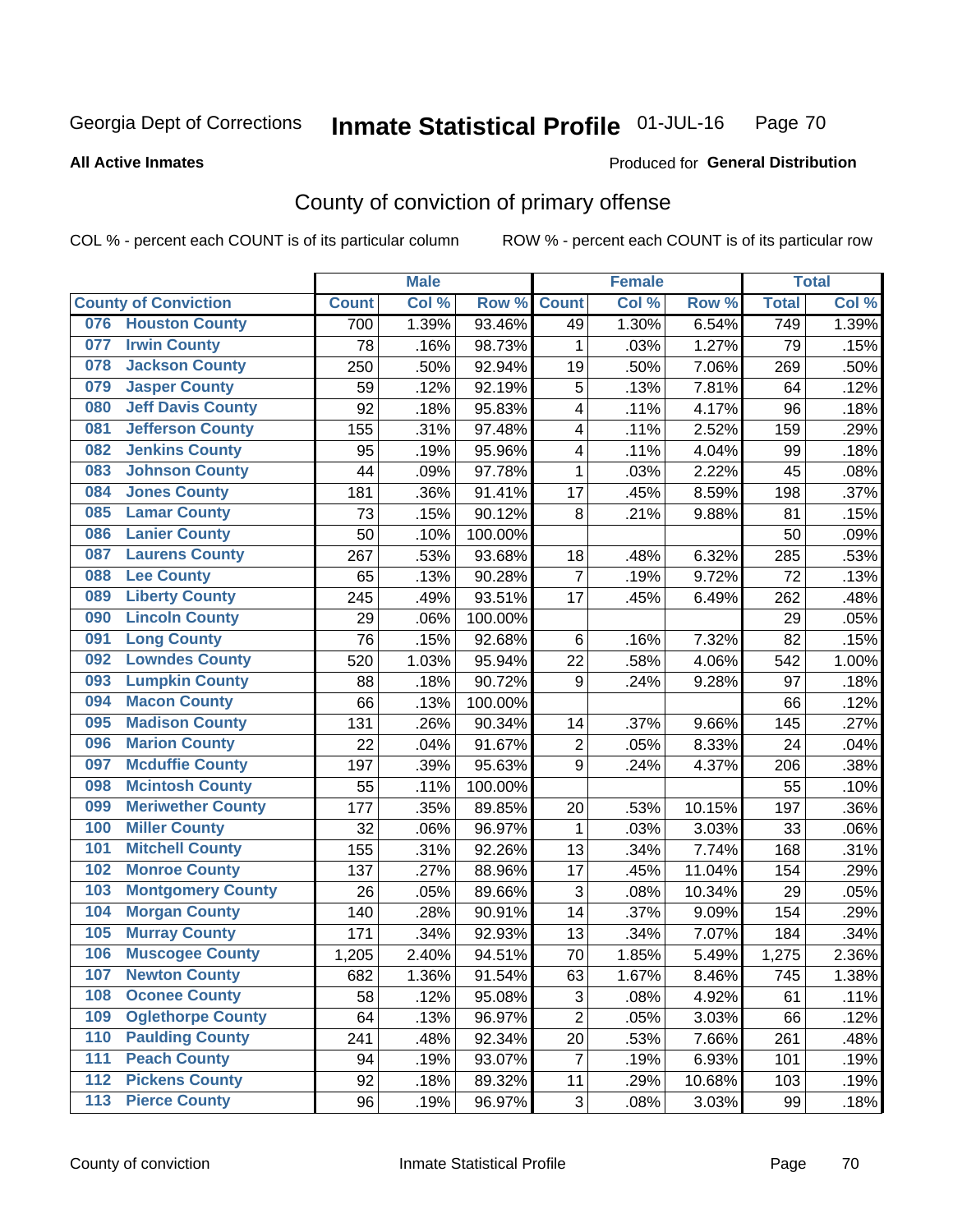Georgia Dept of Corrections **Inmate Statistical Profile** 01-JUL-16

**All Active Inmates**

Produced for **General Distribution**

## County of conviction of primary offense

COL % - percent each COUNT is of its particular column ROW % - percent each COUNT is of its particular row

| County of Conviction | Male | | | Female | | | Total | |
|---|---|---|---|---|---|---|---|---|
| | Count | Col % | Row % | Count | Col % | Row % | Total | Col % |
| 076 Houston County | 700 | 1.39% | 93.46% | 49 | 1.30% | 6.54% | 749 | 1.39% |
| 077 Irwin County | 78 | .16% | 98.73% | 1 | .03% | 1.27% | 79 | .15% |
| 078 Jackson County | 250 | .50% | 92.94% | 19 | .50% | 7.06% | 269 | .50% |
| 079 Jasper County | 59 | .12% | 92.19% | 5 | .13% | 7.81% | 64 | .12% |
| 080 Jeff Davis County | 92 | .18% | 95.83% | 4 | .11% | 4.17% | 96 | .18% |
| 081 Jefferson County | 155 | .31% | 97.48% | 4 | .11% | 2.52% | 159 | .29% |
| 082 Jenkins County | 95 | .19% | 95.96% | 4 | .11% | 4.04% | 99 | .18% |
| 083 Johnson County | 44 | .09% | 97.78% | 1 | .03% | 2.22% | 45 | .08% |
| 084 Jones County | 181 | .36% | 91.41% | 17 | .45% | 8.59% | 198 | .37% |
| 085 Lamar County | 73 | .15% | 90.12% | 8 | .21% | 9.88% | 81 | .15% |
| 086 Lanier County | 50 | .10% | 100.00% | | | | 50 | .09% |
| 087 Laurens County | 267 | .53% | 93.68% | 18 | .48% | 6.32% | 285 | .53% |
| 088 Lee County | 65 | .13% | 90.28% | 7 | .19% | 9.72% | 72 | .13% |
| 089 Liberty County | 245 | .49% | 93.51% | 17 | .45% | 6.49% | 262 | .48% |
| 090 Lincoln County | 29 | .06% | 100.00% | | | | 29 | .05% |
| 091 Long County | 76 | .15% | 92.68% | 6 | .16% | 7.32% | 82 | .15% |
| 092 Lowndes County | 520 | 1.03% | 95.94% | 22 | .58% | 4.06% | 542 | 1.00% |
| 093 Lumpkin County | 88 | .18% | 90.72% | 9 | .24% | 9.28% | 97 | .18% |
| 094 Macon County | 66 | .13% | 100.00% | | | | 66 | .12% |
| 095 Madison County | 131 | .26% | 90.34% | 14 | .37% | 9.66% | 145 | .27% |
| 096 Marion County | 22 | .04% | 91.67% | 2 | .05% | 8.33% | 24 | .04% |
| 097 Mcduffie County | 197 | .39% | 95.63% | 9 | .24% | 4.37% | 206 | .38% |
| 098 Mcintosh County | 55 | .11% | 100.00% | | | | 55 | .10% |
| 099 Meriwether County | 177 | .35% | 89.85% | 20 | .53% | 10.15% | 197 | .36% |
| 100 Miller County | 32 | .06% | 96.97% | 1 | .03% | 3.03% | 33 | .06% |
| 101 Mitchell County | 155 | .31% | 92.26% | 13 | .34% | 7.74% | 168 | .31% |
| 102 Monroe County | 137 | .27% | 88.96% | 17 | .45% | 11.04% | 154 | .29% |
| 103 Montgomery County | 26 | .05% | 89.66% | 3 | .08% | 10.34% | 29 | .05% |
| 104 Morgan County | 140 | .28% | 90.91% | 14 | .37% | 9.09% | 154 | .29% |
| 105 Murray County | 171 | .34% | 92.93% | 13 | .34% | 7.07% | 184 | .34% |
| 106 Muscogee County | 1,205 | 2.40% | 94.51% | 70 | 1.85% | 5.49% | 1,275 | 2.36% |
| 107 Newton County | 682 | 1.36% | 91.54% | 63 | 1.67% | 8.46% | 745 | 1.38% |
| 108 Oconee County | 58 | .12% | 95.08% | 3 | .08% | 4.92% | 61 | .11% |
| 109 Oglethorpe County | 64 | .13% | 96.97% | 2 | .05% | 3.03% | 66 | .12% |
| 110 Paulding County | 241 | .48% | 92.34% | 20 | .53% | 7.66% | 261 | .48% |
| 111 Peach County | 94 | .19% | 93.07% | 7 | .19% | 6.93% | 101 | .19% |
| 112 Pickens County | 92 | .18% | 89.32% | 11 | .29% | 10.68% | 103 | .19% |
| 113 Pierce County | 96 | .19% | 96.97% | 3 | .08% | 3.03% | 99 | .18% |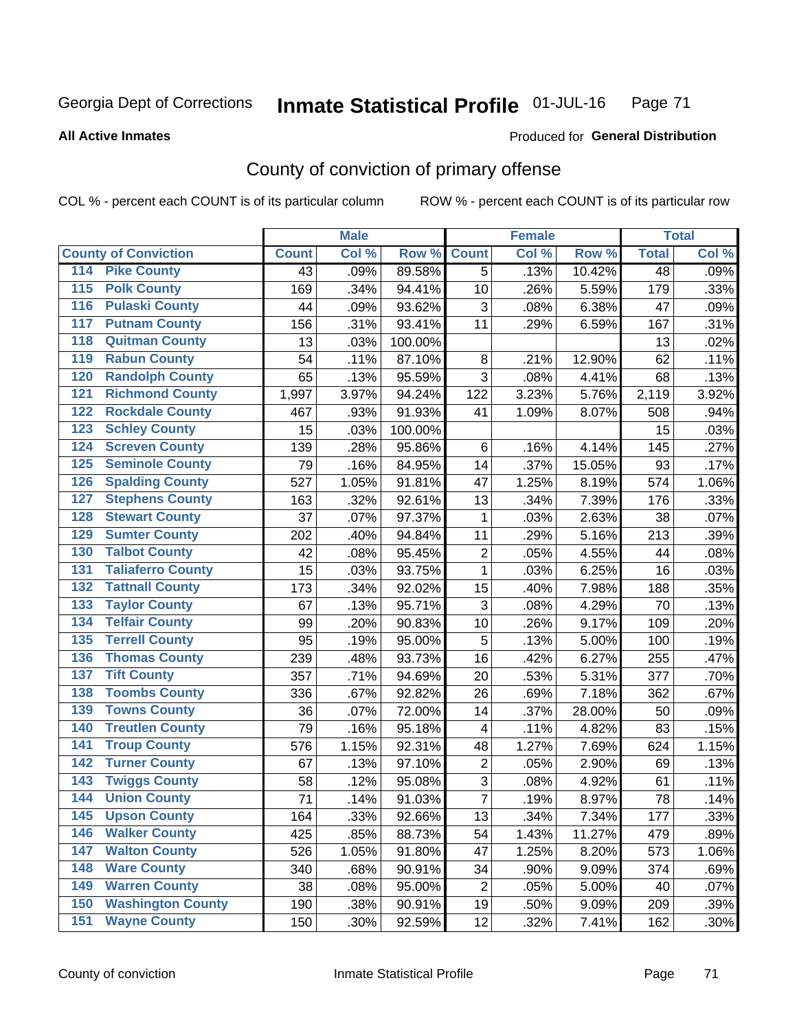Georgia Dept of Corrections **Inmate Statistical Profile** 01-JUL-16

**All Active Inmates**

Produced for **General Distribution**

## County of conviction of primary offense

COL % - percent each COUNT is of its particular column ROW % - percent each COUNT is of its particular row

| County of Conviction | Male | | | Female | | | Total | |
|---|---|---|---|---|---|---|---|---|
| | Count | Col % | Row % | Count | Col % | Row % | Total | Col % |
| 114 Pike County | 43 | .09% | 89.58% | 5 | .13% | 10.42% | 48 | .09% |
| 115 Polk County | 169 | .34% | 94.41% | 10 | .26% | 5.59% | 179 | .33% |
| 116 Pulaski County | 44 | .09% | 93.62% | 3 | .08% | 6.38% | 47 | .09% |
| 117 Putnam County | 156 | .31% | 93.41% | 11 | .29% | 6.59% | 167 | .31% |
| 118 Quitman County | 13 | .03% | 100.00% | | | | 13 | .02% |
| 119 Rabun County | 54 | .11% | 87.10% | 8 | .21% | 12.90% | 62 | .11% |
| 120 Randolph County | 65 | .13% | 95.59% | 3 | .08% | 4.41% | 68 | .13% |
| 121 Richmond County | 1,997 | 3.97% | 94.24% | 122 | 3.23% | 5.76% | 2,119 | 3.92% |
| 122 Rockdale County | 467 | .93% | 91.93% | 41 | 1.09% | 8.07% | 508 | .94% |
| 123 Schley County | 15 | .03% | 100.00% | | | | 15 | .03% |
| 124 Screven County | 139 | .28% | 95.86% | 6 | .16% | 4.14% | 145 | .27% |
| 125 Seminole County | 79 | .16% | 84.95% | 14 | .37% | 15.05% | 93 | .17% |
| 126 Spalding County | 527 | 1.05% | 91.81% | 47 | 1.25% | 8.19% | 574 | 1.06% |
| 127 Stephens County | 163 | .32% | 92.61% | 13 | .34% | 7.39% | 176 | .33% |
| 128 Stewart County | 37 | .07% | 97.37% | 1 | .03% | 2.63% | 38 | .07% |
| 129 Sumter County | 202 | .40% | 94.84% | 11 | .29% | 5.16% | 213 | .39% |
| 130 Talbot County | 42 | .08% | 95.45% | 2 | .05% | 4.55% | 44 | .08% |
| 131 Taliaferro County | 15 | .03% | 93.75% | 1 | .03% | 6.25% | 16 | .03% |
| 132 Tattnall County | 173 | .34% | 92.02% | 15 | .40% | 7.98% | 188 | .35% |
| 133 Taylor County | 67 | .13% | 95.71% | 3 | .08% | 4.29% | 70 | .13% |
| 134 Telfair County | 99 | .20% | 90.83% | 10 | .26% | 9.17% | 109 | .20% |
| 135 Terrell County | 95 | .19% | 95.00% | 5 | .13% | 5.00% | 100 | .19% |
| 136 Thomas County | 239 | .48% | 93.73% | 16 | .42% | 6.27% | 255 | .47% |
| 137 Tift County | 357 | .71% | 94.69% | 20 | .53% | 5.31% | 377 | .70% |
| 138 Toombs County | 336 | .67% | 92.82% | 26 | .69% | 7.18% | 362 | .67% |
| 139 Towns County | 36 | .07% | 72.00% | 14 | .37% | 28.00% | 50 | .09% |
| 140 Treutlen County | 79 | .16% | 95.18% | 4 | .11% | 4.82% | 83 | .15% |
| 141 Troup County | 576 | 1.15% | 92.31% | 48 | 1.27% | 7.69% | 624 | 1.15% |
| 142 Turner County | 67 | .13% | 97.10% | 2 | .05% | 2.90% | 69 | .13% |
| 143 Twiggs County | 58 | .12% | 95.08% | 3 | .08% | 4.92% | 61 | .11% |
| 144 Union County | 71 | .14% | 91.03% | 7 | .19% | 8.97% | 78 | .14% |
| 145 Upson County | 164 | .33% | 92.66% | 13 | .34% | 7.34% | 177 | .33% |
| 146 Walker County | 425 | .85% | 88.73% | 54 | 1.43% | 11.27% | 479 | .89% |
| 147 Walton County | 526 | 1.05% | 91.80% | 47 | 1.25% | 8.20% | 573 | 1.06% |
| 148 Ware County | 340 | .68% | 90.91% | 34 | .90% | 9.09% | 374 | .69% |
| 149 Warren County | 38 | .08% | 95.00% | 2 | .05% | 5.00% | 40 | .07% |
| 150 Washington County | 190 | .38% | 90.91% | 19 | .50% | 9.09% | 209 | .39% |
| 151 Wayne County | 150 | .30% | 92.59% | 12 | .32% | 7.41% | 162 | .30% |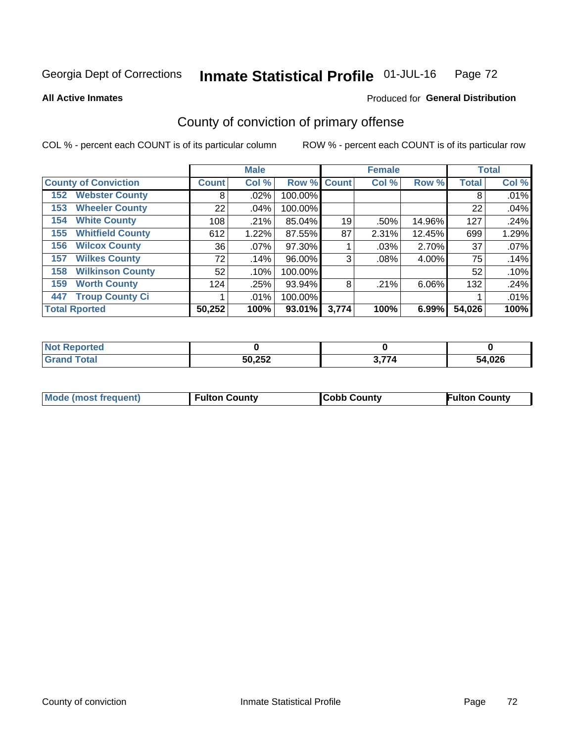Georgia Dept of Corrections **Inmate Statistical Profile** 01-JUL-16

**All Active Inmates**

Produced for **General Distribution**

## County of conviction of primary offense

COL % - percent each COUNT is of its particular column ROW % - percent each COUNT is of its particular row

| | Male | | | Female | | | Total | |
|---|---|---|---|---|---|---|---|---|
| County of Conviction | Count | Col % | Row % | Count | Col % | Row % | Total | Col % |
| 152 Webster County | 8 | .02% | 100.00% | | | | 8 | .01% |
| 153 Wheeler County | 22 | .04% | 100.00% | | | | 22 | .04% |
| 154 White County | 108 | .21% | 85.04% | 19 | .50% | 14.96% | 127 | .24% |
| 155 Whitfield County | 612 | 1.22% | 87.55% | 87 | 2.31% | 12.45% | 699 | 1.29% |
| 156 Wilcox County | 36 | .07% | 97.30% | 1 | .03% | 2.70% | 37 | .07% |
| 157 Wilkes County | 72 | .14% | 96.00% | 3 | .08% | 4.00% | 75 | .14% |
| 158 Wilkinson County | 52 | .10% | 100.00% | | | | 52 | .10% |
| 159 Worth County | 124 | .25% | 93.94% | 8 | .21% | 6.06% | 132 | .24% |
| 447 Troup County Ci | 1 | .01% | 100.00% | | | | 1 | .01% |
| **Total Rported** | **50,252** | **100%** | **93.01%** | **3,774** | **100%** | **6.99%** | **54,026** | **100%** |

| | Male | Female | Total |
|---|---|---|---|
| Not Reported | 0 | 0 | 0 |
| Grand Total | 50,252 | 3,774 | 54,026 |

| | Male | Female | Total |
|---|---|---|---|
| Mode (most frequent) | Fulton County | Cobb County | Fulton County |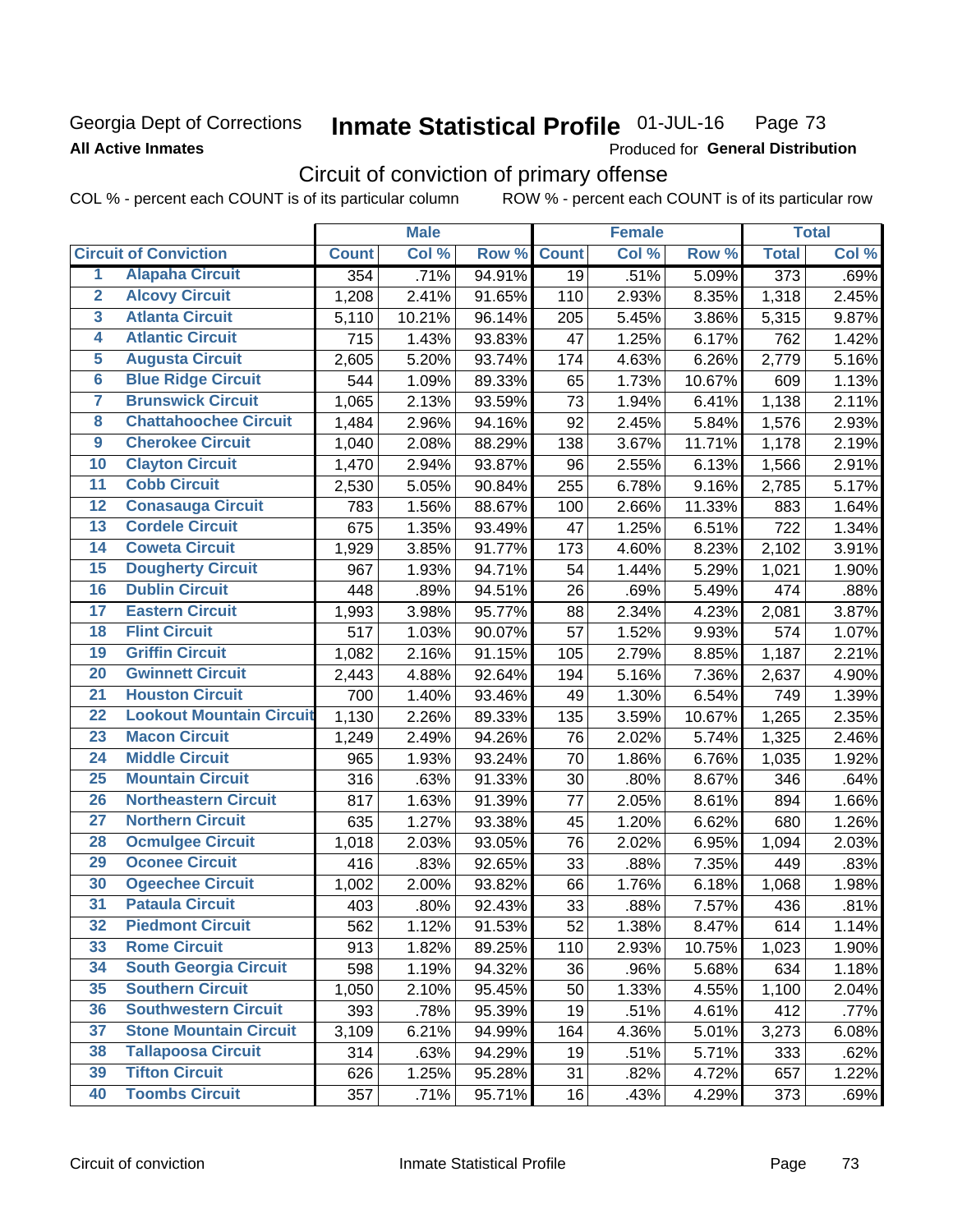Georgia Dept of Corrections **Inmate Statistical Profile** 01-JUL-16

**All Active Inmates**

Produced for **General Distribution**

## Circuit of conviction of primary offense

COL % - percent each COUNT is of its particular column    ROW % - percent each COUNT is of its particular row

| | Circuit of Conviction | Male | | | Female | | | Total | |
|---|---|---|---|---|---|---|---|---|---|
| | | Count | Col % | Row % | Count | Col % | Row % | Total | Col % |
| 1 | Alapaha Circuit | 354 | .71% | 94.91% | 19 | .51% | 5.09% | 373 | .69% |
| 2 | Alcovy Circuit | 1,208 | 2.41% | 91.65% | 110 | 2.93% | 8.35% | 1,318 | 2.45% |
| 3 | Atlanta Circuit | 5,110 | 10.21% | 96.14% | 205 | 5.45% | 3.86% | 5,315 | 9.87% |
| 4 | Atlantic Circuit | 715 | 1.43% | 93.83% | 47 | 1.25% | 6.17% | 762 | 1.42% |
| 5 | Augusta Circuit | 2,605 | 5.20% | 93.74% | 174 | 4.63% | 6.26% | 2,779 | 5.16% |
| 6 | Blue Ridge Circuit | 544 | 1.09% | 89.33% | 65 | 1.73% | 10.67% | 609 | 1.13% |
| 7 | Brunswick Circuit | 1,065 | 2.13% | 93.59% | 73 | 1.94% | 6.41% | 1,138 | 2.11% |
| 8 | Chattahoochee Circuit | 1,484 | 2.96% | 94.16% | 92 | 2.45% | 5.84% | 1,576 | 2.93% |
| 9 | Cherokee Circuit | 1,040 | 2.08% | 88.29% | 138 | 3.67% | 11.71% | 1,178 | 2.19% |
| 10 | Clayton Circuit | 1,470 | 2.94% | 93.87% | 96 | 2.55% | 6.13% | 1,566 | 2.91% |
| 11 | Cobb Circuit | 2,530 | 5.05% | 90.84% | 255 | 6.78% | 9.16% | 2,785 | 5.17% |
| 12 | Conasauga Circuit | 783 | 1.56% | 88.67% | 100 | 2.66% | 11.33% | 883 | 1.64% |
| 13 | Cordele Circuit | 675 | 1.35% | 93.49% | 47 | 1.25% | 6.51% | 722 | 1.34% |
| 14 | Coweta Circuit | 1,929 | 3.85% | 91.77% | 173 | 4.60% | 8.23% | 2,102 | 3.91% |
| 15 | Dougherty Circuit | 967 | 1.93% | 94.71% | 54 | 1.44% | 5.29% | 1,021 | 1.90% |
| 16 | Dublin Circuit | 448 | .89% | 94.51% | 26 | .69% | 5.49% | 474 | .88% |
| 17 | Eastern Circuit | 1,993 | 3.98% | 95.77% | 88 | 2.34% | 4.23% | 2,081 | 3.87% |
| 18 | Flint Circuit | 517 | 1.03% | 90.07% | 57 | 1.52% | 9.93% | 574 | 1.07% |
| 19 | Griffin Circuit | 1,082 | 2.16% | 91.15% | 105 | 2.79% | 8.85% | 1,187 | 2.21% |
| 20 | Gwinnett Circuit | 2,443 | 4.88% | 92.64% | 194 | 5.16% | 7.36% | 2,637 | 4.90% |
| 21 | Houston Circuit | 700 | 1.40% | 93.46% | 49 | 1.30% | 6.54% | 749 | 1.39% |
| 22 | Lookout Mountain Circuit | 1,130 | 2.26% | 89.33% | 135 | 3.59% | 10.67% | 1,265 | 2.35% |
| 23 | Macon Circuit | 1,249 | 2.49% | 94.26% | 76 | 2.02% | 5.74% | 1,325 | 2.46% |
| 24 | Middle Circuit | 965 | 1.93% | 93.24% | 70 | 1.86% | 6.76% | 1,035 | 1.92% |
| 25 | Mountain Circuit | 316 | .63% | 91.33% | 30 | .80% | 8.67% | 346 | .64% |
| 26 | Northeastern Circuit | 817 | 1.63% | 91.39% | 77 | 2.05% | 8.61% | 894 | 1.66% |
| 27 | Northern Circuit | 635 | 1.27% | 93.38% | 45 | 1.20% | 6.62% | 680 | 1.26% |
| 28 | Ocmulgee Circuit | 1,018 | 2.03% | 93.05% | 76 | 2.02% | 6.95% | 1,094 | 2.03% |
| 29 | Oconee Circuit | 416 | .83% | 92.65% | 33 | .88% | 7.35% | 449 | .83% |
| 30 | Ogeechee Circuit | 1,002 | 2.00% | 93.82% | 66 | 1.76% | 6.18% | 1,068 | 1.98% |
| 31 | Pataula Circuit | 403 | .80% | 92.43% | 33 | .88% | 7.57% | 436 | .81% |
| 32 | Piedmont Circuit | 562 | 1.12% | 91.53% | 52 | 1.38% | 8.47% | 614 | 1.14% |
| 33 | Rome Circuit | 913 | 1.82% | 89.25% | 110 | 2.93% | 10.75% | 1,023 | 1.90% |
| 34 | South Georgia Circuit | 598 | 1.19% | 94.32% | 36 | .96% | 5.68% | 634 | 1.18% |
| 35 | Southern Circuit | 1,050 | 2.10% | 95.45% | 50 | 1.33% | 4.55% | 1,100 | 2.04% |
| 36 | Southwestern Circuit | 393 | .78% | 95.39% | 19 | .51% | 4.61% | 412 | .77% |
| 37 | Stone Mountain Circuit | 3,109 | 6.21% | 94.99% | 164 | 4.36% | 5.01% | 3,273 | 6.08% |
| 38 | Tallapoosa Circuit | 314 | .63% | 94.29% | 19 | .51% | 5.71% | 333 | .62% |
| 39 | Tifton Circuit | 626 | 1.25% | 95.28% | 31 | .82% | 4.72% | 657 | 1.22% |
| 40 | Toombs Circuit | 357 | .71% | 95.71% | 16 | .43% | 4.29% | 373 | .69% |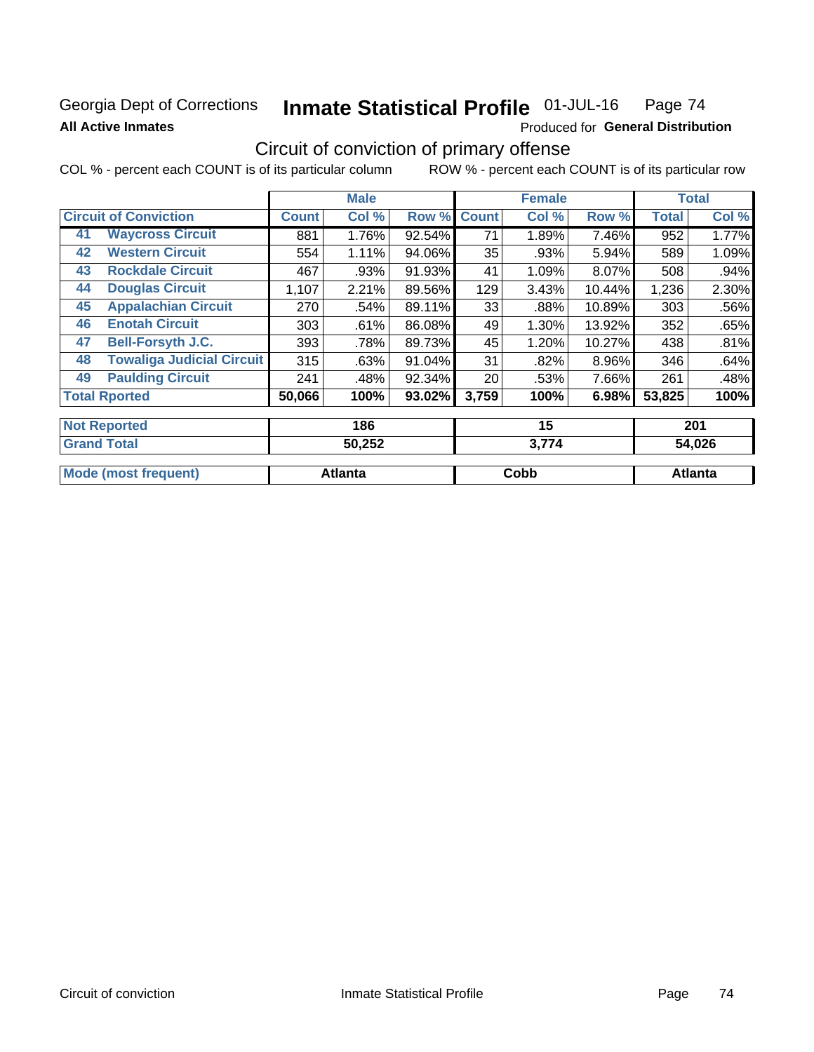Georgia Dept of Corrections **Inmate Statistical Profile** 01-JUL-16

**All Active Inmates**

Produced for **General Distribution**

## Circuit of conviction of primary offense

COL % - percent each COUNT is of its particular column ROW % - percent each COUNT is of its particular row

| Circuit of Conviction | | Male | | | Female | | | Total | |
|---|---|---|---|---|---|---|---|---|---|
| | | Count | Col % | Row % | Count | Col % | Row % | Total | Col % |
| 41 | Waycross Circuit | 881 | 1.76% | 92.54% | 71 | 1.89% | 7.46% | 952 | 1.77% |
| 42 | Western Circuit | 554 | 1.11% | 94.06% | 35 | .93% | 5.94% | 589 | 1.09% |
| 43 | Rockdale Circuit | 467 | .93% | 91.93% | 41 | 1.09% | 8.07% | 508 | .94% |
| 44 | Douglas Circuit | 1,107 | 2.21% | 89.56% | 129 | 3.43% | 10.44% | 1,236 | 2.30% |
| 45 | Appalachian Circuit | 270 | .54% | 89.11% | 33 | .88% | 10.89% | 303 | .56% |
| 46 | Enotah Circuit | 303 | .61% | 86.08% | 49 | 1.30% | 13.92% | 352 | .65% |
| 47 | Bell-Forsyth J.C. | 393 | .78% | 89.73% | 45 | 1.20% | 10.27% | 438 | .81% |
| 48 | Towaliga Judicial Circuit | 315 | .63% | 91.04% | 31 | .82% | 8.96% | 346 | .64% |
| 49 | Paulding Circuit | 241 | .48% | 92.34% | 20 | .53% | 7.66% | 261 | .48% |
| **Total Rported** | | **50,066** | **100%** | **93.02%** | **3,759** | **100%** | **6.98%** | **53,825** | **100%** |

| | Male | Female | Total |
|---|---|---|---|
| Not Reported | 186 | 15 | 201 |
| Grand Total | 50,252 | 3,774 | 54,026 |
| Mode (most frequent) | Atlanta | Cobb | Atlanta |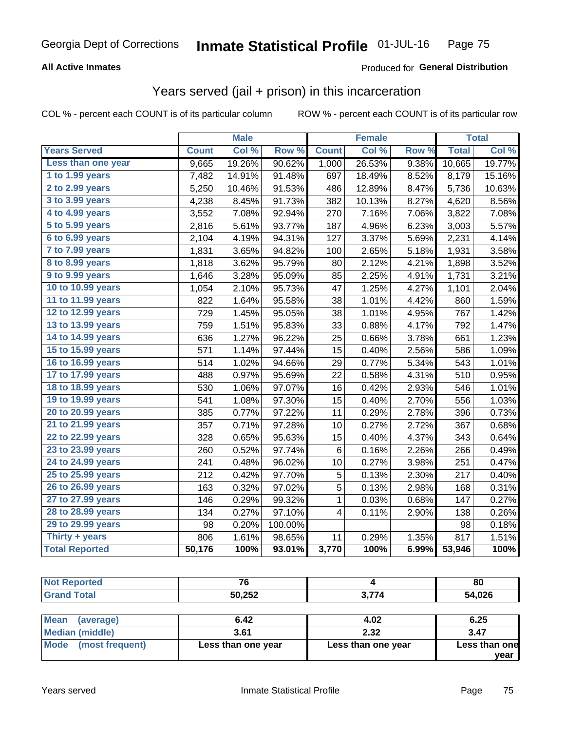Georgia Dept of Corrections **Inmate Statistical Profile** 01-JUL-16

**All Active Inmates**

Produced for **General Distribution**

## Years served (jail + prison) in this incarceration

COL % - percent each COUNT is of its particular column    ROW % - percent each COUNT is of its particular row

| | Male | | | Female | | | Total | |
|---|---|---|---|---|---|---|---|---|
| **Years Served** | **Count** | **Col %** | **Row %** | **Count** | **Col %** | **Row %** | **Total** | **Col %** |
| Less than one year | 9,665 | 19.26% | 90.62% | 1,000 | 26.53% | 9.38% | 10,665 | 19.77% |
| 1 to 1.99 years | 7,482 | 14.91% | 91.48% | 697 | 18.49% | 8.52% | 8,179 | 15.16% |
| 2 to 2.99 years | 5,250 | 10.46% | 91.53% | 486 | 12.89% | 8.47% | 5,736 | 10.63% |
| 3 to 3.99 years | 4,238 | 8.45% | 91.73% | 382 | 10.13% | 8.27% | 4,620 | 8.56% |
| 4 to 4.99 years | 3,552 | 7.08% | 92.94% | 270 | 7.16% | 7.06% | 3,822 | 7.08% |
| 5 to 5.99 years | 2,816 | 5.61% | 93.77% | 187 | 4.96% | 6.23% | 3,003 | 5.57% |
| 6 to 6.99 years | 2,104 | 4.19% | 94.31% | 127 | 3.37% | 5.69% | 2,231 | 4.14% |
| 7 to 7.99 years | 1,831 | 3.65% | 94.82% | 100 | 2.65% | 5.18% | 1,931 | 3.58% |
| 8 to 8.99 years | 1,818 | 3.62% | 95.79% | 80 | 2.12% | 4.21% | 1,898 | 3.52% |
| 9 to 9.99 years | 1,646 | 3.28% | 95.09% | 85 | 2.25% | 4.91% | 1,731 | 3.21% |
| 10 to 10.99 years | 1,054 | 2.10% | 95.73% | 47 | 1.25% | 4.27% | 1,101 | 2.04% |
| 11 to 11.99 years | 822 | 1.64% | 95.58% | 38 | 1.01% | 4.42% | 860 | 1.59% |
| 12 to 12.99 years | 729 | 1.45% | 95.05% | 38 | 1.01% | 4.95% | 767 | 1.42% |
| 13 to 13.99 years | 759 | 1.51% | 95.83% | 33 | 0.88% | 4.17% | 792 | 1.47% |
| 14 to 14.99 years | 636 | 1.27% | 96.22% | 25 | 0.66% | 3.78% | 661 | 1.23% |
| 15 to 15.99 years | 571 | 1.14% | 97.44% | 15 | 0.40% | 2.56% | 586 | 1.09% |
| 16 to 16.99 years | 514 | 1.02% | 94.66% | 29 | 0.77% | 5.34% | 543 | 1.01% |
| 17 to 17.99 years | 488 | 0.97% | 95.69% | 22 | 0.58% | 4.31% | 510 | 0.95% |
| 18 to 18.99 years | 530 | 1.06% | 97.07% | 16 | 0.42% | 2.93% | 546 | 1.01% |
| 19 to 19.99 years | 541 | 1.08% | 97.30% | 15 | 0.40% | 2.70% | 556 | 1.03% |
| 20 to 20.99 years | 385 | 0.77% | 97.22% | 11 | 0.29% | 2.78% | 396 | 0.73% |
| 21 to 21.99 years | 357 | 0.71% | 97.28% | 10 | 0.27% | 2.72% | 367 | 0.68% |
| 22 to 22.99 years | 328 | 0.65% | 95.63% | 15 | 0.40% | 4.37% | 343 | 0.64% |
| 23 to 23.99 years | 260 | 0.52% | 97.74% | 6 | 0.16% | 2.26% | 266 | 0.49% |
| 24 to 24.99 years | 241 | 0.48% | 96.02% | 10 | 0.27% | 3.98% | 251 | 0.47% |
| 25 to 25.99 years | 212 | 0.42% | 97.70% | 5 | 0.13% | 2.30% | 217 | 0.40% |
| 26 to 26.99 years | 163 | 0.32% | 97.02% | 5 | 0.13% | 2.98% | 168 | 0.31% |
| 27 to 27.99 years | 146 | 0.29% | 99.32% | 1 | 0.03% | 0.68% | 147 | 0.27% |
| 28 to 28.99 years | 134 | 0.27% | 97.10% | 4 | 0.11% | 2.90% | 138 | 0.26% |
| 29 to 29.99 years | 98 | 0.20% | 100.00% | | | | 98 | 0.18% |
| Thirty + years | 806 | 1.61% | 98.65% | 11 | 0.29% | 1.35% | 817 | 1.51% |
| **Total Reported** | **50,176** | **100%** | **93.01%** | **3,770** | **100%** | **6.99%** | **53,946** | **100%** |

| | Male | Female | Total |
|---|---|---|---|
| Not Reported | **76** | **4** | **80** |
| Grand Total | **50,252** | **3,774** | **54,026** |

| | Male | Female | Total |
|---|---|---|---|
| Mean (average) | **6.42** | **4.02** | **6.25** |
| Median (middle) | **3.61** | **2.32** | **3.47** |
| Mode (most frequent) | **Less than one year** | **Less than one year** | **Less than one year** |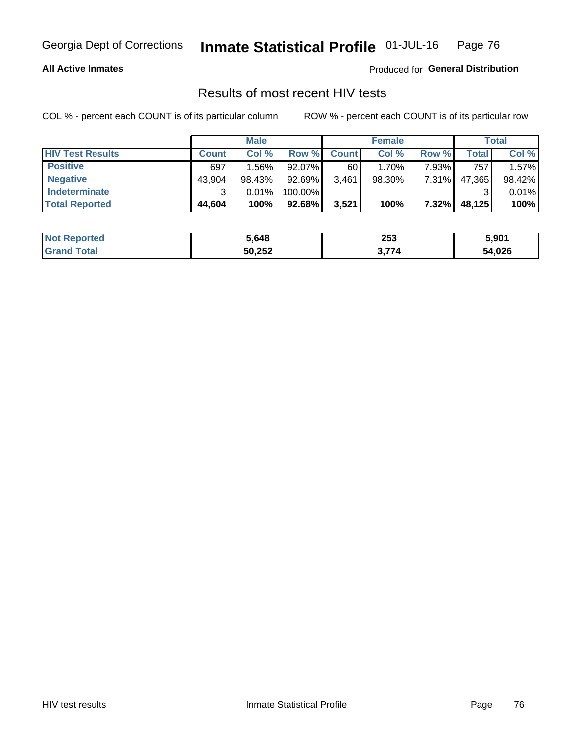Georgia Dept of Corrections **Inmate Statistical Profile** 01-JUL-16

**All Active Inmates** Produced for **General Distribution**

## Results of most recent HIV tests

COL % - percent each COUNT is of its particular column ROW % - percent each COUNT is of its particular row

| | Male | | | Female | | | Total | |
|---|---|---|---|---|---|---|---|---|
| **HIV Test Results** | **Count** | **Col %** | **Row %** | **Count** | **Col %** | **Row %** | **Total** | **Col %** |
| **Positive** | 697 | 1.56% | 92.07% | 60 | 1.70% | 7.93% | 757 | 1.57% |
| **Negative** | 43,904 | 98.43% | 92.69% | 3,461 | 98.30% | 7.31% | 47,365 | 98.42% |
| **Indeterminate** | 3 | 0.01% | 100.00% | | | | 3 | 0.01% |
| **Total Reported** | **44,604** | **100%** | **92.68%** | **3,521** | **100%** | **7.32%** | **48,125** | **100%** |

| | Male | Female | Total |
|---|---|---|---|
| **Not Reported** | **5,648** | **253** | **5,901** |
| **Grand Total** | **50,252** | **3,774** | **54,026** |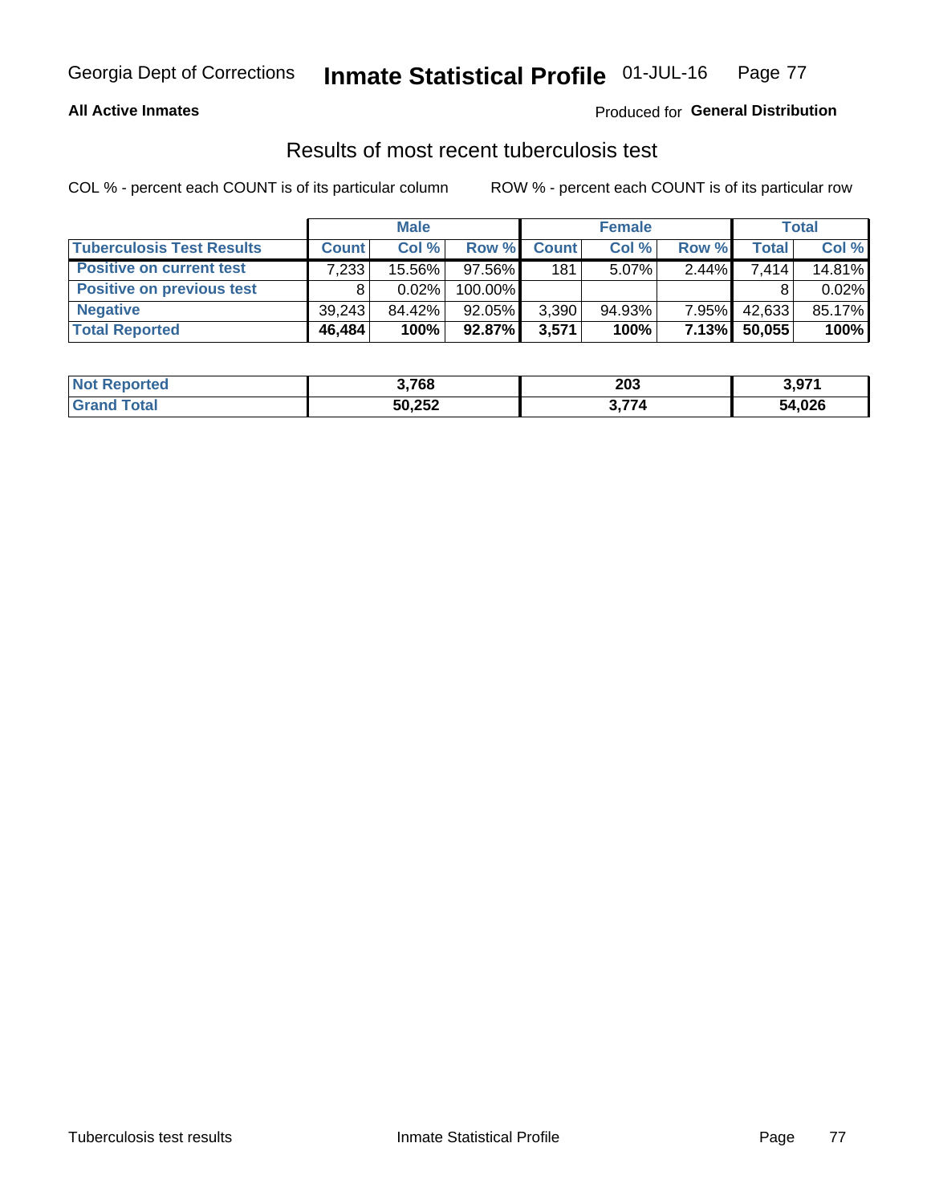**All Active Inmates**

Produced for **General Distribution**

## Results of most recent tuberculosis test

COL % - percent each COUNT is of its particular column

ROW % - percent each COUNT is of its particular row

| | Male | | | Female | | | Total | |
|---|---|---|---|---|---|---|---|---|
| **Tuberculosis Test Results** | **Count** | **Col %** | **Row %** | **Count** | **Col %** | **Row %** | **Total** | **Col %** |
| **Positive on current test** | 7,233 | 15.56% | 97.56% | 181 | 5.07% | 2.44% | 7,414 | 14.81% |
| **Positive on previous test** | 8 | 0.02% | 100.00% | | | | 8 | 0.02% |
| **Negative** | 39,243 | 84.42% | 92.05% | 3,390 | 94.93% | 7.95% | 42,633 | 85.17% |
| **Total Reported** | **46,484** | **100%** | **92.87%** | **3,571** | **100%** | **7.13%** | **50,055** | **100%** |

| | Male | Female | Total |
|---|---|---|---|
| **Not Reported** | **3,768** | **203** | **3,971** |
| **Grand Total** | **50,252** | **3,774** | **54,026** |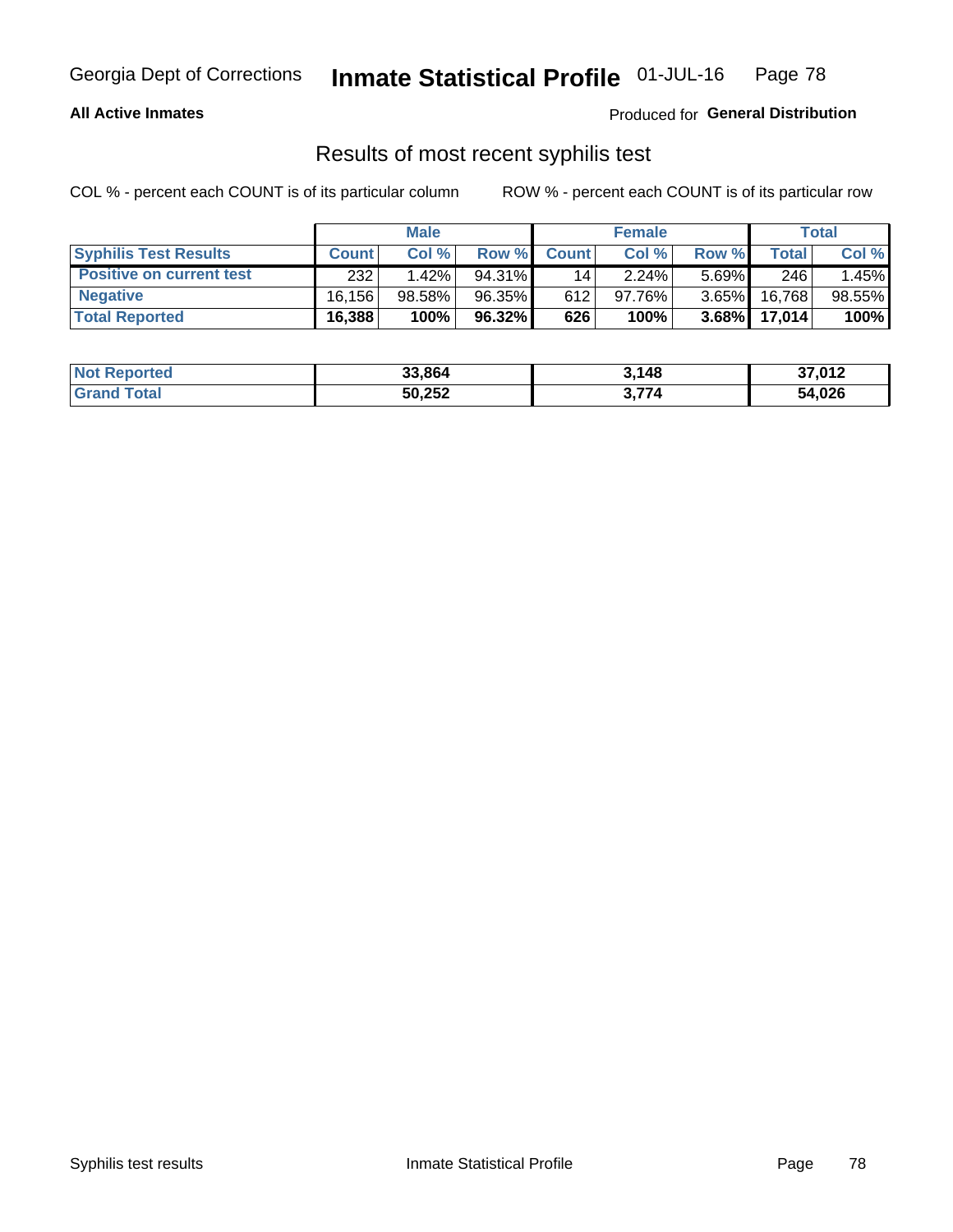**All Active Inmates**

Produced for **General Distribution**

## Results of most recent syphilis test

COL % - percent each COUNT is of its particular column ROW % - percent each COUNT is of its particular row

| | Male | | | Female | | | Total | |
|---|---|---|---|---|---|---|---|---|
| **Syphilis Test Results** | **Count** | **Col %** | **Row %** | **Count** | **Col %** | **Row %** | **Total** | **Col %** |
| **Positive on current test** | 232 | 1.42% | 94.31% | 14 | 2.24% | 5.69% | 246 | 1.45% |
| **Negative** | 16,156 | 98.58% | 96.35% | 612 | 97.76% | 3.65% | 16,768 | 98.55% |
| **Total Reported** | **16,388** | **100%** | **96.32%** | **626** | **100%** | **3.68%** | **17,014** | **100%** |

| | Male | Female | Total |
|---|---|---|---|
| **Not Reported** | **33,864** | **3,148** | **37,012** |
| **Grand Total** | **50,252** | **3,774** | **54,026** |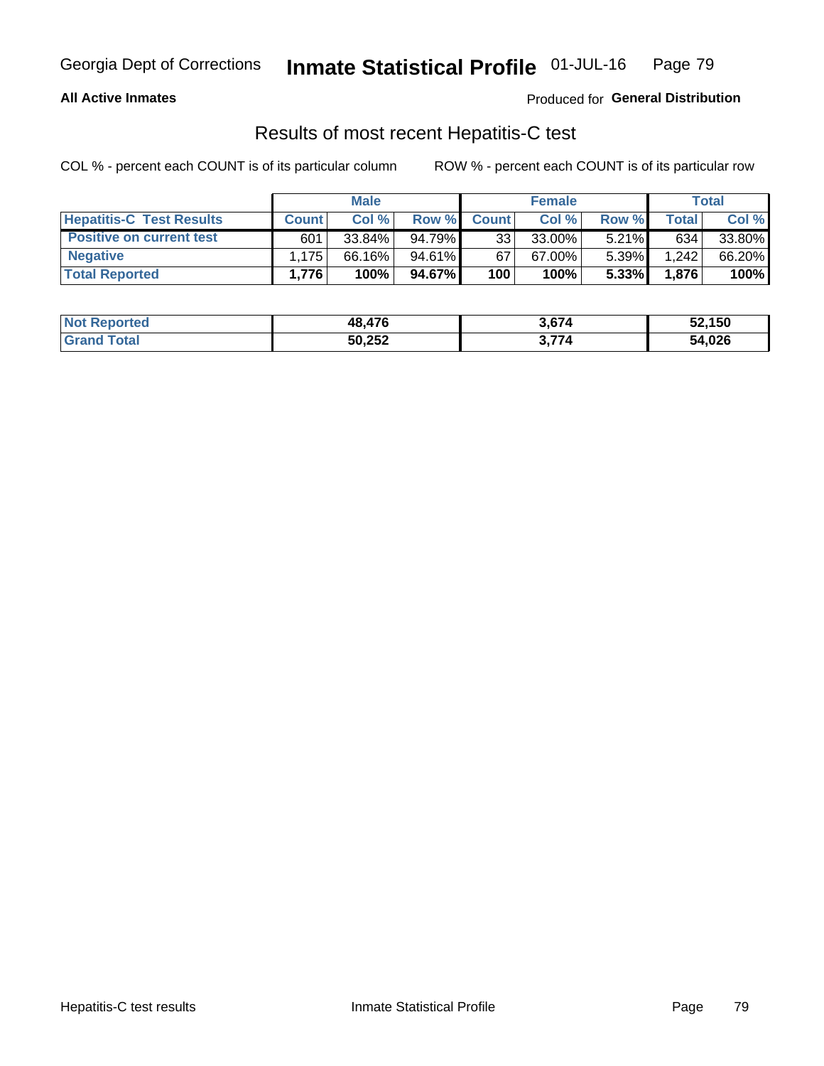# Results of most recent Hepatitis-C test

All Active Inmates

Produced for **General Distribution**

COL % - percent each COUNT is of its particular column

ROW % - percent each COUNT is of its particular row

| | Male | | | Female | | | Total | |
|---|---|---|---|---|---|---|---|---|
| **Hepatitis-C Test Results** | **Count** | **Col %** | **Row %** | **Count** | **Col %** | **Row %** | **Total** | **Col %** |
| **Positive on current test** | 601 | 33.84% | 94.79% | 33 | 33.00% | 5.21% | 634 | 33.80% |
| **Negative** | 1,175 | 66.16% | 94.61% | 67 | 67.00% | 5.39% | 1,242 | 66.20% |
| **Total Reported** | **1,776** | **100%** | **94.67%** | **100** | **100%** | **5.33%** | **1,876** | **100%** |

| | Male | Female | Total |
|---|---|---|---|
| **Not Reported** | **48,476** | **3,674** | **52,150** |
| **Grand Total** | **50,252** | **3,774** | **54,026** |